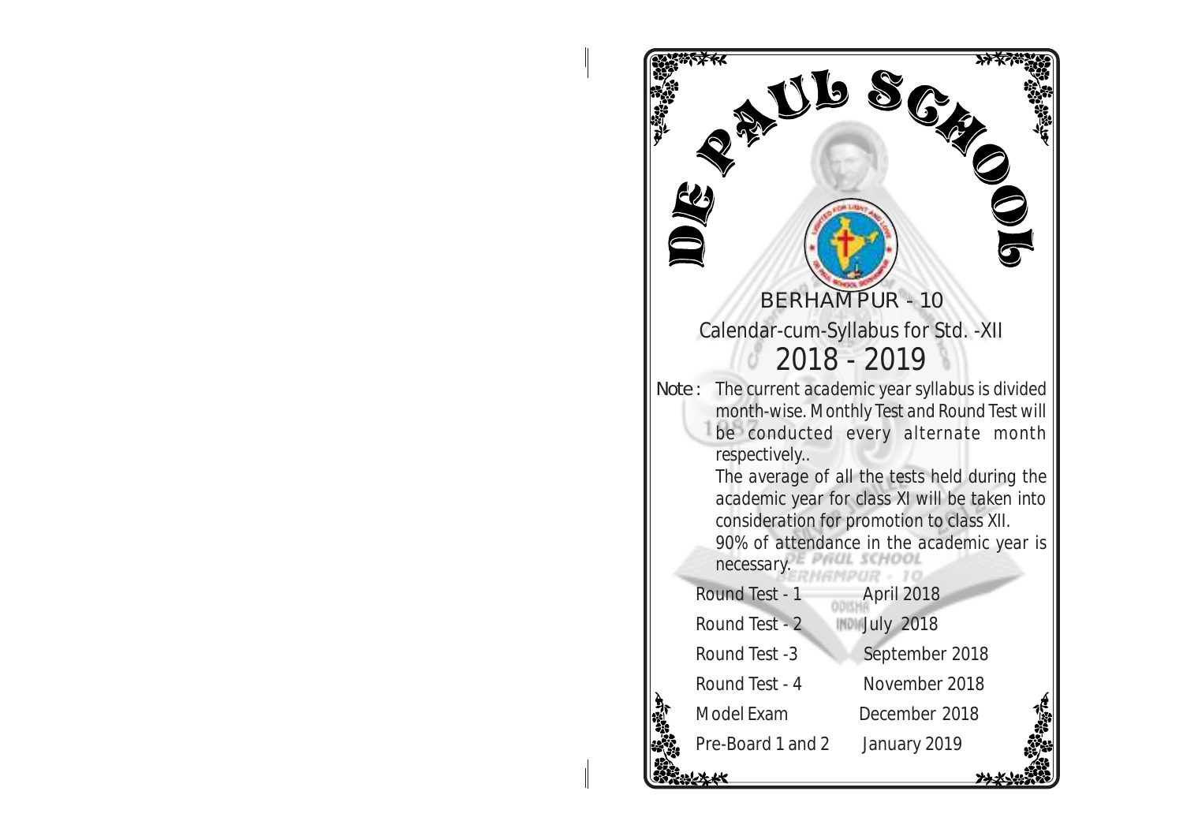# DE PAUL SCHOOL

## BERHAMPUR - 10

### Calendar-cum-Syllabus for Std. -XII

### 2018 - 2019

**Note :** The current academic year syllabus is divided month-wise. Monthly Test and Round Test will be conducted every alternate month respectively..

The average of all the tests held during the academic year for class XI will be taken into consideration for promotion to class XII.

90% of attendance in the academic year is necessary.

| | |
|---|---|
| Round Test - 1 | April 2018 |
| Round Test - 2 | July 2018 |
| Round Test -3 | September 2018 |
| Round Test - 4 | November 2018 |
| Model Exam | December 2018 |
| Pre-Board 1 and 2 | January 2019 |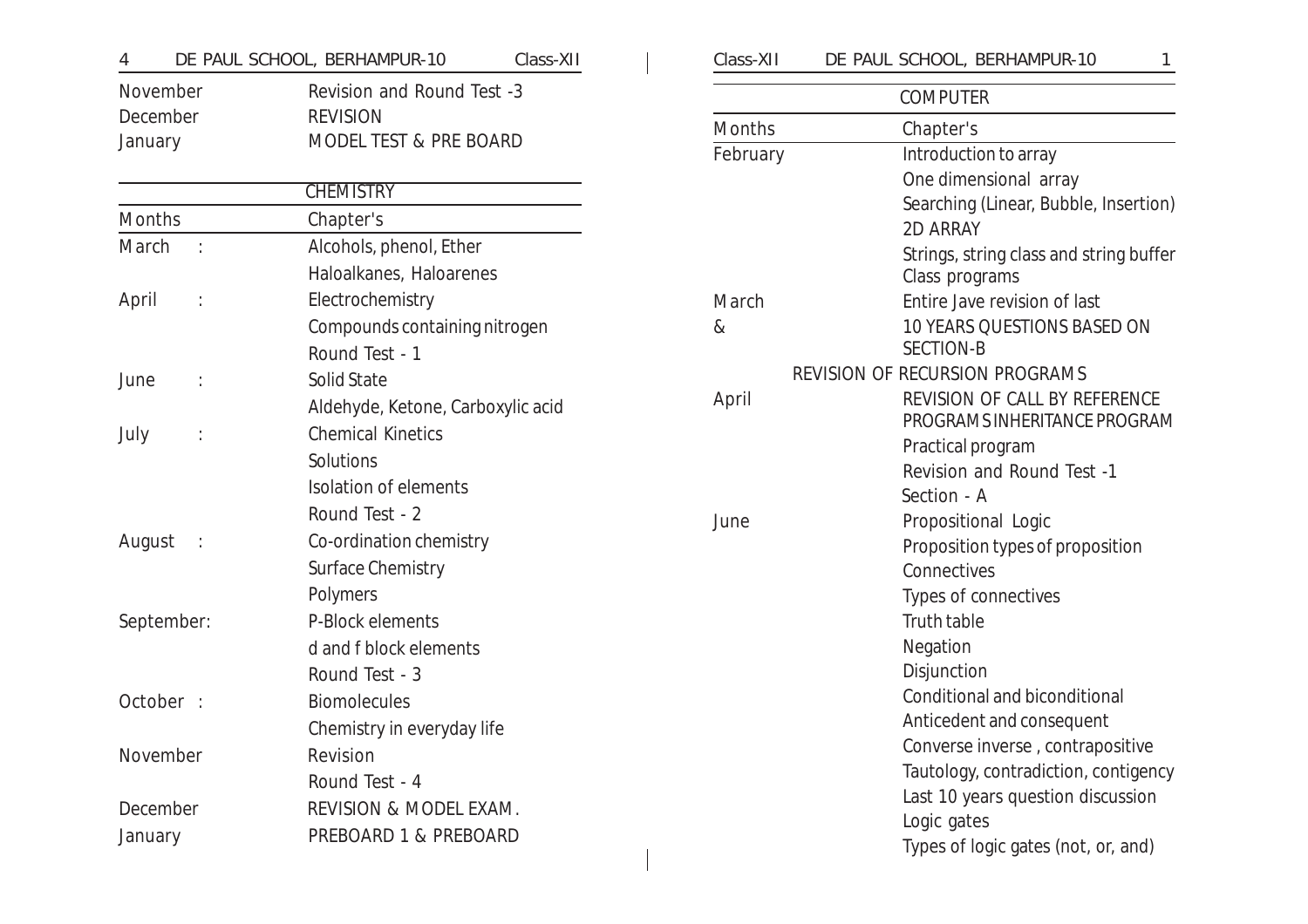| Months | Chapter's |
|---|---|
| November | Revision and Round Test -3 |
| December | REVISION |
| January | MODEL TEST & PRE BOARD |

## CHEMISTRY

| Months | Chapter's |
|---|---|
| March : | Alcohols, phenol, Ether |
| | Haloalkanes, Haloarenes |
| April : | Electrochemistry |
| | Compounds containing nitrogen |
| | Round Test - 1 |
| June : | Solid State |
| | Aldehyde, Ketone, Carboxylic acid |
| July : | Chemical Kinetics |
| | Solutions |
| | Isolation of elements |
| | Round Test - 2 |
| August : | Co-ordination chemistry |
| | Surface Chemistry |
| | Polymers |
| September: | P-Block elements |
| | d and f block elements |
| | Round Test - 3 |
| October : | Biomolecules |
| | Chemistry in everyday life |
| November | Revision |
| | Round Test - 4 |
| December | REVISION & MODEL EXAM. |
| January | PREBOARD 1 & PREBOARD |

## COMPUTER

| Months | Chapter's |
|---|---|
| February | Introduction to array |
| | One dimensional array |
| | Searching (Linear, Bubble, Insertion) |
| | 2D ARRAY |
| | Strings, string class and string buffer |
| | Class programs |
| March | Entire Jave revision of last |
| & | 10 YEARS QUESTIONS BASED ON SECTION-B |
| | REVISION OF RECURSION PROGRAMS |
| April | REVISION OF CALL BY REFERENCE PROGRAMS INHERITANCE PROGRAM |
| | Practical program |
| | Revision and Round Test -1 |
| | Section - A |
| June | Propositional Logic |
| | Proposition types of proposition |
| | Connectives |
| | Types of connectives |
| | Truth table |
| | Negation |
| | Disjunction |
| | Conditional and biconditional |
| | Anticedent and consequent |
| | Converse inverse , contrapositive |
| | Tautology, contradiction, contigency |
| | Last 10 years question discussion |
| | Logic gates |
| | Types of logic gates (not, or, and) |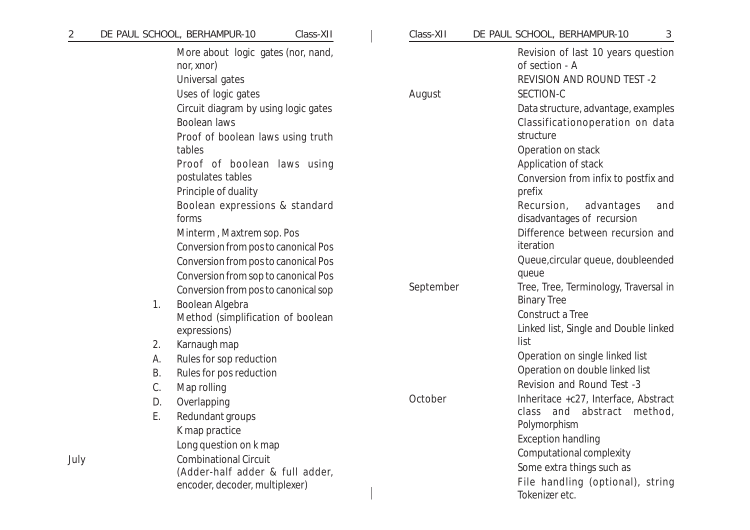More about logic gates (nor, nand, nor, xnor)

Universal gates

Uses of logic gates

Circuit diagram by using logic gates

Boolean laws

Proof of boolean laws using truth tables

Proof of boolean laws using postulates tables

Principle of duality

Boolean expressions & standard forms

Minterm , Maxtrem sop. Pos

Conversion from pos to canonical Pos

Conversion from pos to canonical Pos

Conversion from sop to canonical Pos

Conversion from pos to canonical sop

1. Boolean Algebra
   Method (simplification of boolean expressions)
2. Karnaugh map

A. Rules for sop reduction
B. Rules for pos reduction
C. Map rolling
D. Overlapping
E. Redundant groups

K map practice

Long question on k map

**July**

Combinational Circuit (Adder-half adder & full adder, encoder, decoder, multiplexer)

Revision of last 10 years question of section - A

REVISION AND ROUND TEST -2

**August**

SECTION-C

Data structure, advantage, examples

Classificationoperation on data structure

Operation on stack

Application of stack

Conversion from infix to postfix and prefix

Recursion, advantages and disadvantages of recursion

Difference between recursion and iteration

Queue,circular queue, doubleended queue

**September**

Tree, Tree, Terminology, Traversal in Binary Tree

Construct a Tree

Linked list, Single and Double linked list

Operation on single linked list

Operation on double linked list

Revision and Round Test -3

**October**

Inheritace +c27, Interface, Abstract class and abstract method, Polymorphism

Exception handling

Computational complexity

Some extra things such as

File handling (optional), string Tokenizer etc.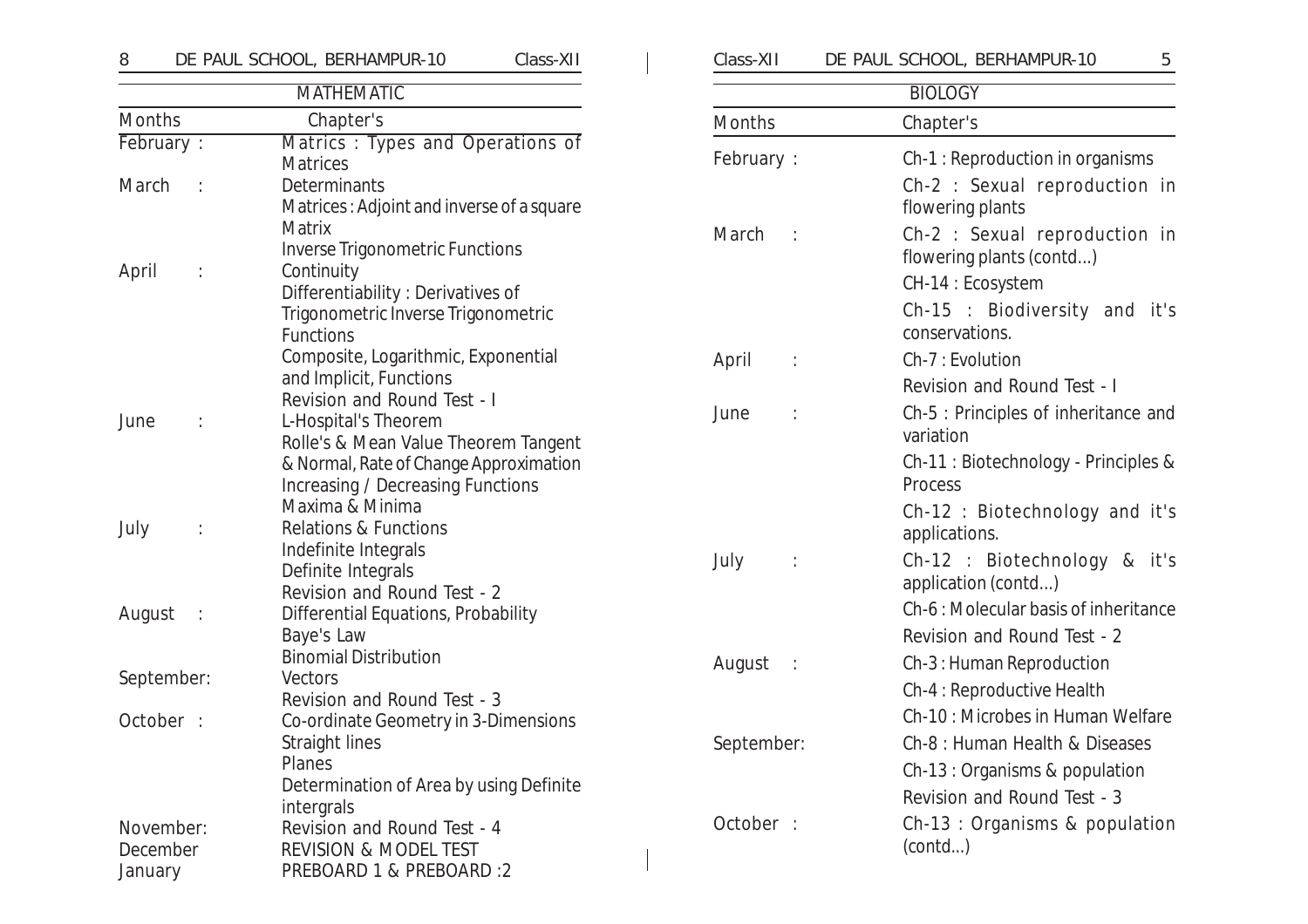## MATHEMATIC

| Months | Chapter's |
|---|---|
| February : | Matrics : Types and Operations of Matrices |
| March : | Determinants<br>Matrices : Adjoint and inverse of a square Matrix<br>Inverse Trigonometric Functions |
| April : | Continuity<br>Differentiability : Derivatives of Trigonometric Inverse Trigonometric Functions<br>Composite, Logarithmic, Exponential and Implicit, Functions<br>Revision and Round Test - I |
| June : | L-Hospital's Theorem<br>Rolle's & Mean Value Theorem Tangent & Normal, Rate of Change Approximation<br>Increasing / Decreasing Functions<br>Maxima & Minima |
| July : | Relations & Functions<br>Indefinite Integrals<br>Definite Integrals<br>Revision and Round Test - 2 |
| August : | Differential Equations, Probability<br>Baye's Law<br>Binomial Distribution |
| September: | Vectors<br>Revision and Round Test - 3 |
| October : | Co-ordinate Geometry in 3-Dimensions<br>Straight lines<br>Planes<br>Determination of Area by using Definite intergrals |
| November: | Revision and Round Test - 4 |
| December | REVISION & MODEL TEST |
| January | PREBOARD 1 & PREBOARD :2 |

## BIOLOGY

| Months | Chapter's |
|---|---|
| February : | Ch-1 : Reproduction in organisms<br>Ch-2 : Sexual reproduction in flowering plants |
| March : | Ch-2 : Sexual reproduction in flowering plants (contd...)<br>CH-14 : Ecosystem<br>Ch-15 : Biodiversity and it's conservations. |
| April : | Ch-7 : Evolution<br>Revision and Round Test - I |
| June : | Ch-5 : Principles of inheritance and variation<br>Ch-11 : Biotechnology - Principles & Process<br>Ch-12 : Biotechnology and it's applications. |
| July : | Ch-12 : Biotechnology & it's application (contd...)<br>Ch-6 : Molecular basis of inheritance<br>Revision and Round Test - 2 |
| August : | Ch-3 : Human Reproduction<br>Ch-4 : Reproductive Health<br>Ch-10 : Microbes in Human Welfare |
| September: | Ch-8 : Human Health & Diseases<br>Ch-13 : Organisms & population<br>Revision and Round Test - 3 |
| October : | Ch-13 : Organisms & population (contd...) |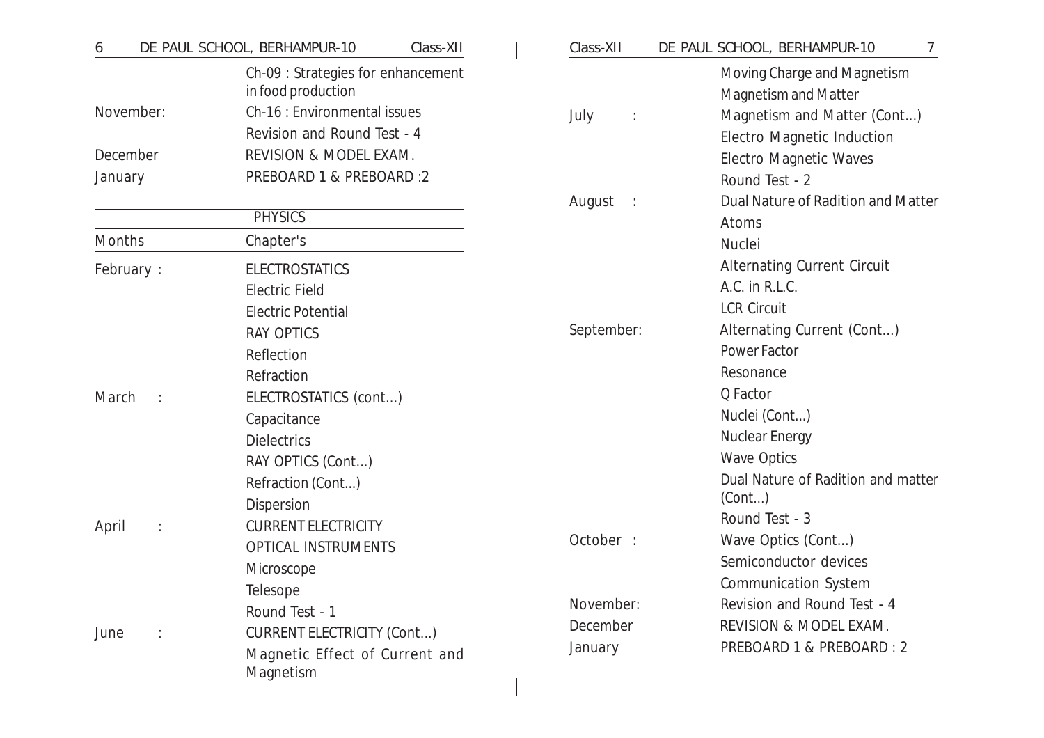| | |
|---|---|
| | Ch-09 : Strategies for enhancement in food production |
| November: | Ch-16 : Environmental issues |
| | Revision and Round Test - 4 |
| December | REVISION & MODEL EXAM. |
| January | PREBOARD 1 & PREBOARD :2 |

## PHYSICS

| Months | Chapter's |
|---|---|
| February : | ELECTROSTATICS |
| | Electric Field |
| | Electric Potential |
| | RAY OPTICS |
| | Reflection |
| | Refraction |
| March : | ELECTROSTATICS (cont...) |
| | Capacitance |
| | Dielectrics |
| | RAY OPTICS (Cont...) |
| | Refraction (Cont...) |
| | Dispersion |
| April : | CURRENT ELECTRICITY |
| | OPTICAL INSTRUMENTS |
| | Microscope |
| | Telesope |
| | Round Test - 1 |
| June : | CURRENT ELECTRICITY (Cont...) |
| | Magnetic Effect of Current and Magnetism |
| | Moving Charge and Magnetism |
| | Magnetism and Matter |
| July : | Magnetism and Matter (Cont...) |
| | Electro Magnetic Induction |
| | Electro Magnetic Waves |
| | Round Test - 2 |
| August : | Dual Nature of Radition and Matter |
| | Atoms |
| | Nuclei |
| | Alternating Current Circuit |
| | A.C. in R.L.C. |
| | LCR Circuit |
| September: | Alternating Current (Cont...) |
| | Power Factor |
| | Resonance |
| | Q Factor |
| | Nuclei (Cont...) |
| | Nuclear Energy |
| | Wave Optics |
| | Dual Nature of Radition and matter (Cont...) |
| | Round Test - 3 |
| October : | Wave Optics (Cont...) |
| | Semiconductor devices |
| | Communication System |
| November: | Revision and Round Test - 4 |
| December | REVISION & MODEL EXAM. |
| January | PREBOARD 1 & PREBOARD : 2 |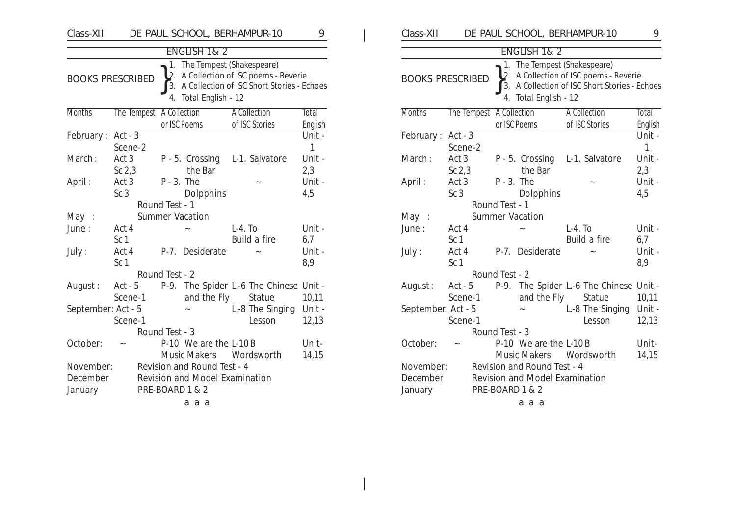## ENGLISH 1& 2

**BOOKS PRESCRIBED**

1. The Tempest (Shakespeare)
2. A Collection of ISC poems - Reverie
3. A Collection of ISC Short Stories - Echoes
4. Total English - 12

| Months | The Tempest | A Collection or ISC Poems | A Collection of ISC Stories | Total English |
|---|---|---|---|---|
| February : | Act - 3 Scene-2 | | | Unit - 1 |
| March : | Act 3 Sc 2,3 | P - 5. Crossing the Bar | L-1. Salvatore | Unit - 2,3 |
| April : | Act 3 Sc 3 | P - 3. The Dolpphins | ~ | Unit - 4,5 |
| | Round Test - 1 | | | |
| May : | Summer Vacation | | | |
| June : | Act 4 Sc 1 | ~ | L-4. To Build a fire | Unit - 6,7 |
| July : | Act 4 Sc 1 | P-7. Desiderate | ~ | Unit - 8,9 |
| | Round Test - 2 | | | |
| August : | Act - 5 Scene-1 | P-9. The Spider and the Fly | L.-6 The Chinese Statue | Unit - 10,11 |
| September: | Act - 5 Scene-1 | ~ | L.-8 The Singing Lesson | Unit - 12,13 |
| | Round Test - 3 | | | |
| October: | ~ | P-10 We are the Music Makers | L-10 B Wordsworth | Unit- 14,15 |
| November: | Revision and Round Test - 4 | | | |
| December | Revision and Model Examination | | | |
| January | PRE-BOARD 1 & 2 | | | |

a a a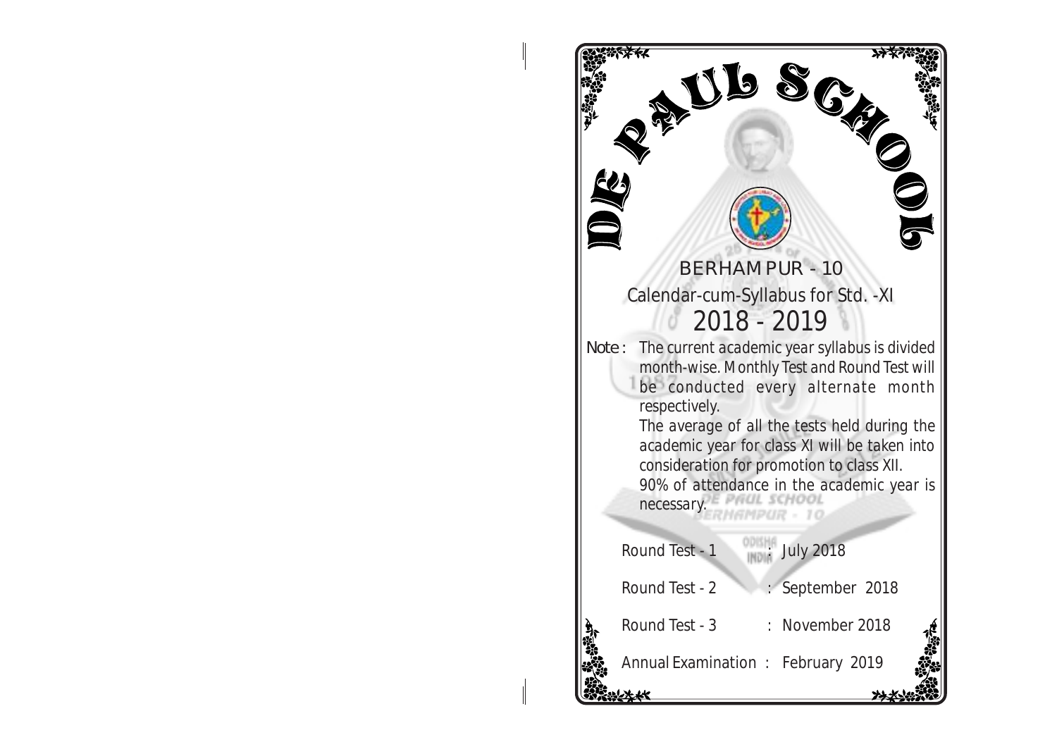# DE PAUL SCHOOL

## BERHAMPUR - 10

### Calendar-cum-Syllabus for Std. -XI

## 2018 - 2019

**Note :** The current academic year syllabus is divided month-wise. Monthly Test and Round Test will be conducted every alternate month respectively.

The average of all the tests held during the academic year for class XI will be taken into consideration for promotion to class XII.

90% of attendance in the academic year is necessary.

| | | |
|---|---|---|
| Round Test - 1 | : | July 2018 |
| Round Test - 2 | : | September 2018 |
| Round Test - 3 | : | November 2018 |
| Annual Examination | : | February 2019 |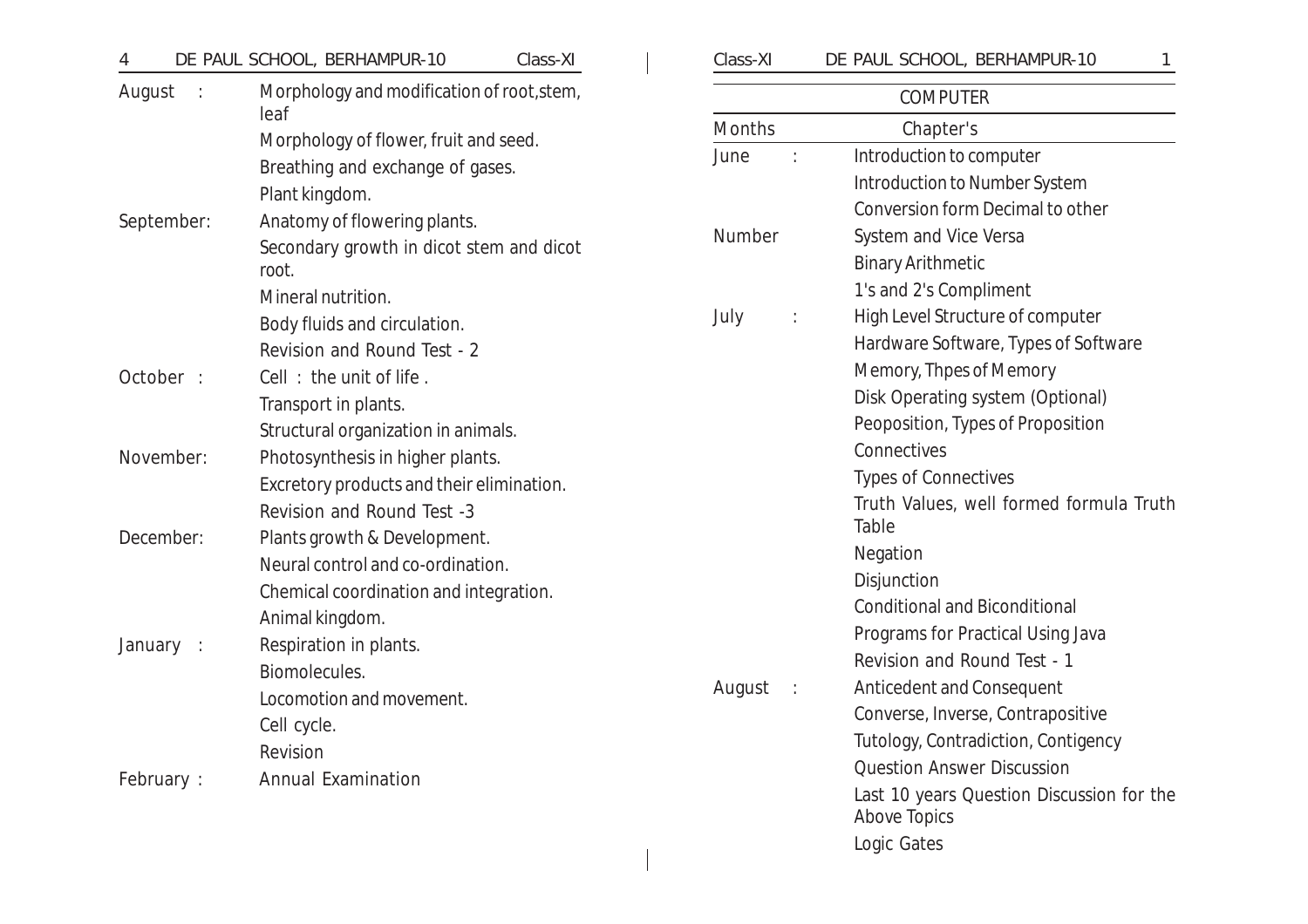| | |
|---|---|
| August : | Morphology and modification of root,stem, leaf |
| | Morphology of flower, fruit and seed. |
| | Breathing and exchange of gases. |
| | Plant kingdom. |
| September: | Anatomy of flowering plants. |
| | Secondary growth in dicot stem and dicot root. |
| | Mineral nutrition. |
| | Body fluids and circulation. |
| | Revision and Round Test - 2 |
| October : | Cell : the unit of life . |
| | Transport in plants. |
| | Structural organization in animals. |
| November: | Photosynthesis in higher plants. |
| | Excretory products and their elimination. |
| | Revision and Round Test -3 |
| December: | Plants growth & Development. |
| | Neural control and co-ordination. |
| | Chemical coordination and integration. |
| | Animal kingdom. |
| January : | Respiration in plants. |
| | Biomolecules. |
| | Locomotion and movement. |
| | Cell cycle. |
| | Revision |
| February : | Annual Examination |

## COMPUTER

| Months | Chapter's |
|---|---|
| June : | Introduction to computer |
| | Introduction to Number System |
| | Conversion form Decimal to other |
| Number | System and Vice Versa |
| | Binary Arithmetic |
| | 1's and 2's Compliment |
| July : | High Level Structure of computer |
| | Hardware Software, Types of Software |
| | Memory, Thpes of Memory |
| | Disk Operating system (Optional) |
| | Peoposition, Types of Proposition |
| | Connectives |
| | Types of Connectives |
| | Truth Values, well formed formula Truth Table |
| | Negation |
| | Disjunction |
| | Conditional and Biconditional |
| | Programs for Practical Using Java |
| | Revision and Round Test - 1 |
| August : | Anticedent and Consequent |
| | Converse, Inverse, Contrapositive |
| | Tutology, Contradiction, Contigency |
| | Question Answer Discussion |
| | Last 10 years Question Discussion for the Above Topics |
| | Logic Gates |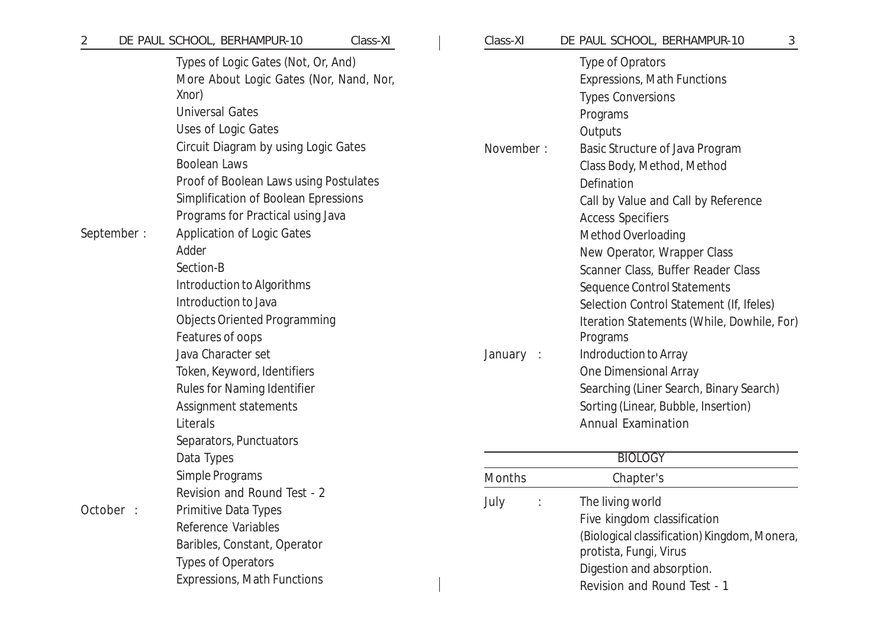| | |
|---|---|
| | Types of Logic Gates (Not, Or, And) |
| | More About Logic Gates (Nor, Nand, Nor, Xnor) |
| | Universal Gates |
| | Uses of Logic Gates |
| | Circuit Diagram by using Logic Gates |
| | Boolean Laws |
| | Proof of Boolean Laws using Postulates |
| | Simplification of Boolean Epressions |
| | Programs for Practical using Java |
| September : | Application of Logic Gates |
| | Adder |
| | Section-B |
| | Introduction to Algorithms |
| | Introduction to Java |
| | Objects Oriented Programming |
| | Features of oops |
| | Java Character set |
| | Token, Keyword, Identifiers |
| | Rules for Naming Identifier |
| | Assignment statements |
| | Literals |
| | Separators, Punctuators |
| | Data Types |
| | Simple Programs |
| | Revision and Round Test - 2 |
| October : | Primitive Data Types |
| | Reference Variables |
| | Baribles, Constant, Operator |
| | Types of Operators |
| | Expressions, Math Functions |
| | Type of Oprators |
| | Expressions, Math Functions |
| | Types Conversions |
| | Programs |
| | Outputs |
| November : | Basic Structure of Java Program |
| | Class Body, Method, Method Defination |
| | Call by Value and Call by Reference |
| | Access Specifiers |
| | Method Overloading |
| | New Operator, Wrapper Class |
| | Scanner Class, Buffer Reader Class |
| | Sequence Control Statements |
| | Selection Control Statement (If, Ifeles) |
| | Iteration Statements (While, Dowhile, For) Programs |
| January : | Indroduction to Array |
| | One Dimensional Array |
| | Searching (Liner Search, Binary Search) |
| | Sorting (Linear, Bubble, Insertion) |
| | Annual Examination |

## BIOLOGY

| Months | Chapter's |
|---|---|
| July : | The living world |
| | Five kingdom classification |
| | (Biological classification) Kingdom, Monera, protista, Fungi, Virus |
| | Digestion and absorption. |
| | Revision and Round Test - 1 |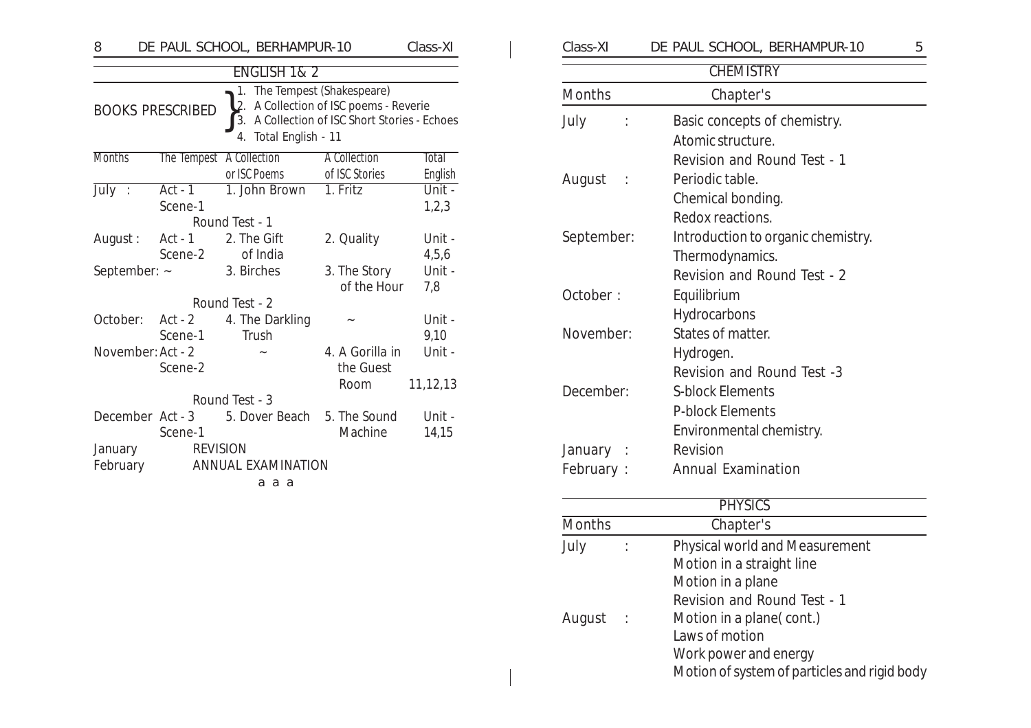## ENGLISH 1& 2

**BOOKS PRESCRIBED**

1. The Tempest (Shakespeare)
2. A Collection of ISC poems - Reverie
3. A Collection of ISC Short Stories - Echoes
4. Total English - 11

| Months | The Tempest | A Collection or ISC Poems | A Collection of ISC Stories | Total English |
|---|---|---|---|---|
| July : | Act - 1 Scene-1 | 1. John Brown | 1. Fritz | Unit - 1,2,3 |
| | | Round Test - 1 | | |
| August : | Act - 1 Scene-2 | 2. The Gift of India | 2. Quality | Unit - 4,5,6 |
| September: | ~ | 3. Birches | 3. The Story of the Hour | Unit - 7,8 |
| | | Round Test - 2 | | |
| October: | Act - 2 Scene-1 | 4. The Darkling Trush | ~ | Unit - 9,10 |
| November: | Act - 2 Scene-2 | ~ | 4. A Gorilla in the Guest Room | Unit - 11,12,13 |
| | | Round Test - 3 | | |
| December | Act - 3 Scene-1 | 5. Dover Beach | 5. The Sound Machine | Unit - 14,15 |
| January | REVISION | | | |
| February | ANNUAL EXAMINATION | | | |

## CHEMISTRY

| Months | Chapter's |
|---|---|
| July : | Basic concepts of chemistry.<br>Atomic structure.<br>Revision and Round Test - 1 |
| August : | Periodic table.<br>Chemical bonding.<br>Redox reactions. |
| September: | Introduction to organic chemistry.<br>Thermodynamics.<br>Revision and Round Test - 2 |
| October : | Equilibrium<br>Hydrocarbons |
| November: | States of matter.<br>Hydrogen.<br>Revision and Round Test -3 |
| December: | S-block Elements<br>P-block Elements<br>Environmental chemistry. |
| January : | Revision |
| February : | Annual Examination |

## PHYSICS

| Months | Chapter's |
|---|---|
| July : | Physical world and Measurement<br>Motion in a straight line<br>Motion in a plane<br>Revision and Round Test - 1 |
| August : | Motion in a plane( cont.)<br>Laws of motion<br>Work power and energy<br>Motion of system of particles and rigid body |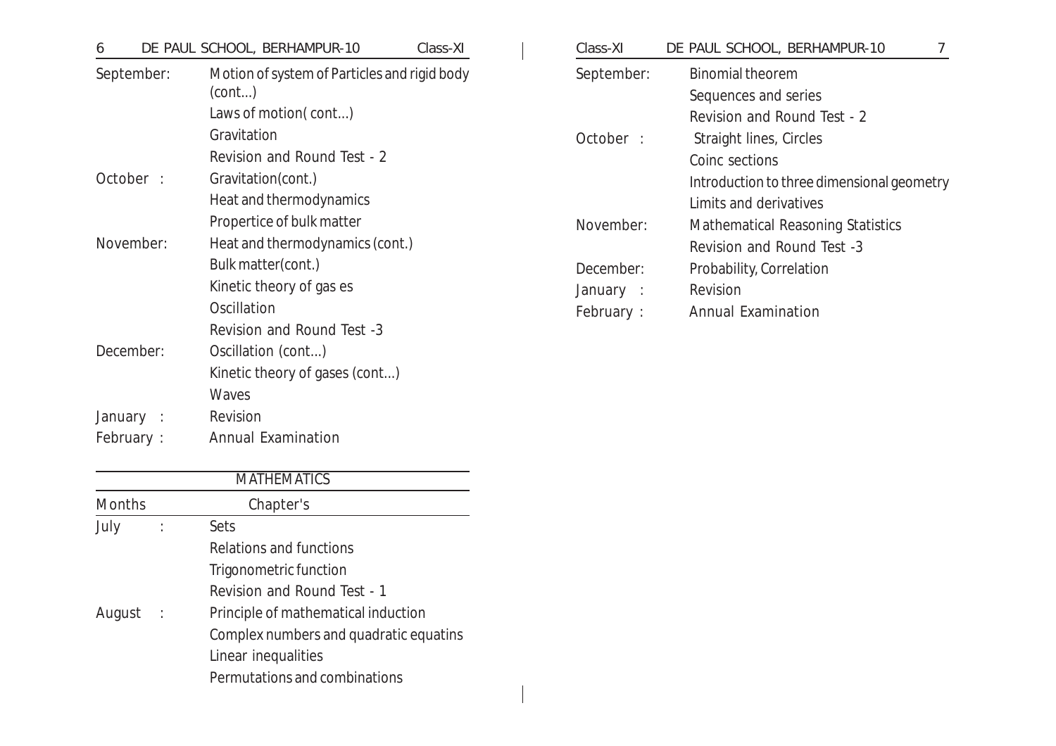| | |
|---|---|
| September: | Motion of system of Particles and rigid body (cont...) |
| | Laws of motion( cont...) |
| | Gravitation |
| | Revision and Round Test - 2 |
| October : | Gravitation(cont.) |
| | Heat and thermodynamics |
| | Propertice of bulk matter |
| November: | Heat and thermodynamics (cont.) |
| | Bulk matter(cont.) |
| | Kinetic theory of gas es |
| | Oscillation |
| | Revision and Round Test -3 |
| December: | Oscillation (cont...) |
| | Kinetic theory of gases (cont...) |
| | Waves |
| January : | Revision |
| February : | Annual Examination |

## MATHEMATICS

| Months | Chapter's |
|---|---|
| July : | Sets |
| | Relations and functions |
| | Trigonometric function |
| | Revision and Round Test - 1 |
| August : | Principle of mathematical induction |
| | Complex numbers and quadratic equatins |
| | Linear inequalities |
| | Permutations and combinations |
| September: | Binomial theorem |
| | Sequences and series |
| | Revision and Round Test - 2 |
| October : | Straight lines, Circles |
| | Coinc sections |
| | Introduction to three dimensional geometry |
| | Limits and derivatives |
| November: | Mathematical Reasoning Statistics |
| | Revision and Round Test -3 |
| December: | Probability, Correlation |
| January : | Revision |
| February : | Annual Examination |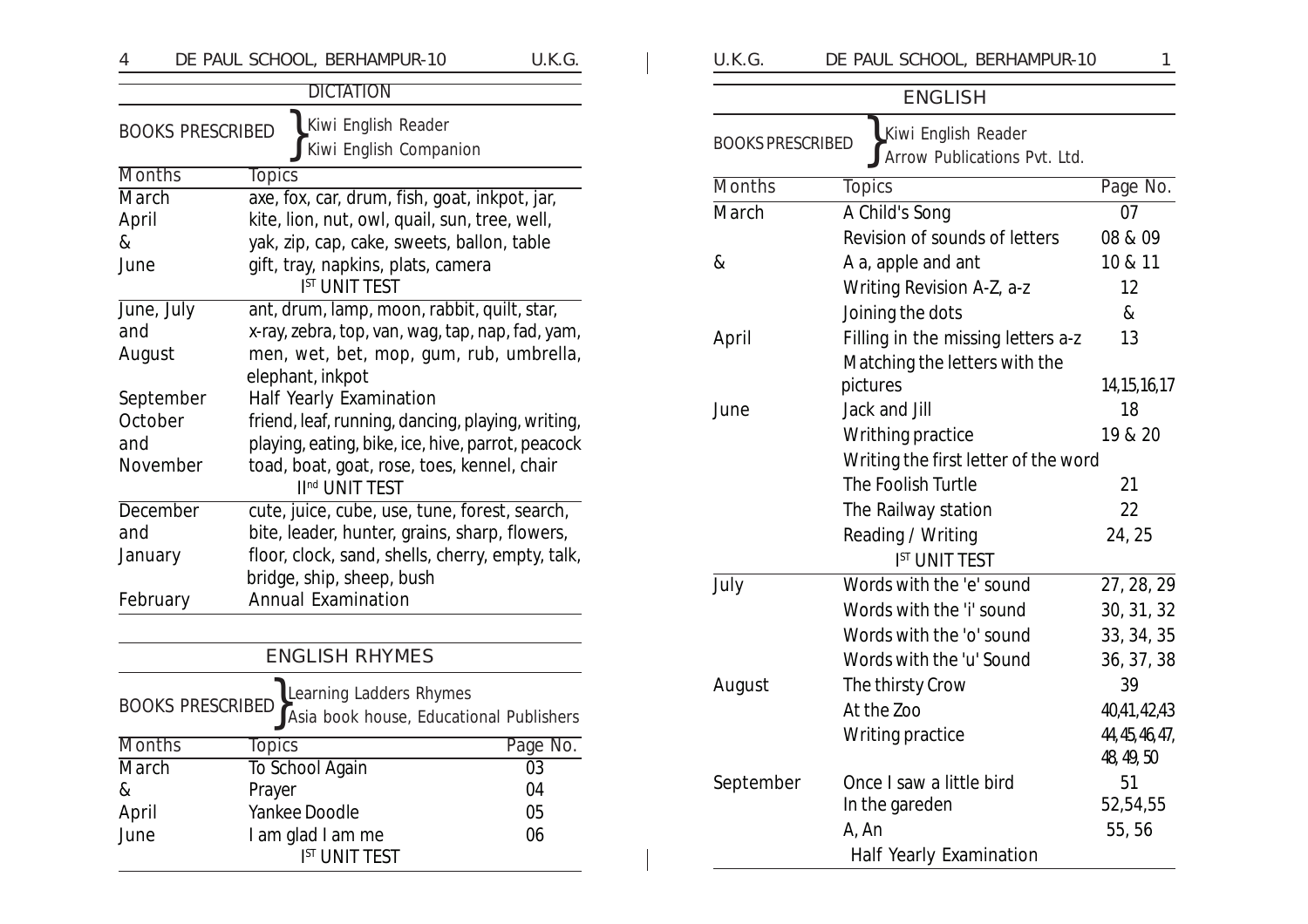## DICTATION

BOOKS PRESCRIBED: Kiwi English Reader; Kiwi English Companion

| Months | Topics |
|---|---|
| March April & June | axe, fox, car, drum, fish, goat, inkpot, jar, kite, lion, nut, owl, quail, sun, tree, well, yak, zip, cap, cake, sweets, ballon, table gift, tray, napkins, plats, camera |
| | I[ST] UNIT TEST |
| June, July and August | ant, drum, lamp, moon, rabbit, quilt, star, x-ray, zebra, top, van, wag, tap, nap, fad, yam, men, wet, bet, mop, gum, rub, umbrella, elephant, inkpot |
| September | Half Yearly Examination |
| October and November | friend, leaf, running, dancing, playing, writing, playing, eating, bike, ice, hive, parrot, peacock toad, boat, goat, rose, toes, kennel, chair |
| | II[nd] UNIT TEST |
| December and January | cute, juice, cube, use, tune, forest, search, bite, leader, hunter, grains, sharp, flowers, floor, clock, sand, shells, cherry, empty, talk, bridge, ship, sheep, bush |
| February | Annual Examination |

## ENGLISH RHYMES

BOOKS PRESCRIBED: Learning Ladders Rhymes; Asia book house, Educational Publishers

| Months | Topics | Page No. |
|---|---|---|
| March | To School Again | 03 |
| & | Prayer | 04 |
| April | Yankee Doodle | 05 |
| June | I am glad I am me | 06 |
| | I[ST] UNIT TEST | |

## ENGLISH

BOOKS PRESCRIBED: Kiwi English Reader; Arrow Publications Pvt. Ltd.

| Months | Topics | Page No. |
|---|---|---|
| March | A Child's Song | 07 |
| | Revision of sounds of letters | 08 & 09 |
| & | A a, apple and ant | 10 & 11 |
| | Writing Revision A-Z, a-z | 12 |
| | Joining the dots | & |
| April | Filling in the missing letters a-z | 13 |
| | Matching the letters with the pictures | 14,15,16,17 |
| June | Jack and Jill | 18 |
| | Writhing practice | 19 & 20 |
| | Writing the first letter of the word | |
| | The Foolish Turtle | 21 |
| | The Railway station | 22 |
| | Reading / Writing | 24, 25 |
| | I[ST] UNIT TEST | |
| July | Words with the 'e' sound | 27, 28, 29 |
| | Words with the 'i' sound | 30, 31, 32 |
| | Words with the 'o' sound | 33, 34, 35 |
| | Words with the 'u' Sound | 36, 37, 38 |
| August | The thirsty Crow | 39 |
| | At the Zoo | 40,41,42,43 |
| | Writing practice | 44,45,46,47, 48, 49, 50 |
| September | Once I saw a little bird | 51 |
| | In the gareden | 52,54,55 |
| | A, An | 55, 56 |
| | Half Yearly Examination | |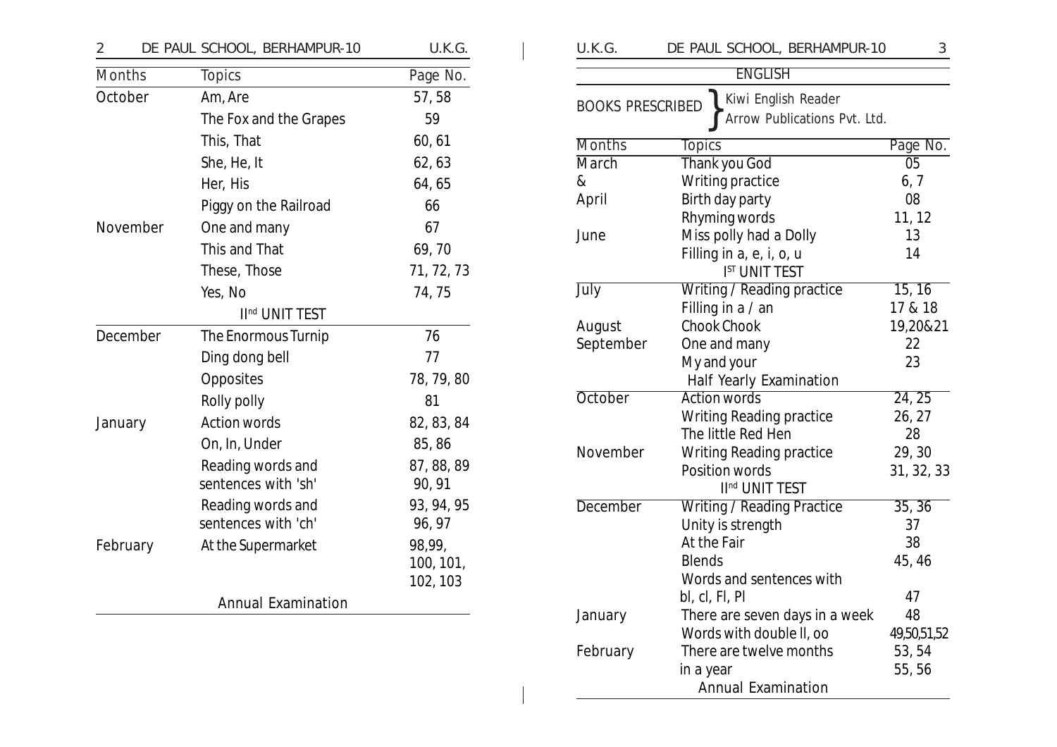| Months | Topics | Page No. |
| --- | --- | --- |
| October | Am, Are | 57, 58 |
| | The Fox and the Grapes | 59 |
| | This, That | 60, 61 |
| | She, He, It | 62, 63 |
| | Her, His | 64, 65 |
| | Piggy on the Railroad | 66 |
| November | One and many | 67 |
| | This and That | 69, 70 |
| | These, Those | 71, 72, 73 |
| | Yes, No | 74, 75 |
| | IInd UNIT TEST | |
| December | The Enormous Turnip | 76 |
| | Ding dong bell | 77 |
| | Opposites | 78, 79, 80 |
| | Rolly polly | 81 |
| January | Action words | 82, 83, 84 |
| | On, In, Under | 85, 86 |
| | Reading words and sentences with 'sh' | 87, 88, 89 90, 91 |
| | Reading words and sentences with 'ch' | 93, 94, 95 96, 97 |
| February | At the Supermarket | 98,99, 100, 101, 102, 103 |
| | Annual Examination | |

## ENGLISH

BOOKS PRESCRIBED } Kiwi English Reader, Arrow Publications Pvt. Ltd.

| Months | Topics | Page No. |
| --- | --- | --- |
| March & April | Thank you God | 05 |
| | Writing practice | 6, 7 |
| | Birth day party | 08 |
| | Rhyming words | 11, 12 |
| June | Miss polly had a Dolly | 13 |
| | Filling in a, e, i, o, u | 14 |
| | IST UNIT TEST | |
| July | Writing / Reading practice | 15, 16 |
| | Filling in a / an | 17 & 18 |
| August | Chook Chook | 19,20&21 |
| September | One and many | 22 |
| | My and your | 23 |
| | Half Yearly Examination | |
| October | Action words | 24, 25 |
| | Writing Reading practice | 26, 27 |
| | The little Red Hen | 28 |
| November | Writing Reading practice | 29, 30 |
| | Position words | 31, 32, 33 |
| | IInd UNIT TEST | |
| December | Writing / Reading Practice | 35, 36 |
| | Unity is strength | 37 |
| | At the Fair | 38 |
| | Blends | 45, 46 |
| | Words and sentences with bl, cl, Fl, Pl | 47 |
| January | There are seven days in a week | 48 |
| | Words with double ll, oo | 49,50,51,52 |
| February | There are twelve months in a year | 53, 54 55, 56 |
| | Annual Examination | |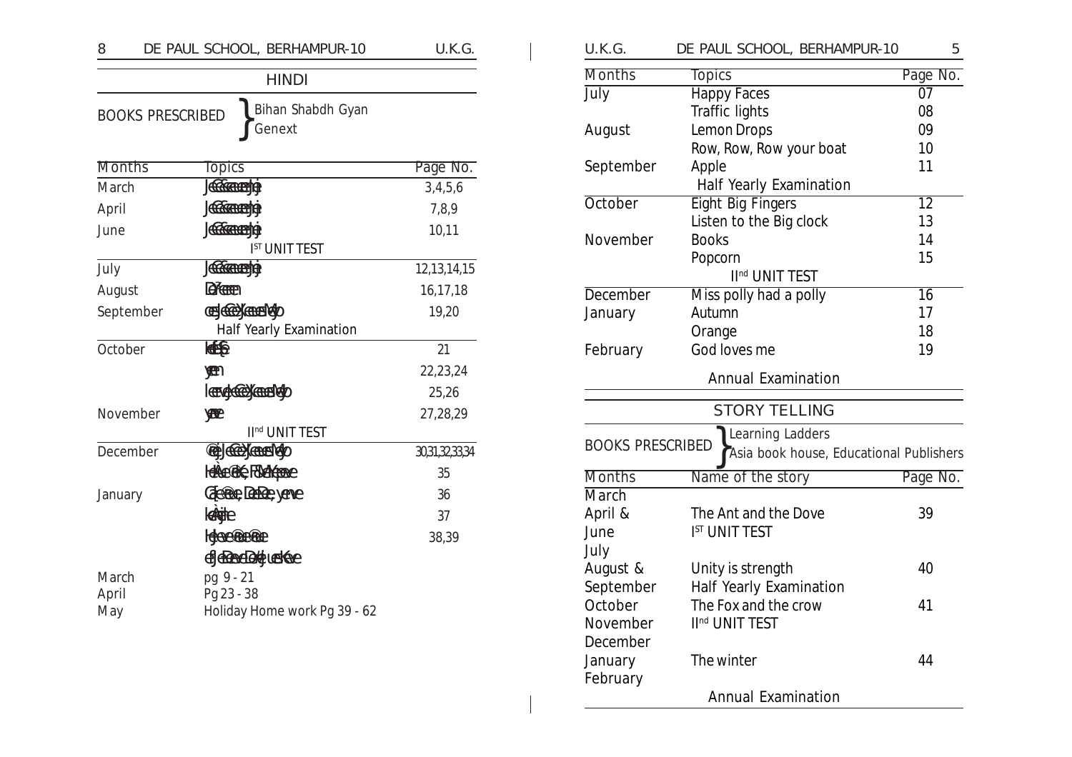## HINDI

**BOOKS PRESCRIBED** } Bihan Shabdh Gyan, Genext

| Months | Topics | Page No. |
|---|---|---|
| March | JeCeeceeeje | 3,4,5,6 |
| April | JeCeeceeeje | 7,8,9 |
| June | JeCeeceeeje | 10,11 |
| | IST UNIT TEST | |
| July | JeCeeceeeje | 12,13,14,15 |
| August | DeÙeeen | 16,17,18 |
| September | ceeJeceeÙeeeeMeo | 19,20 |
| | Half Yearly Examination | |
| October | keeffe | 21 |
| | yeen | 22,23,24 |
| | leeveeceeÙeeeeMeo | 25,26 |
| November | yeeve | 27,28,29 |
| | IInd UNIT TEST | |
| December | ceeJeceeÙeeeeMeo | 30,31,32,33,34 |
| | heeÙeceeke, FeÙeeMeeve | 35 |
| January | CeÙeeee, Deeee, yeeve | 36 |
| | keeÙeee | 37 |
| | heeveeeeeeee | 38,39 |
| | efJeeeveDeeÙeeuesKeve | |

March pg 9 - 21
April Pg 23 - 38
May Holiday Home work Pg 39 - 62

| Months | Topics | Page No. |
|---|---|---|
| July | Happy Faces | 07 |
| | Traffic lights | 08 |
| August | Lemon Drops | 09 |
| | Row, Row, Row your boat | 10 |
| September | Apple | 11 |
| | Half Yearly Examination | |
| October | Eight Big Fingers | 12 |
| | Listen to the Big clock | 13 |
| November | Books | 14 |
| | Popcorn | 15 |
| | IInd UNIT TEST | |
| December | Miss polly had a polly | 16 |
| January | Autumn | 17 |
| | Orange | 18 |
| February | God loves me | 19 |
| | Annual Examination | |

## STORY TELLING

**BOOKS PRESCRIBED** } Learning Ladders, Asia book house, Educational Publishers

| Months | Name of the story | Page No. |
|---|---|---|
| March | | |
| April & | The Ant and the Dove | 39 |
| June | IST UNIT TEST | |
| July | | |
| August & | Unity is strength | 40 |
| September | Half Yearly Examination | |
| October | The Fox and the crow | 41 |
| November | IInd UNIT TEST | |
| December | | |
| January | The winter | 44 |
| February | | |
| | Annual Examination | |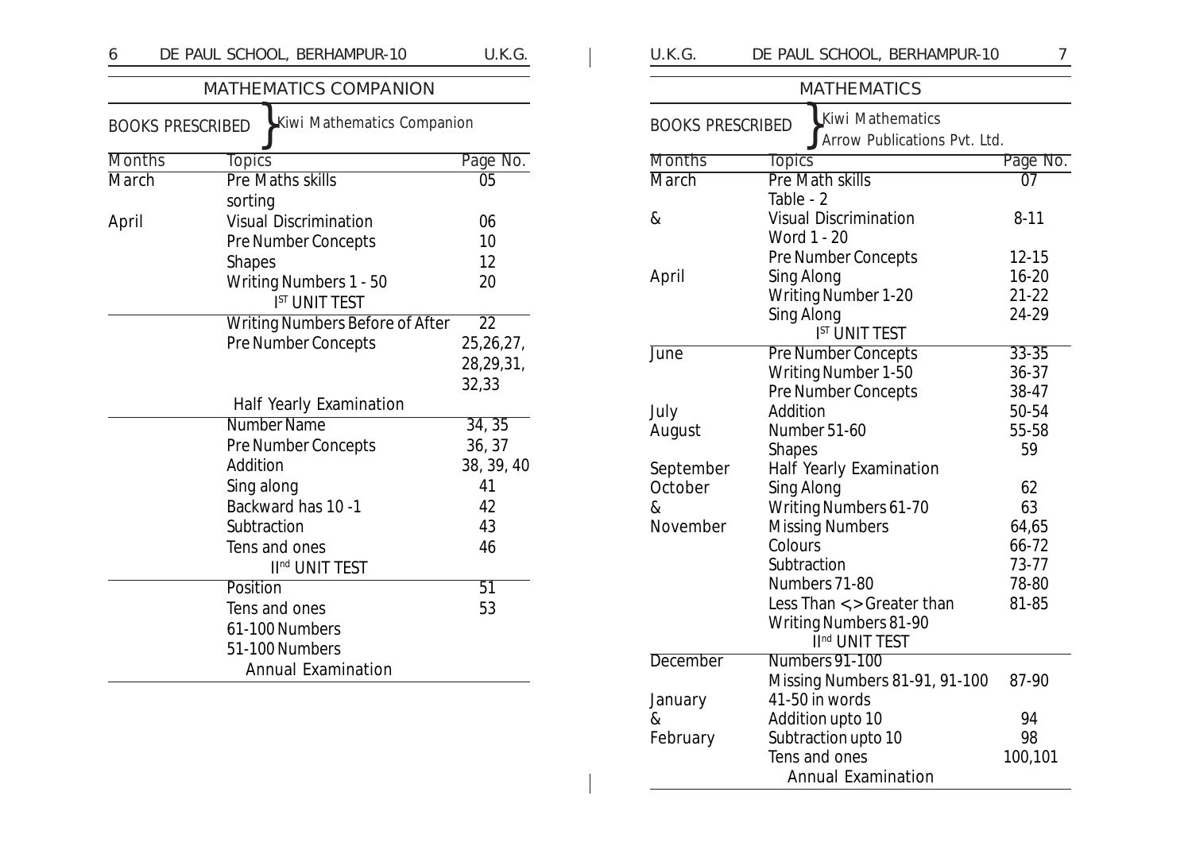## MATHEMATICS COMPANION

**BOOKS PRESCRIBED** } Kiwi Mathematics Companion

| Months | Topics | Page No. |
|---|---|---|
| March | Pre Maths skills | 05 |
| | sorting | |
| April | Visual Discrimination | 06 |
| | Pre Number Concepts | 10 |
| | Shapes | 12 |
| | Writing Numbers 1 - 50 | 20 |
| | I[ST] UNIT TEST | |
| | Writing Numbers Before of After | 22 |
| | Pre Number Concepts | 25,26,27, 28,29,31, 32,33 |
| | Half Yearly Examination | |
| | Number Name | 34, 35 |
| | Pre Number Concepts | 36, 37 |
| | Addition | 38, 39, 40 |
| | Sing along | 41 |
| | Backward has 10 -1 | 42 |
| | Subtraction | 43 |
| | Tens and ones | 46 |
| | II[nd] UNIT TEST | |
| | Position | 51 |
| | Tens and ones | 53 |
| | 61-100 Numbers | |
| | 51-100 Numbers | |
| | Annual Examination | |

## MATHEMATICS

**BOOKS PRESCRIBED** } Kiwi Mathematics  
Arrow Publications Pvt. Ltd.

| Months | Topics | Page No. |
|---|---|---|
| March | Pre Math skills | 07 |
| | Table - 2 | |
| & | Visual Discrimination | 8-11 |
| | Word 1 - 20 | |
| | Pre Number Concepts | 12-15 |
| April | Sing Along | 16-20 |
| | Writing Number 1-20 | 21-22 |
| | Sing Along | 24-29 |
| | I[ST] UNIT TEST | |
| June | Pre Number Concepts | 33-35 |
| | Writing Number 1-50 | 36-37 |
| | Pre Number Concepts | 38-47 |
| July | Addition | 50-54 |
| August | Number 51-60 | 55-58 |
| | Shapes | 59 |
| September | Half Yearly Examination | |
| October | Sing Along | 62 |
| & | Writing Numbers 61-70 | 63 |
| November | Missing Numbers | 64,65 |
| | Colours | 66-72 |
| | Subtraction | 73-77 |
| | Numbers 71-80 | 78-80 |
| | Less Than <,> Greater than | 81-85 |
| | Writing Numbers 81-90 | |
| | II[nd] UNIT TEST | |
| December | Numbers 91-100 | |
| | Missing Numbers 81-91, 91-100 | 87-90 |
| January | 41-50 in words | |
| & | Addition upto 10 | 94 |
| February | Subtraction upto 10 | 98 |
| | Tens and ones | 100,101 |
| | Annual Examination | |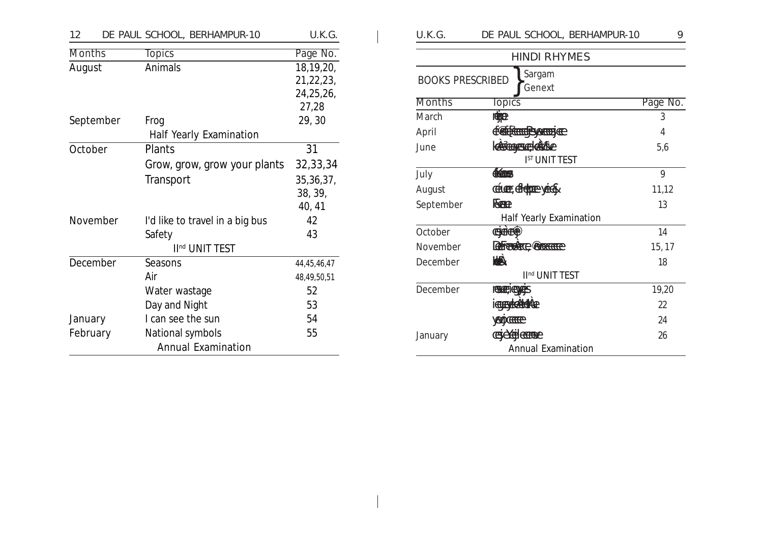| Months | Topics | Page No. |
|---|---|---|
| August | Animals | 18,19,20, 21,22,23, 24,25,26, 27,28 |
| September | Frog | 29, 30 |
| | Half Yearly Examination | |
| October | Plants | 31 |
| | Grow, grow, grow your plants | 32,33,34 |
| | Transport | 35,36,37, 38, 39, 40, 41 |
| November | I'd like to travel in a big bus | 42 |
| | Safety | 43 |
| | IInd UNIT TEST | |
| December | Seasons | 44,45,46,47 |
| | Air | 48,49,50,51 |
| | Water wastage | 52 |
| | Day and Night | 53 |
| January | I can see the sun | 54 |
| February | National symbols | 55 |
| | Annual Examination | |

## HINDI RHYMES

BOOKS PRESCRIBED: Sargam, Genext

| Months | Topics | Page No. |
|---|---|---|
| March | ieþe | 3 |
| April | efceÙeÙeekeÀeÙeeveejeie | 4 |
| June | keÀesÙeueekeÀeiee | 5,6 |
| | IST UNIT TEST | |
| July | efkeÀme | 9 |
| August | ceÚueer, efleleueer ceeveÙeg | 11,12 |
| September | Fmeme | 13 |
| | Half Yearly Examination | |
| October | ceÙee@ | 14 |
| November | DeÛeeÙee, Ûeejoer | 15, 17 |
| December | keÀe | 18 |
| | IInd UNIT TEST | |
| December | meeie, ceÙee | 19,20 |
| | ieeÙekeÀeAee | 22 |
| | Ùeoeer | 24 |
| January | ceÙeegveeve | 26 |
| | Annual Examination | |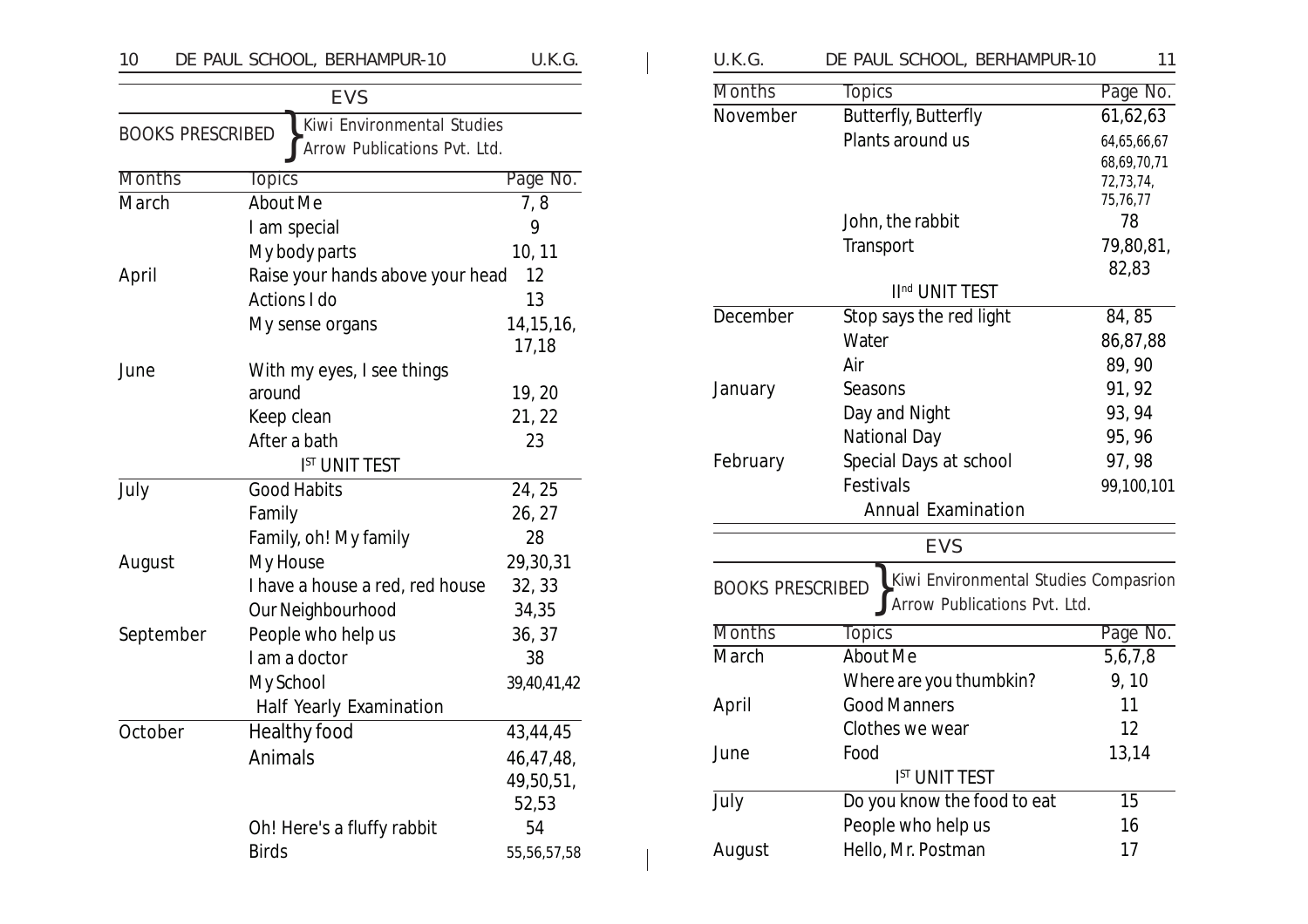## EVS

**BOOKS PRESCRIBED** } Kiwi Environmental Studies
Arrow Publications Pvt. Ltd.

| Months | Topics | Page No. |
|---|---|---|
| March | About Me | 7, 8 |
| | I am special | 9 |
| | My body parts | 10, 11 |
| April | Raise your hands above your head | 12 |
| | Actions I do | 13 |
| | My sense organs | 14,15,16, 17,18 |
| June | With my eyes, I see things around | 19, 20 |
| | Keep clean | 21, 22 |
| | After a bath | 23 |
| | I[ST] UNIT TEST | |
| July | Good Habits | 24, 25 |
| | Family | 26, 27 |
| | Family, oh! My family | 28 |
| August | My House | 29,30,31 |
| | I have a house a red, red house | 32, 33 |
| | Our Neighbourhood | 34,35 |
| September | People who help us | 36, 37 |
| | I am a doctor | 38 |
| | My School | 39,40,41,42 |
| | Half Yearly Examination | |
| October | Healthy food | 43,44,45 |
| | Animals | 46,47,48, 49,50,51, 52,53 |
| | Oh! Here's a fluffy rabbit | 54 |
| | Birds | 55,56,57,58 |
| November | Butterfly, Butterfly | 61,62,63 |
| | Plants around us | 64,65,66,67 68,69,70,71 72,73,74, 75,76,77 |
| | John, the rabbit | 78 |
| | Transport | 79,80,81, 82,83 |
| | II[nd] UNIT TEST | |
| December | Stop says the red light | 84, 85 |
| | Water | 86,87,88 |
| | Air | 89, 90 |
| January | Seasons | 91, 92 |
| | Day and Night | 93, 94 |
| | National Day | 95, 96 |
| February | Special Days at school | 97, 98 |
| | Festivals | 99,100,101 |
| | Annual Examination | |

## EVS

**BOOKS PRESCRIBED** } Kiwi Environmental Studies Compasrion
Arrow Publications Pvt. Ltd.

| Months | Topics | Page No. |
|---|---|---|
| March | About Me | 5,6,7,8 |
| | Where are you thumbkin? | 9, 10 |
| April | Good Manners | 11 |
| | Clothes we wear | 12 |
| June | Food | 13,14 |
| | I[ST] UNIT TEST | |
| July | Do you know the food to eat | 15 |
| | People who help us | 16 |
| August | Hello, Mr. Postman | 17 |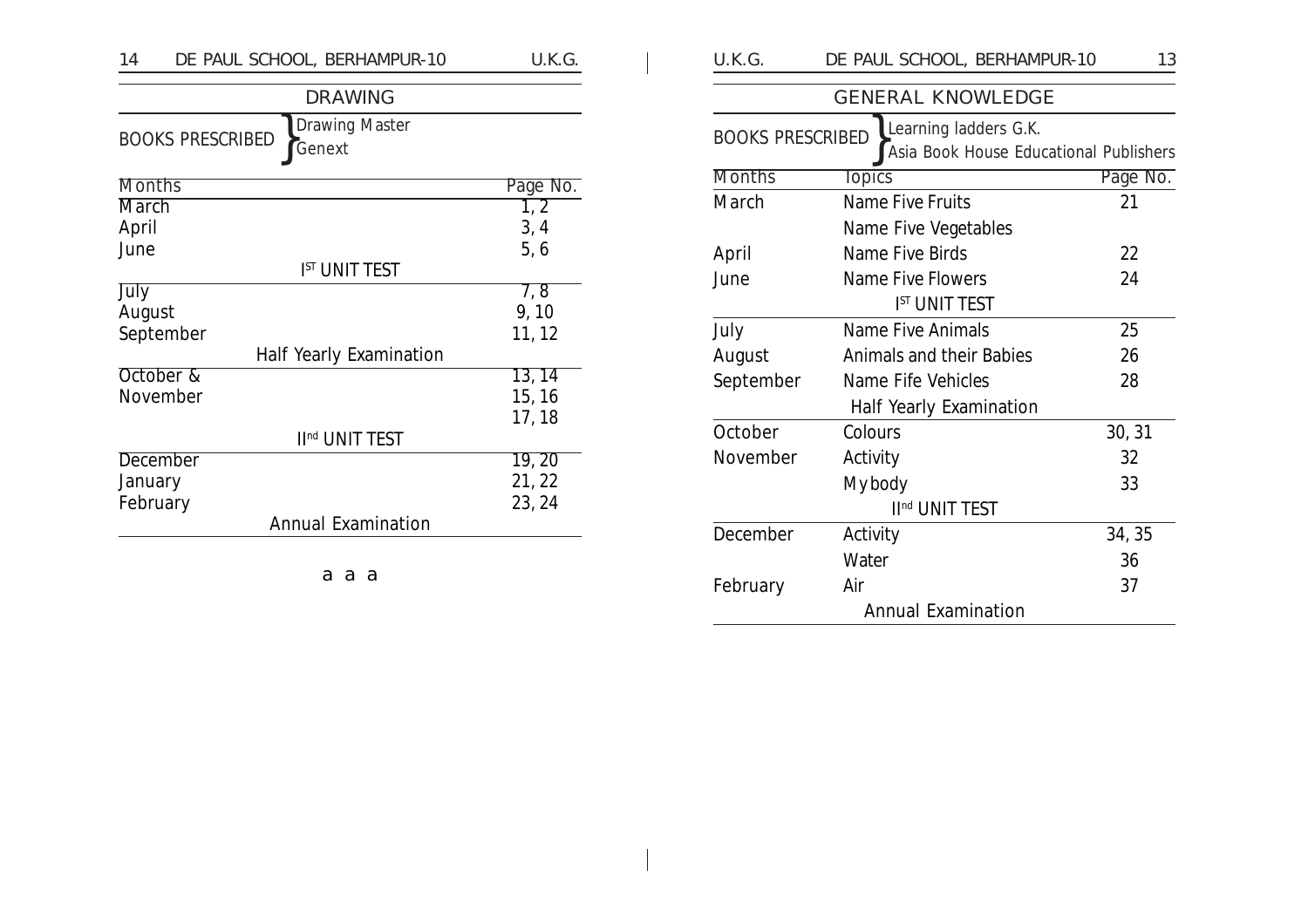## DRAWING

BOOKS PRESCRIBED } Drawing Master / Genext

| Months | Page No. |
|---|---|
| March | 1, 2 |
| April | 3, 4 |
| June | 5, 6 |
| I[ST] UNIT TEST | |
| July | 7, 8 |
| August | 9, 10 |
| September | 11, 12 |
| Half Yearly Examination | |
| October & | 13, 14 |
| November | 15, 16 |
| | 17, 18 |
| II[nd] UNIT TEST | |
| December | 19, 20 |
| January | 21, 22 |
| February | 23, 24 |
| Annual Examination | |

a a a

## GENERAL KNOWLEDGE

BOOKS PRESCRIBED } Learning ladders G.K. / Asia Book House Educational Publishers

| Months | Topics | Page No. |
|---|---|---|
| March | Name Five Fruits | 21 |
| | Name Five Vegetables | |
| April | Name Five Birds | 22 |
| June | Name Five Flowers | 24 |
| | I[ST] UNIT TEST | |
| July | Name Five Animals | 25 |
| August | Animals and their Babies | 26 |
| September | Name Fife Vehicles | 28 |
| | Half Yearly Examination | |
| October | Colours | 30, 31 |
| November | Activity | 32 |
| | My body | 33 |
| | II[nd] UNIT TEST | |
| December | Activity | 34, 35 |
| | Water | 36 |
| February | Air | 37 |
| | Annual Examination | |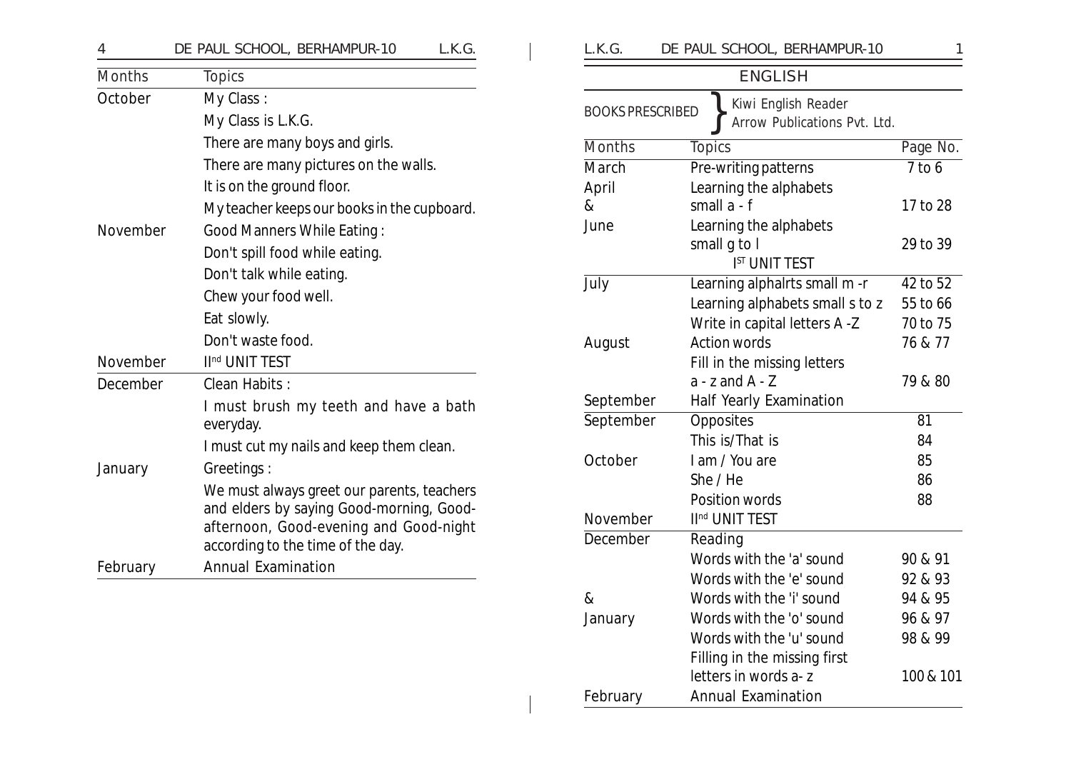| Months | Topics |
|---|---|
| October | My Class : |
| | My Class is L.K.G. |
| | There are many boys and girls. |
| | There are many pictures on the walls. |
| | It is on the ground floor. |
| | My teacher keeps our books in the cupboard. |
| November | Good Manners While Eating : |
| | Don't spill food while eating. |
| | Don't talk while eating. |
| | Chew your food well. |
| | Eat slowly. |
| | Don't waste food. |
| November | II[nd] UNIT TEST |
| December | Clean Habits : |
| | I must brush my teeth and have a bath everyday. |
| | I must cut my nails and keep them clean. |
| January | Greetings : |
| | We must always greet our parents, teachers and elders by saying Good-morning, Good-afternoon, Good-evening and Good-night according to the time of the day. |
| February | Annual Examination |

## ENGLISH

BOOKS PRESCRIBED } Kiwi English Reader, Arrow Publications Pvt. Ltd.

| Months | Topics | Page No. |
|---|---|---|
| March | Pre-writing patterns | 7 to 6 |
| April & | Learning the alphabets small a - f | 17 to 28 |
| June | Learning the alphabets small g to l | 29 to 39 |
| | I[ST] UNIT TEST | |
| July | Learning alphalrts small m -r | 42 to 52 |
| | Learning alphabets small s to z | 55 to 66 |
| | Write in capital letters A -Z | 70 to 75 |
| August | Action words | 76 & 77 |
| | Fill in the missing letters a - z and A - Z | 79 & 80 |
| September | Half Yearly Examination | |
| September | Opposites | 81 |
| | This is/That is | 84 |
| October | I am / You are | 85 |
| | She / He | 86 |
| | Position words | 88 |
| November | II[nd] UNIT TEST | |
| December | Reading | |
| | Words with the 'a' sound | 90 & 91 |
| | Words with the 'e' sound | 92 & 93 |
| & | Words with the 'i' sound | 94 & 95 |
| January | Words with the 'o' sound | 96 & 97 |
| | Words with the 'u' sound | 98 & 99 |
| | Filling in the missing first letters in words a- z | 100 & 101 |
| February | Annual Examination | |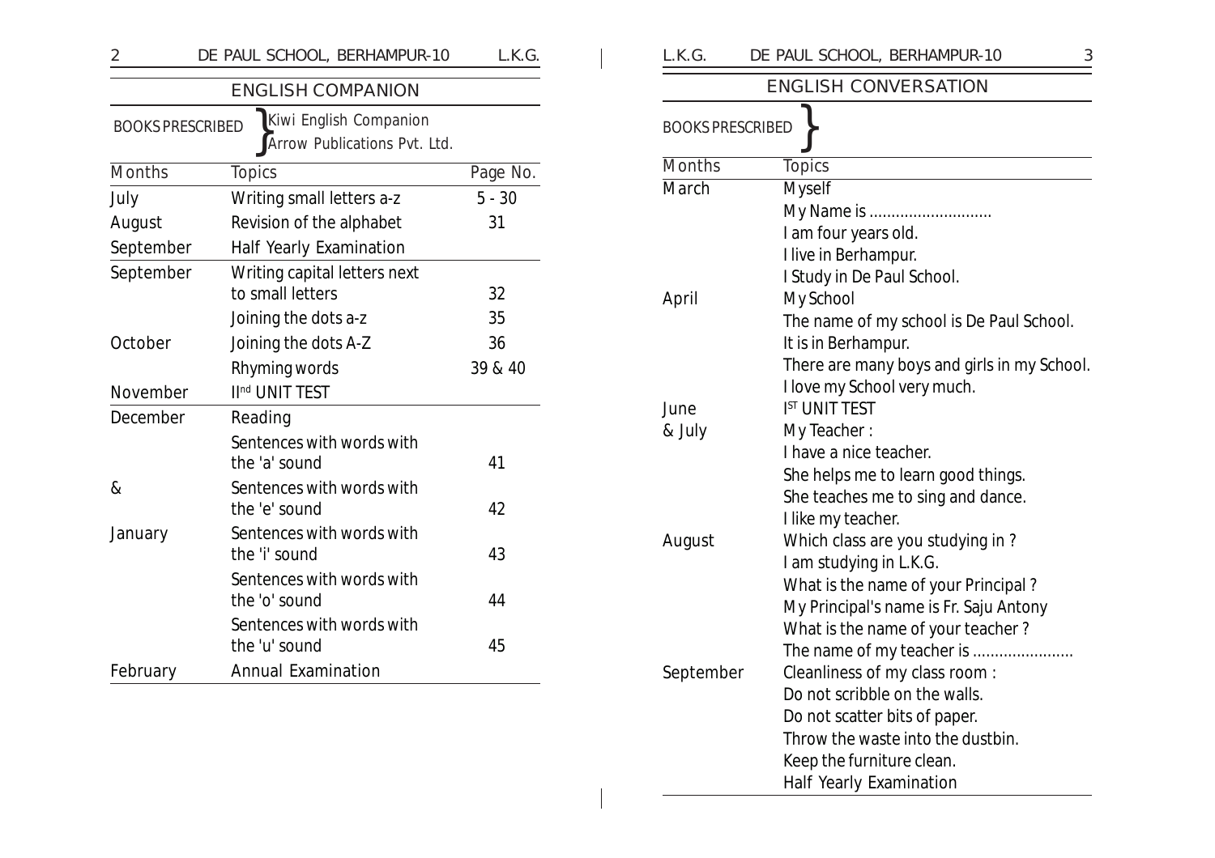## ENGLISH COMPANION

BOOKS PRESCRIBED } Kiwi English Companion, Arrow Publications Pvt. Ltd.

| Months | Topics | Page No. |
|---|---|---|
| July | Writing small letters a-z | 5 - 30 |
| August | Revision of the alphabet | 31 |
| September | Half Yearly Examination | |
| September | Writing capital letters next to small letters | 32 |
| | Joining the dots a-z | 35 |
| October | Joining the dots A-Z | 36 |
| | Rhyming words | 39 & 40 |
| November | IInd UNIT TEST | |
| December | Reading | |
| | Sentences with words with the 'a' sound | 41 |
| & | Sentences with words with the 'e' sound | 42 |
| January | Sentences with words with the 'i' sound | 43 |
| | Sentences with words with the 'o' sound | 44 |
| | Sentences with words with the 'u' sound | 45 |
| February | Annual Examination | |

## ENGLISH CONVERSATION

BOOKS PRESCRIBED }

| Months | Topics |
|---|---|
| March | Myself<br>My Name is ............................<br>I am four years old.<br>I live in Berhampur.<br>I Study in De Paul School. |
| April | My School<br>The name of my school is De Paul School.<br>It is in Berhampur.<br>There are many boys and girls in my School.<br>I love my School very much. |
| June | IST UNIT TEST |
| & July | My Teacher :<br>I have a nice teacher.<br>She helps me to learn good things.<br>She teaches me to sing and dance.<br>I like my teacher. |
| August | Which class are you studying in ?<br>I am studying in L.K.G.<br>What is the name of your Principal ?<br>My Principal's name is Fr. Saju Antony<br>What is the name of your teacher ?<br>The name of my teacher is ...................... |
| September | Cleanliness of my class room :<br>Do not scribble on the walls.<br>Do not scatter bits of paper.<br>Throw the waste into the dustbin.<br>Keep the furniture clean.<br>Half Yearly Examination |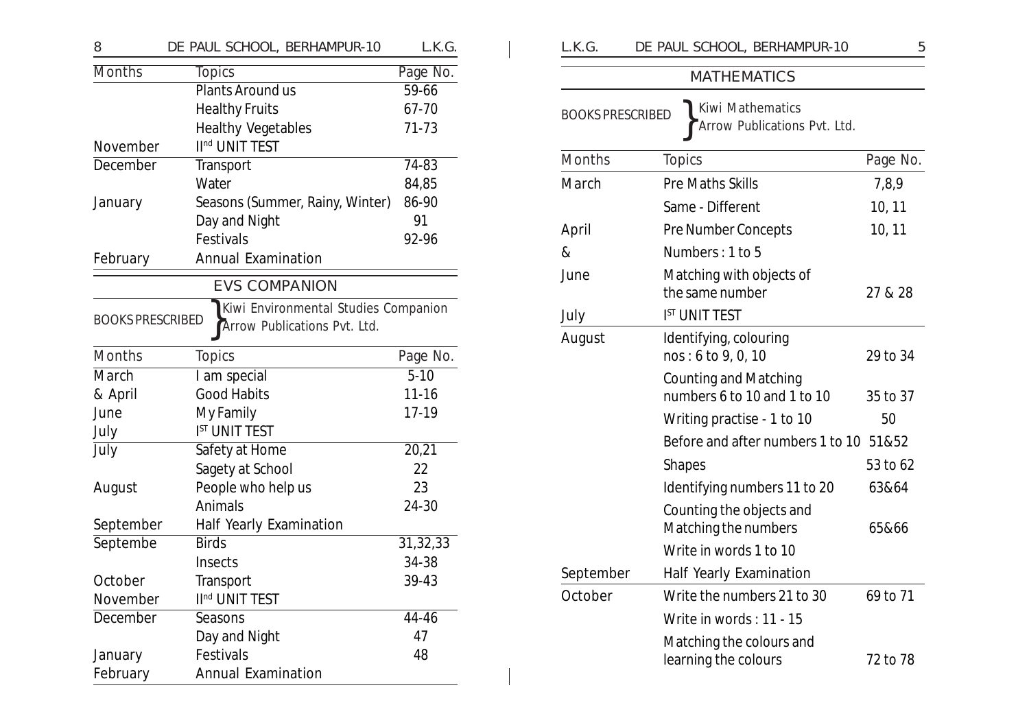| Months | Topics | Page No. |
|---|---|---|
| | Plants Around us | 59-66 |
| | Healthy Fruits | 67-70 |
| | Healthy Vegetables | 71-73 |
| November | IInd UNIT TEST | |
| December | Transport | 74-83 |
| | Water | 84,85 |
| January | Seasons (Summer, Rainy, Winter) | 86-90 |
| | Day and Night | 91 |
| | Festivals | 92-96 |
| February | Annual Examination | |

## EVS COMPANION

BOOKS PRESCRIBED: Kiwi Environmental Studies Companion, Arrow Publications Pvt. Ltd.

| Months | Topics | Page No. |
|---|---|---|
| March | I am special | 5-10 |
| & April | Good Habits | 11-16 |
| June | My Family | 17-19 |
| July | IST UNIT TEST | |
| July | Safety at Home | 20,21 |
| | Sagety at School | 22 |
| August | People who help us | 23 |
| | Animals | 24-30 |
| September | Half Yearly Examination | |
| Septembe | Birds | 31,32,33 |
| | Insects | 34-38 |
| October | Transport | 39-43 |
| November | IInd UNIT TEST | |
| December | Seasons | 44-46 |
| | Day and Night | 47 |
| January | Festivals | 48 |
| February | Annual Examination | |

## MATHEMATICS

BOOKS PRESCRIBED: Kiwi Mathematics, Arrow Publications Pvt. Ltd.

| Months | Topics | Page No. |
|---|---|---|
| March | Pre Maths Skills | 7,8,9 |
| | Same - Different | 10, 11 |
| April | Pre Number Concepts | 10, 11 |
| & | Numbers : 1 to 5 | |
| June | Matching with objects of the same number | 27 & 28 |
| July | IST UNIT TEST | |
| August | Identifying, colouring nos : 6 to 9, 0, 10 | 29 to 34 |
| | Counting and Matching numbers 6 to 10 and 1 to 10 | 35 to 37 |
| | Writing practise - 1 to 10 | 50 |
| | Before and after numbers 1 to 10 | 51&52 |
| | Shapes | 53 to 62 |
| | Identifying numbers 11 to 20 | 63&64 |
| | Counting the objects and Matching the numbers | 65&66 |
| | Write in words 1 to 10 | |
| September | Half Yearly Examination | |
| October | Write the numbers 21 to 30 | 69 to 71 |
| | Write in words : 11 - 15 | |
| | Matching the colours and learning the colours | 72 to 78 |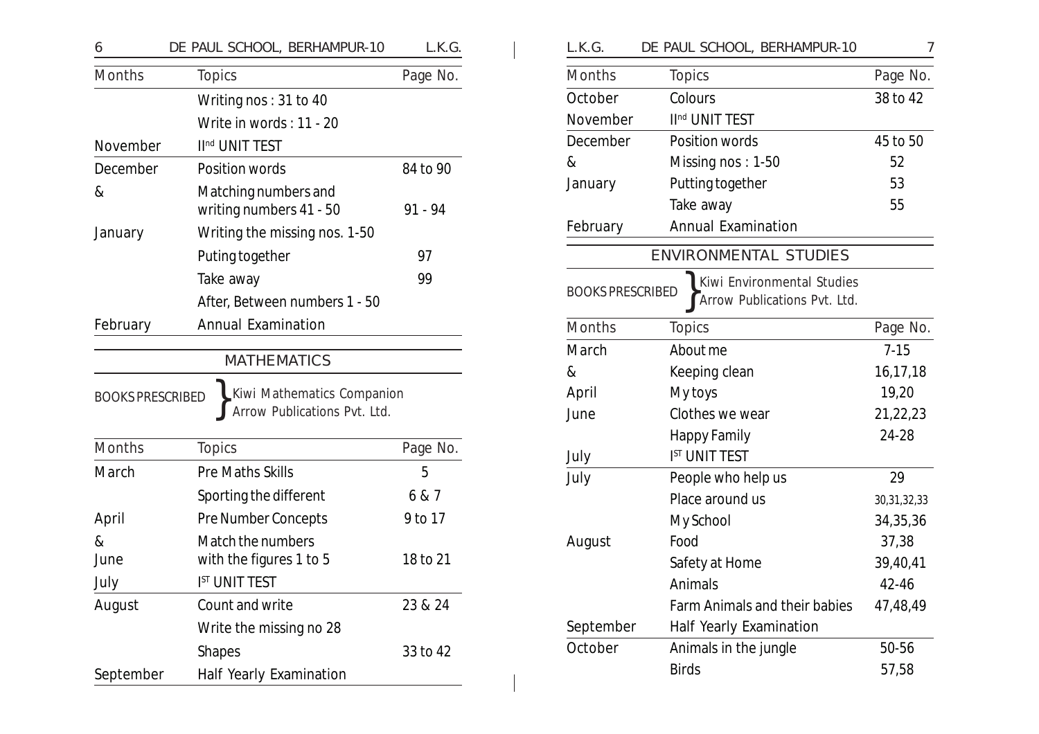| Months | Topics | Page No. |
|---|---|---|
| | Writing nos : 31 to 40 | |
| | Write in words : 11 - 20 | |
| November | II[nd] UNIT TEST | |
| December | Position words | 84 to 90 |
| & | Matching numbers and writing numbers 41 - 50 | 91 - 94 |
| January | Writing the missing nos. 1-50 | |
| | Puting together | 97 |
| | Take away | 99 |
| | After, Between numbers 1 - 50 | |
| February | Annual Examination | |

## MATHEMATICS

BOOKS PRESCRIBED } Kiwi Mathematics Companion
Arrow Publications Pvt. Ltd.

| Months | Topics | Page No. |
|---|---|---|
| March | Pre Maths Skills | 5 |
| | Sporting the different | 6 & 7 |
| April | Pre Number Concepts | 9 to 17 |
| & June | Match the numbers with the figures 1 to 5 | 18 to 21 |
| July | I[ST] UNIT TEST | |
| August | Count and write | 23 & 24 |
| | Write the missing no 28 | |
| | Shapes | 33 to 42 |
| September | Half Yearly Examination | |
| October | Colours | 38 to 42 |
| November | II[nd] UNIT TEST | |
| December | Position words | 45 to 50 |
| & | Missing nos : 1-50 | 52 |
| January | Putting together | 53 |
| | Take away | 55 |
| February | Annual Examination | |

## ENVIRONMENTAL STUDIES

BOOKS PRESCRIBED } Kiwi Environmental Studies
Arrow Publications Pvt. Ltd.

| Months | Topics | Page No. |
|---|---|---|
| March | About me | 7-15 |
| & | Keeping clean | 16,17,18 |
| April | My toys | 19,20 |
| June | Clothes we wear | 21,22,23 |
| | Happy Family | 24-28 |
| July | I[ST] UNIT TEST | |
| July | People who help us | 29 |
| | Place around us | 30,31,32,33 |
| | My School | 34,35,36 |
| August | Food | 37,38 |
| | Safety at Home | 39,40,41 |
| | Animals | 42-46 |
| | Farm Animals and their babies | 47,48,49 |
| September | Half Yearly Examination | |
| October | Animals in the jungle | 50-56 |
| | Birds | 57,58 |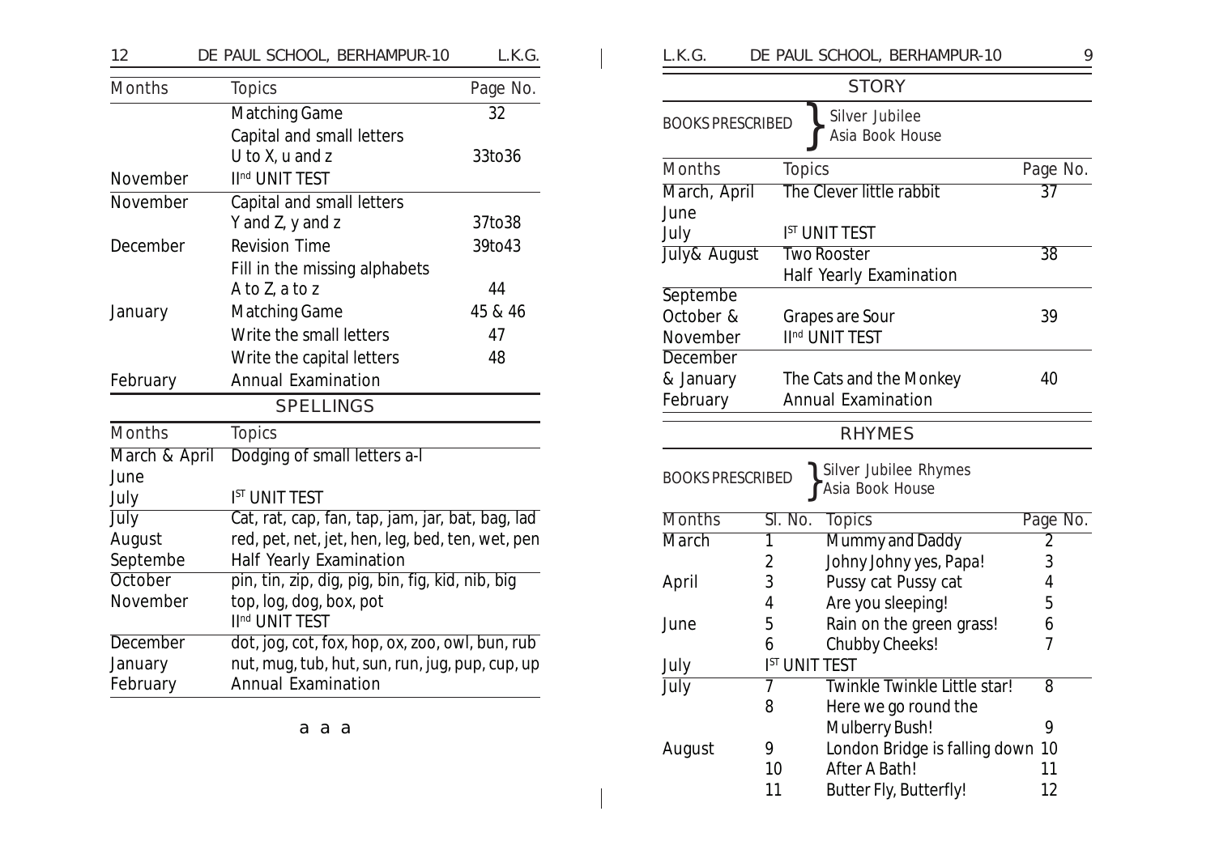| Months | Topics | Page No. |
|---|---|---|
| | Matching Game | 32 |
| | Capital and small letters U to X, u and z | 33to36 |
| November | II[nd] UNIT TEST | |
| November | Capital and small letters Y and Z, y and z | 37to38 |
| December | Revision Time | 39to43 |
| | Fill in the missing alphabets A to Z, a to z | 44 |
| January | Matching Game | 45 & 46 |
| | Write the small letters | 47 |
| | Write the capital letters | 48 |
| February | Annual Examination | |

## SPELLINGS

| Months | Topics |
|---|---|
| March & April | Dodging of small letters a-l |
| June | |
| July | I[ST] UNIT TEST |
| July | Cat, rat, cap, fan, tap, jam, jar, bat, bag, lad |
| August | red, pet, net, jet, hen, leg, bed, ten, wet, pen |
| Septembe | Half Yearly Examination |
| October | pin, tin, zip, dig, pig, bin, fig, kid, nib, big |
| November | top, log, dog, box, pot |
| | II[nd] UNIT TEST |
| December | dot, jog, cot, fox, hop, ox, zoo, owl, bun, rub |
| January | nut, mug, tub, hut, sun, run, jug, pup, cup, up |
| February | Annual Examination |

a a a

## STORY

BOOKS PRESCRIBED } Silver Jubilee, Asia Book House

| Months | Topics | Page No. |
|---|---|---|
| March, April June | The Clever little rabbit | 37 |
| July | I[ST] UNIT TEST | |
| July& August | Two Rooster | 38 |
| | Half Yearly Examination | |
| Septembe October & | Grapes are Sour | 39 |
| November | II[nd] UNIT TEST | |
| December & January | The Cats and the Monkey | 40 |
| February | Annual Examination | |

## RHYMES

BOOKS PRESCRIBED } Silver Jubilee Rhymes, Asia Book House

| Months | Sl. No. | Topics | Page No. |
|---|---|---|---|
| March | 1 | Mummy and Daddy | 2 |
| | 2 | Johny Johny yes, Papa! | 3 |
| April | 3 | Pussy cat Pussy cat | 4 |
| | 4 | Are you sleeping! | 5 |
| June | 5 | Rain on the green grass! | 6 |
| | 6 | Chubby Cheeks! | 7 |
| July | I[ST] UNIT TEST | | |
| July | 7 | Twinkle Twinkle Little star! | 8 |
| | 8 | Here we go round the Mulberry Bush! | 9 |
| August | 9 | London Bridge is falling down | 10 |
| | 10 | After A Bath! | 11 |
| | 11 | Butter Fly, Butterfly! | 12 |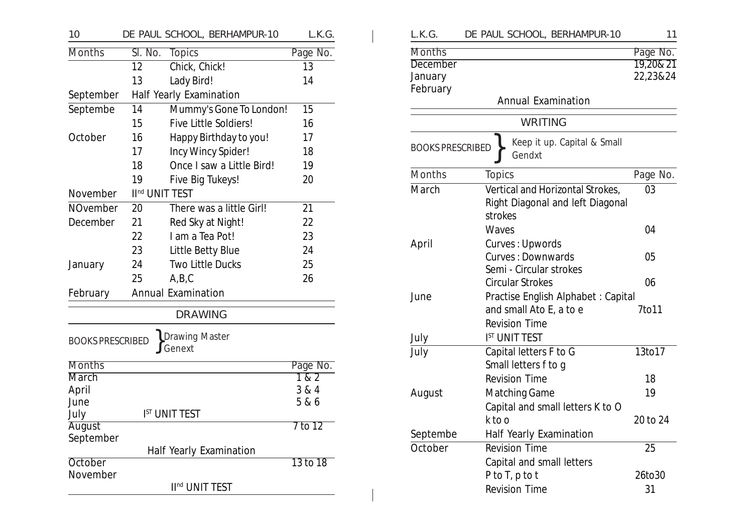| Months | Sl. No. | Topics | Page No. |
|---|---|---|---|
| | 12 | Chick, Chick! | 13 |
| | 13 | Lady Bird! | 14 |
| September | | Half Yearly Examination | |
| Septembe | 14 | Mummy's Gone To London! | 15 |
| | 15 | Five Little Soldiers! | 16 |
| October | 16 | Happy Birthday to you! | 17 |
| | 17 | Incy Wincy Spider! | 18 |
| | 18 | Once I saw a Little Bird! | 19 |
| | 19 | Five Big Tukeys! | 20 |
| November | | II[nd] UNIT TEST | |
| NOvember | 20 | There was a little Girl! | 21 |
| December | 21 | Red Sky at Night! | 22 |
| | 22 | I am a Tea Pot! | 23 |
| | 23 | Little Betty Blue | 24 |
| January | 24 | Two Little Ducks | 25 |
| | 25 | A,B,C | 26 |
| February | | Annual Examination | |

## DRAWING

BOOKS PRESCRIBED } Drawing Master Genext

| Months | | Page No. |
|---|---|---|
| March | | 1 & 2 |
| April | | 3 & 4 |
| June | | 5 & 6 |
| July | I[ST] UNIT TEST | |
| August | | 7 to 12 |
| September | | |
| | Half Yearly Examination | |
| October | | 13 to 18 |
| November | | |
| | II[nd] UNIT TEST | |
| December | | 19,20& 21 |
| January | | 22,23&24 |
| February | | |
| | Annual Examination | |

## WRITING

BOOKS PRESCRIBED } Keep it up. Capital & Small Gendxt

| Months | Topics | Page No. |
|---|---|---|
| March | Vertical and Horizontal Strokes, Right Diagonal and left Diagonal strokes | 03 |
| | Waves | 04 |
| April | Curves : Upwords | |
| | Curves : Downwards | 05 |
| | Semi - Circular strokes | |
| | Circular Strokes | 06 |
| June | Practise English Alphabet : Capital and small Ato E, a to e | 7to11 |
| | Revision Time | |
| July | I[ST] UNIT TEST | |
| July | Capital letters F to G | 13to17 |
| | Small letters f to g | |
| | Revision Time | 18 |
| August | Matching Game | 19 |
| | Capital and small letters K to O k to o | 20 to 24 |
| Septembe | Half Yearly Examination | |
| October | Revision Time | 25 |
| | Capital and small letters P to T, p to t | 26to30 |
| | Revision Time | 31 |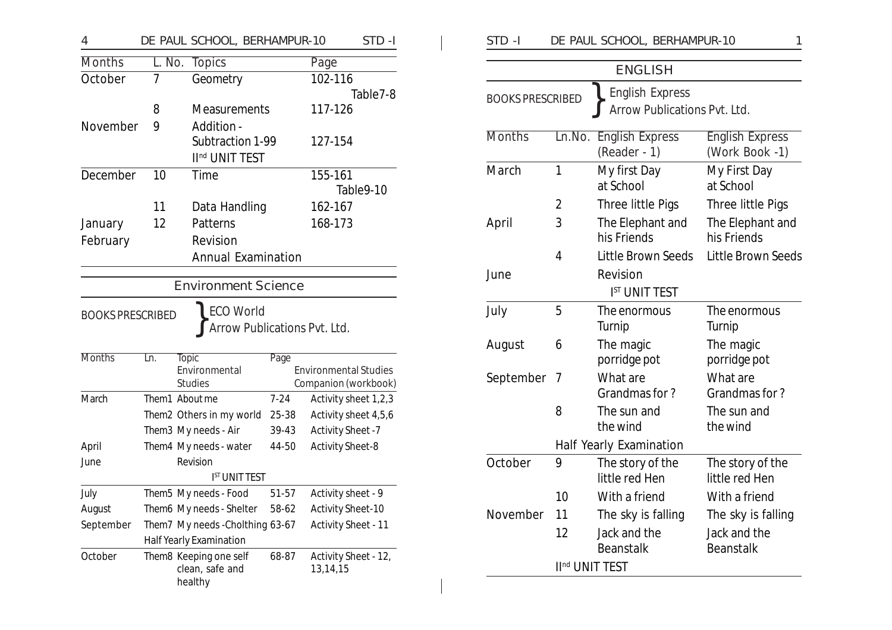| Months | L. No. | Topics | Page |
|---|---|---|---|
| October | 7 | Geometry | 102-116 Table7-8 |
| | 8 | Measurements | 117-126 |
| November | 9 | Addition - Subtraction 1-99 | 127-154 |
| | | IInd UNIT TEST | |
| December | 10 | Time | 155-161 Table9-10 |
| | 11 | Data Handling | 162-167 |
| January | 12 | Patterns | 168-173 |
| February | | Revision | |
| | | Annual Examination | |

## Environment Science

BOOKS PRESCRIBED } ECO World
Arrow Publications Pvt. Ltd.

| Months | Ln. | Topic Environmental Studies | Page | Environmental Studies Companion (workbook) |
|---|---|---|---|---|
| March | Them1 | About me | 7-24 | Activity sheet 1,2,3 |
| | Them2 | Others in my world | 25-38 | Activity sheet 4,5,6 |
| | Them3 | My needs - Air | 39-43 | Activity Sheet -7 |
| April | Them4 | My needs - water | 44-50 | Activity Sheet-8 |
| June | | Revision | | |
| | | IST UNIT TEST | | |
| July | Them5 | My needs - Food | 51-57 | Activity sheet - 9 |
| August | Them6 | My needs - Shelter | 58-62 | Activity Sheet-10 |
| September | Them7 | My needs -Cholthing | 63-67 | Activity Sheet - 11 |
| | | Half Yearly Examination | | |
| October | Them8 | Keeping one self clean, safe and healthy | 68-87 | Activity Sheet - 12, 13,14,15 |

## ENGLISH

BOOKS PRESCRIBED } English Express
Arrow Publications Pvt. Ltd.

| Months | Ln.No. | English Express (Reader - 1) | English Express (Work Book -1) |
|---|---|---|---|
| March | 1 | My first Day at School | My First Day at School |
| | 2 | Three little Pigs | Three little Pigs |
| April | 3 | The Elephant and his Friends | The Elephant and his Friends |
| | 4 | Little Brown Seeds | Little Brown Seeds |
| June | | Revision | |
| | | IST UNIT TEST | |
| July | 5 | The enormous Turnip | The enormous Turnip |
| August | 6 | The magic porridge pot | The magic porridge pot |
| September | 7 | What are Grandmas for ? | What are Grandmas for ? |
| | 8 | The sun and the wind | The sun and the wind |
| | Half Yearly Examination | | |
| October | 9 | The story of the little red Hen | The story of the little red Hen |
| | 10 | With a friend | With a friend |
| November | 11 | The sky is falling | The sky is falling |
| | 12 | Jack and the Beanstalk | Jack and the Beanstalk |
| | IInd UNIT TEST | | |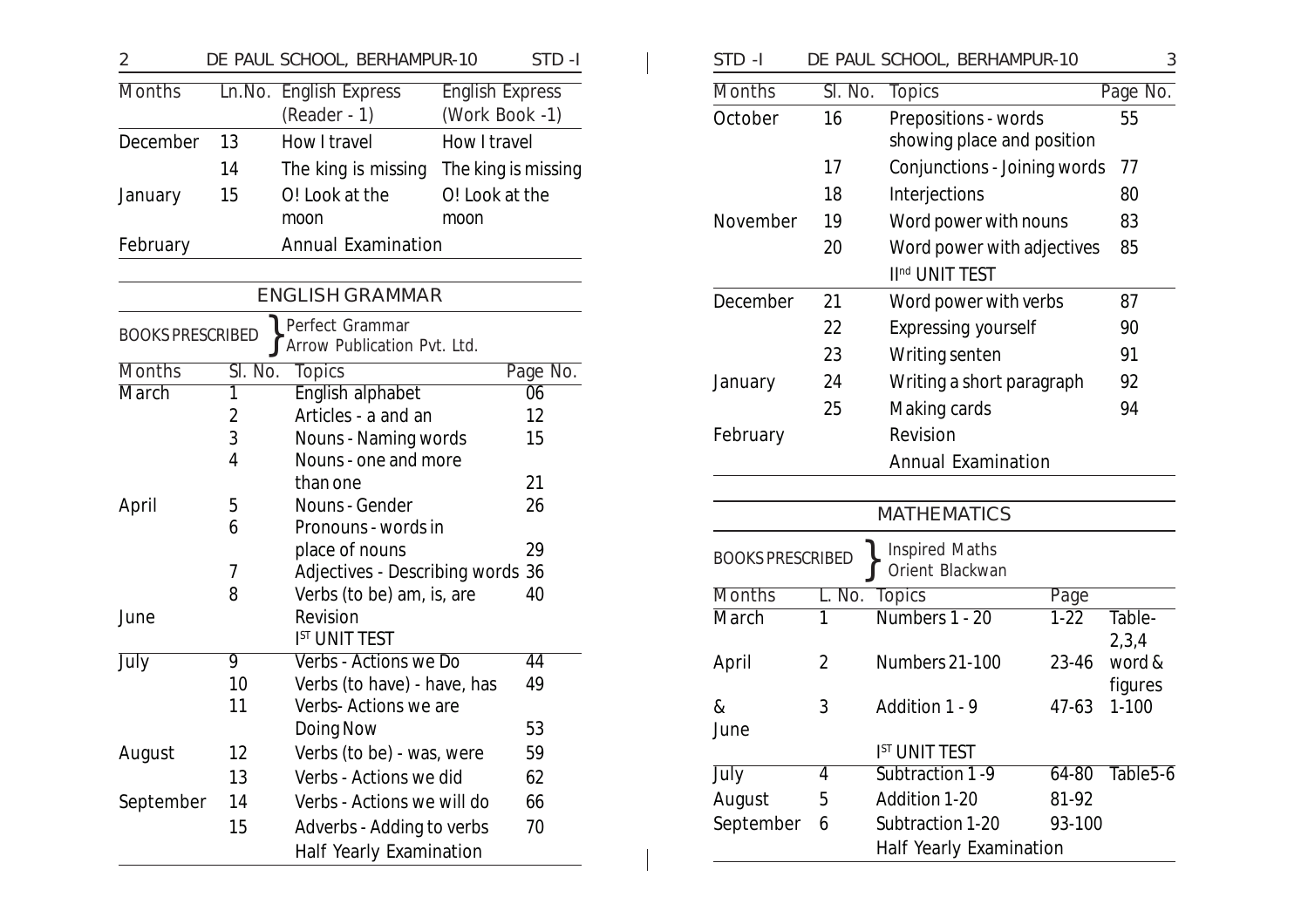| Months | Ln.No. | English Express (Reader - 1) | English Express (Work Book -1) |
|---|---|---|---|
| December | 13 | How I travel | How I travel |
| | 14 | The king is missing | The king is missing |
| January | 15 | O! Look at the moon | O! Look at the moon |
| February | | Annual Examination | |

## ENGLISH GRAMMAR

BOOKS PRESCRIBED } Perfect Grammar, Arrow Publication Pvt. Ltd.

| Months | Sl. No. | Topics | Page No. |
|---|---|---|---|
| March | 1 | English alphabet | 06 |
| | 2 | Articles - a and an | 12 |
| | 3 | Nouns - Naming words | 15 |
| | 4 | Nouns - one and more than one | 21 |
| April | 5 | Nouns - Gender | 26 |
| | 6 | Pronouns - words in place of nouns | 29 |
| | 7 | Adjectives - Describing words | 36 |
| | 8 | Verbs (to be) am, is, are | 40 |
| June | | Revision | |
| | | I[ST] UNIT TEST | |
| July | 9 | Verbs - Actions we Do | 44 |
| | 10 | Verbs (to have) - have, has | 49 |
| | 11 | Verbs- Actions we are Doing Now | 53 |
| August | 12 | Verbs (to be) - was, were | 59 |
| | 13 | Verbs - Actions we did | 62 |
| September | 14 | Verbs - Actions we will do | 66 |
| | 15 | Adverbs - Adding to verbs | 70 |
| | | Half Yearly Examination | |
| October | 16 | Prepositions - words showing place and position | 55 |
| | 17 | Conjunctions - Joining words | 77 |
| | 18 | Interjections | 80 |
| November | 19 | Word power with nouns | 83 |
| | 20 | Word power with adjectives | 85 |
| | | II[nd] UNIT TEST | |
| December | 21 | Word power with verbs | 87 |
| | 22 | Expressing yourself | 90 |
| | 23 | Writing senten | 91 |
| January | 24 | Writing a short paragraph | 92 |
| | 25 | Making cards | 94 |
| February | | Revision | |
| | | Annual Examination | |

## MATHEMATICS

BOOKS PRESCRIBED } Inspired Maths, Orient Blackwan

| Months | L. No. | Topics | Page | |
|---|---|---|---|---|
| March | 1 | Numbers 1 - 20 | 1-22 | Table- 2,3,4 |
| April | 2 | Numbers 21-100 | 23-46 | word & figures |
| & June | 3 | Addition 1 - 9 | 47-63 | 1-100 |
| | | I[ST] UNIT TEST | | |
| July | 4 | Subtraction 1 -9 | 64-80 | Table5-6 |
| August | 5 | Addition 1-20 | 81-92 | |
| September | 6 | Subtraction 1-20 | 93-100 | |
| | | Half Yearly Examination | | |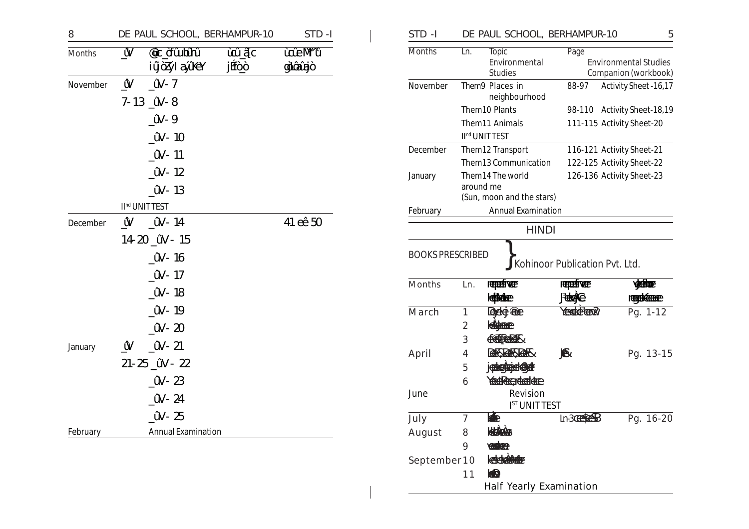| Months | _ûV | @ûc_ðûuhûu iûjòZ¿I aýûKÿY | ùcû_ãc jÉÒò | ùcûeMÿ ù gòlûaûjò |
|---|---|---|---|---|
| November | _ûV | _ûV- 7 | | |
| | 7-13 | _ûV- 8 | | |
| | | _ûV- 9 | | |
| | | _ûV- 10 | | |
| | | _ûV- 11 | | |
| | | _ûV- 12 | | |
| | | _ûV- 13 | | |
| | II[nd] UNIT TEST | | | |
| December | _ûV | _ûV- 14 | | 41 eê 50 |
| | 14-20 | _ûV - 15 | | |
| | | _ûV- 16 | | |
| | | _ûV- 17 | | |
| | | _ûV- 18 | | |
| | | _ûV- 19 | | |
| | | _ûV- 20 | | |
| January | _ûV | _ûV- 21 | | |
| | 21-25 | _ûV - 22 | | |
| | | _ûV- 23 | | |
| | | _ûV- 24 | | |
| | | _ûV- 25 | | |
| February | | Annual Examination | | |

| Months | Ln. | Topic Environmental Studies | Page | Environmental Studies Companion (workbook) |
|---|---|---|---|---|
| November | Them9 | Places in neighbourhood | 88-97 | Activity Sheet -16,17 |
| | Them10 | Plants | 98-110 | Activity Sheet-18,19 |
| | Them11 | Animals | 111-115 | Activity Sheet-20 |
| | II[nd] UNIT TEST | | | |
| December | Them12 | Transport | 116-121 | Activity Sheet-21 |
| | Them13 | Communication | 122-125 | Activity Sheet-22 |
| January | Them14 | The world around me (Sun, moon and the stars) | 126-136 | Activity Sheet-23 |
| February | | Annual Examination | | |

## HINDI

BOOKS PRESCRIBED } Kohinoor Publication Pvt. Ltd.

| Months | Ln. | | | |
|---|---|---|---|---|
| March | 1 | | | Pg. 1-12 |
| | 2 | | | |
| | 3 | | | |
| April | 4 | | | Pg. 13-15 |
| | 5 | | | |
| | 6 | | | |
| June | | Revision I[ST] UNIT TEST | | |
| July | 7 | | Ln-3 | Pg. 16-20 |
| August | 8 | | | |
| | 9 | | | |
| September | 10 | | | |
| | 11 | | | |
| | | Half Yearly Examination | | |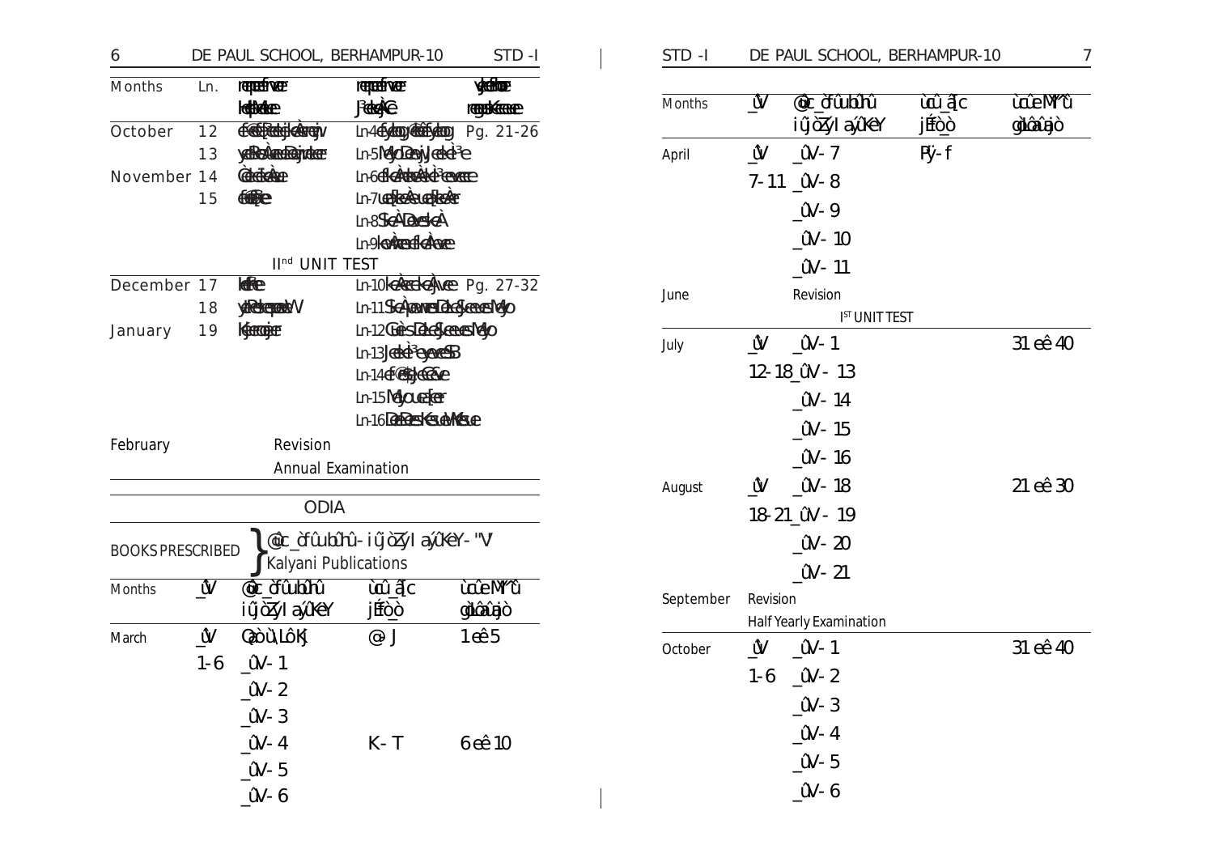| Months | Ln. | reqeuf&ve keHeeþkeÀe | reqeuf&ve J³eekeÀjCe | yeefnue|re reguekeÀveee |
|---|---|---|---|---|
| October | 12 | efcelee|efpekeÀeerjeJ | Ln-4efyeuoqJeefyeuoq | Pg. 21-26 |
| | 13 | yeeMeerkeÀeHeenje | Ln-5MeyoKeeþJeekeÀe³e | |
| November | 14 | GkeÀeuekeÀe | Ln-6efkeÀeAeJeÀkeÀe³eveeee | |
| | 15 | efGþe | Ln-7ueeþkeÀeueefkeÀe | |
| | | | Ln-8SkeÀDeveskeÀ | |
| | | | Ln-9keÀeAerefkeÀeAeve | |
| | | IInd UNIT TEST | | |
| December | 17 | keÀefe | Ln-10keÀeAeefkeÀeAeve | Pg. 27-32 |
| | 18 | yeþeeþwepeÀeV | Ln-11SkeÀpeeveeDeeYeeveeMeyo | |
| January | 19 | Kesuesqer | Ln-12GueìeDeeYeeveeMeyo | |
| | | | Ln-13JeekeÀe³eyeveeSB | |
| | | | Ln-14ef©eÀeeGeÀe | |
| | | | Ln-15MeyoueeKer | |
| | | | Ln-16DeeDeeKeueMeue | |
| February | | Revision | | |
| | | Annual Examination | | |

## ODIA

BOOKS PRESCRIBED } @c_ d'ûubûhû - iûjòZýl ayûkeY - "V' Kalyani Publications

| Months | _ûV | @c_ d'ûubûhû iûjòZýl ayûkeY | ùcû_ã[c jEfòò | ùcûeMý'û gòLôâûjò |
|---|---|---|---|---|
| March | _ûV | Gùòù,LôKþ | @ J | 1 eê 5 |
| | 1-6 | _ûV - 1 | | |
| | | _ûV - 2 | | |
| | | _ûV - 3 | | |
| | | _ûV - 4 | K - T | 6 eê 10 |
| | | _ûV - 5 | | |
| | | _ûV - 6 | | |
| April | _ûV | _ûV - 7 | Pý - f | |
| | 7-11 | _ûV - 8 | | |
| | | _ûV - 9 | | |
| | | _ûV - 10 | | |
| | | _ûV - 11 | | |
| June | | Revision | | |
| | | IST UNIT TEST | | |
| July | _ûV | _ûV - 1 | | 31 eê 40 |
| | 12-18 | _ûV - 13 | | |
| | | _ûV - 14 | | |
| | | _ûV - 15 | | |
| | | _ûV - 16 | | |
| August | _ûV | _ûV - 18 | | 21 eê 30 |
| | 18-21 | _ûV - 19 | | |
| | | _ûV - 20 | | |
| | | _ûV - 21 | | |
| September | | Revision | | |
| | | Half Yearly Examination | | |
| October | _ûV | _ûV - 1 | | 31 eê 40 |
| | 1-6 | _ûV - 2 | | |
| | | _ûV - 3 | | |
| | | _ûV - 4 | | |
| | | _ûV - 5 | | |
| | | _ûV - 6 | | |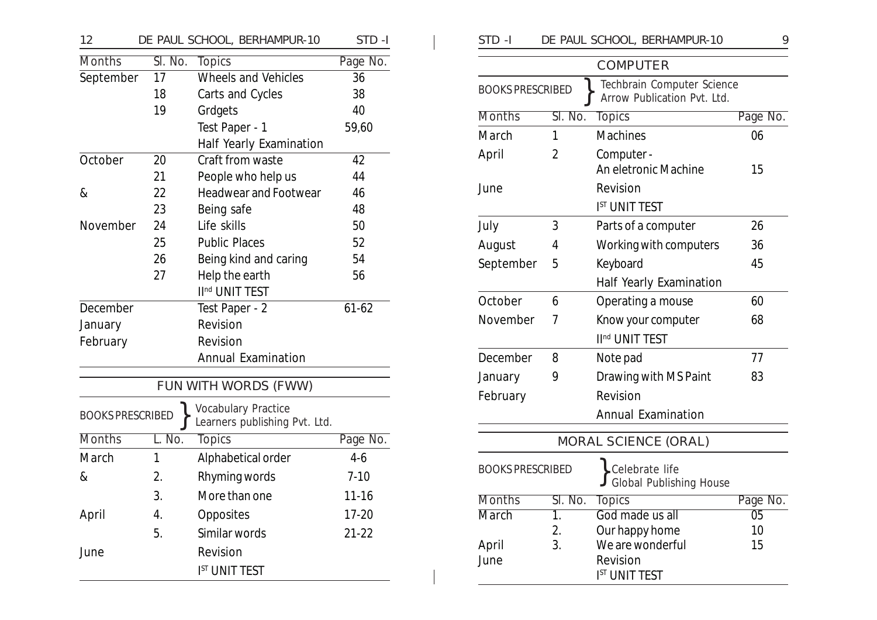| Months | Sl. No. | Topics | Page No. |
|---|---|---|---|
| September | 17 | Wheels and Vehicles | 36 |
| | 18 | Carts and Cycles | 38 |
| | 19 | Grdgets | 40 |
| | | Test Paper - 1 | 59,60 |
| | | Half Yearly Examination | |
| October | 20 | Craft from waste | 42 |
| | 21 | People who help us | 44 |
| & | 22 | Headwear and Footwear | 46 |
| | 23 | Being safe | 48 |
| November | 24 | Life skills | 50 |
| | 25 | Public Places | 52 |
| | 26 | Being kind and caring | 54 |
| | 27 | Help the earth | 56 |
| | | II[nd] UNIT TEST | |
| December | | Test Paper - 2 | 61-62 |
| January | | Revision | |
| February | | Revision | |
| | | Annual Examination | |

## FUN WITH WORDS (FWW)

BOOKS PRESCRIBED } Vocabulary Practice
Learners publishing Pvt. Ltd.

| Months | L. No. | Topics | Page No. |
|---|---|---|---|
| March | 1 | Alphabetical order | 4-6 |
| & | 2. | Rhyming words | 7-10 |
| | 3. | More than one | 11-16 |
| April | 4. | Opposites | 17-20 |
| | 5. | Similar words | 21-22 |
| June | | Revision | |
| | | I[ST] UNIT TEST | |

## COMPUTER

BOOKS PRESCRIBED } Techbrain Computer Science
Arrow Publication Pvt. Ltd.

| Months | Sl. No. | Topics | Page No. |
|---|---|---|---|
| March | 1 | Machines | 06 |
| April | 2 | Computer - An eletronic Machine | 15 |
| June | | Revision | |
| | | I[ST] UNIT TEST | |
| July | 3 | Parts of a computer | 26 |
| August | 4 | Working with computers | 36 |
| September | 5 | Keyboard | 45 |
| | | Half Yearly Examination | |
| October | 6 | Operating a mouse | 60 |
| November | 7 | Know your computer | 68 |
| | | II[nd] UNIT TEST | |
| December | 8 | Note pad | 77 |
| January | 9 | Drawing with MS Paint | 83 |
| February | | Revision | |
| | | Annual Examination | |

## MORAL SCIENCE (ORAL)

BOOKS PRESCRIBED } Celebrate life
Global Publishing House

| Months | Sl. No. | Topics | Page No. |
|---|---|---|---|
| March | 1. | God made us all | 05 |
| | 2. | Our happy home | 10 |
| April | 3. | We are wonderful | 15 |
| June | | Revision | |
| | | I[ST] UNIT TEST | |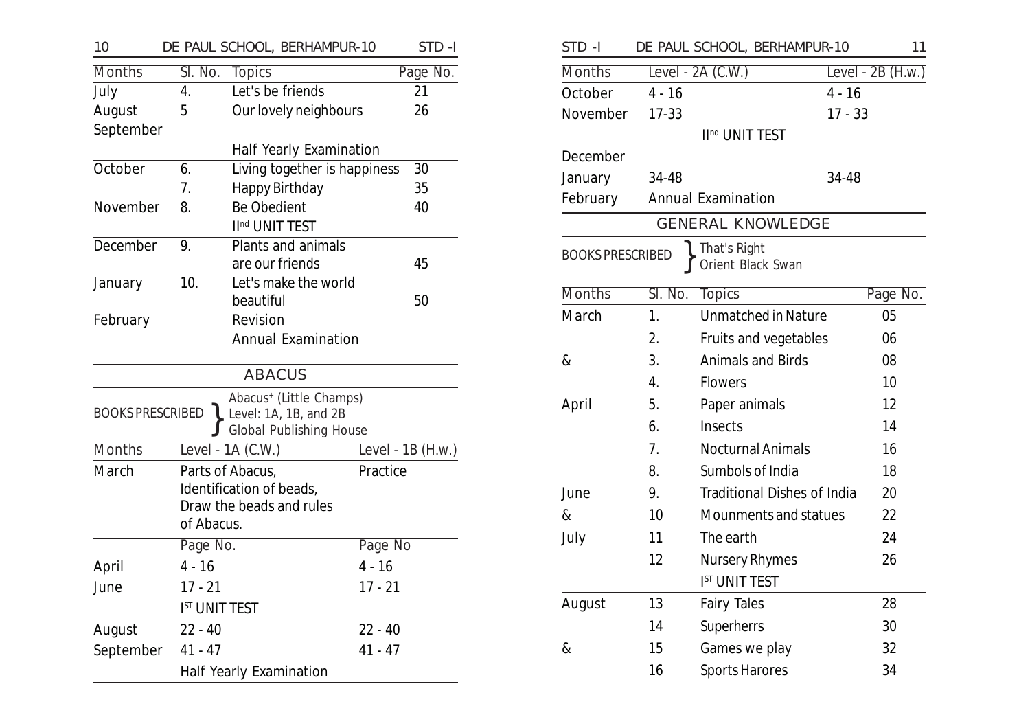| Months | Sl. No. | Topics | Page No. |
|---|---|---|---|
| July | 4. | Let's be friends | 21 |
| August | 5 | Our lovely neighbours | 26 |
| September | | | |
| | | Half Yearly Examination | |
| October | 6. | Living together is happiness | 30 |
| | 7. | Happy Birthday | 35 |
| November | 8. | Be Obedient | 40 |
| | | IInd UNIT TEST | |
| December | 9. | Plants and animals are our friends | 45 |
| January | 10. | Let's make the world beautiful | 50 |
| February | | Revision | |
| | | Annual Examination | |

## ABACUS

BOOKS PRESCRIBED } Abacus+ (Little Champs) Level: 1A, 1B, and 2B Global Publishing House

| Months | Level - 1A (C.W.) | Level - 1B (H.w.) |
|---|---|---|
| March | Parts of Abacus, Identification of beads, Draw the beads and rules of Abacus. | Practice |
| | Page No. | Page No |
| April | 4 - 16 | 4 - 16 |
| June | 17 - 21 | 17 - 21 |
| | IST UNIT TEST | |
| August | 22 - 40 | 22 - 40 |
| September | 41 - 47 | 41 - 47 |
| | Half Yearly Examination | |

| Months | Level - 2A (C.W.) | Level - 2B (H.w.) |
|---|---|---|
| October | 4 - 16 | 4 - 16 |
| November | 17-33 | 17 - 33 |
| | IInd UNIT TEST | |
| December | | |
| January | 34-48 | 34-48 |
| February | Annual Examination | |

## GENERAL KNOWLEDGE

BOOKS PRESCRIBED } That's Right Orient Black Swan

| Months | Sl. No. | Topics | Page No. |
|---|---|---|---|
| March | 1. | Unmatched in Nature | 05 |
| | 2. | Fruits and vegetables | 06 |
| & | 3. | Animals and Birds | 08 |
| | 4. | Flowers | 10 |
| April | 5. | Paper animals | 12 |
| | 6. | Insects | 14 |
| | 7. | Nocturnal Animals | 16 |
| | 8. | Sumbols of India | 18 |
| June | 9. | Traditional Dishes of India | 20 |
| & | 10 | Mounments and statues | 22 |
| July | 11 | The earth | 24 |
| | 12 | Nursery Rhymes | 26 |
| | | IST UNIT TEST | |
| August | 13 | Fairy Tales | 28 |
| | 14 | Superherrs | 30 |
| & | 15 | Games we play | 32 |
| | 16 | Sports Harores | 34 |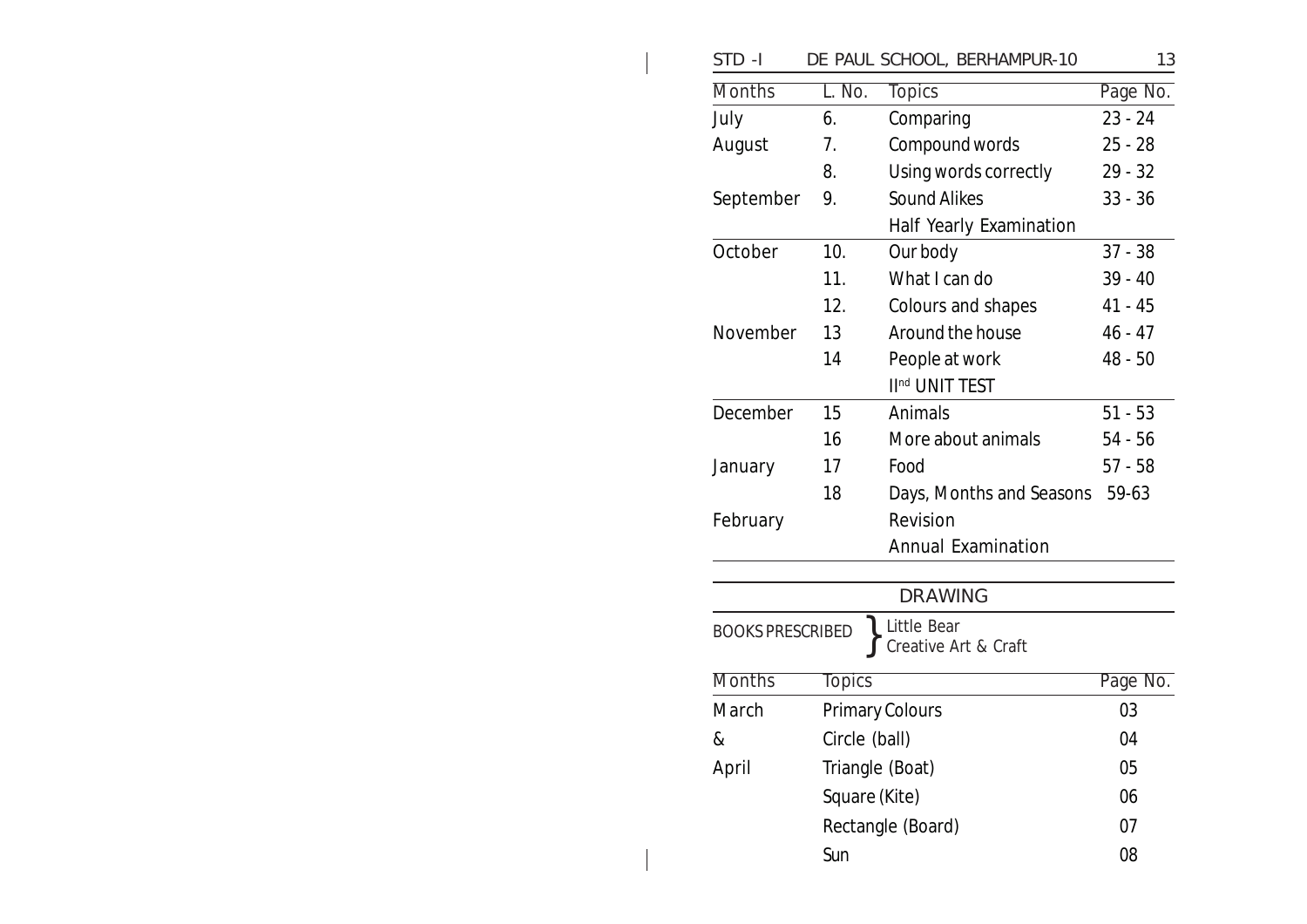| Months | L. No. | Topics | Page No. |
|---|---|---|---|
| July | 6. | Comparing | 23 - 24 |
| August | 7. | Compound words | 25 - 28 |
| | 8. | Using words correctly | 29 - 32 |
| September | 9. | Sound Alikes | 33 - 36 |
| | | Half Yearly Examination | |
| October | 10. | Our body | 37 - 38 |
| | 11. | What I can do | 39 - 40 |
| | 12. | Colours and shapes | 41 - 45 |
| November | 13 | Around the house | 46 - 47 |
| | 14 | People at work | 48 - 50 |
| | | II[nd] UNIT TEST | |
| December | 15 | Animals | 51 - 53 |
| | 16 | More about animals | 54 - 56 |
| January | 17 | Food | 57 - 58 |
| | 18 | Days, Months and Seasons | 59-63 |
| February | | Revision | |
| | | Annual Examination | |

## DRAWING

BOOKS PRESCRIBED } Little Bear, Creative Art & Craft

| Months | Topics | Page No. |
|---|---|---|
| March | Primary Colours | 03 |
| & | Circle (ball) | 04 |
| April | Triangle (Boat) | 05 |
| | Square (Kite) | 06 |
| | Rectangle (Board) | 07 |
| | Sun | 08 |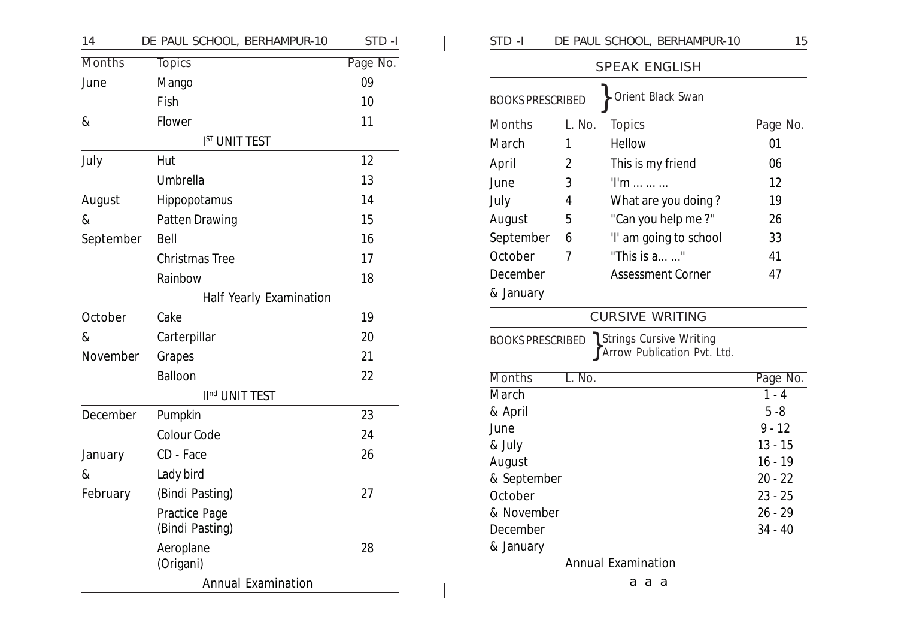| Months | Topics | Page No. |
|---|---|---|
| June | Mango | 09 |
| | Fish | 10 |
| & | Flower | 11 |
| | I[ST] UNIT TEST | |
| July | Hut | 12 |
| | Umbrella | 13 |
| August | Hippopotamus | 14 |
| & | Patten Drawing | 15 |
| September | Bell | 16 |
| | Christmas Tree | 17 |
| | Rainbow | 18 |
| | Half Yearly Examination | |
| October | Cake | 19 |
| & | Carterpillar | 20 |
| November | Grapes | 21 |
| | Balloon | 22 |
| | II[nd] UNIT TEST | |
| December | Pumpkin | 23 |
| | Colour Code | 24 |
| January | CD - Face | 26 |
| & | Lady bird | |
| February | (Bindi Pasting) | 27 |
| | Practice Page (Bindi Pasting) | |
| | Aeroplane (Origani) | 28 |
| | Annual Examination | |

## SPEAK ENGLISH

BOOKS PRESCRIBED } Orient Black Swan

| Months | L. No. | Topics | Page No. |
|---|---|---|---|
| March | 1 | Hellow | 01 |
| April | 2 | This is my friend | 06 |
| June | 3 | 'I'm ... ... ... | 12 |
| July | 4 | What are you doing ? | 19 |
| August | 5 | "Can you help me ?" | 26 |
| September | 6 | 'I' am going to school | 33 |
| October | 7 | "This is a... ..." | 41 |
| December & January | | Assessment Corner | 47 |

## CURSIVE WRITING

BOOKS PRESCRIBED } Strings Cursive Writing, Arrow Publication Pvt. Ltd.

| Months | L. No. | Page No. |
|---|---|---|
| March | | 1 - 4 |
| & April | | 5 -8 |
| June | | 9 - 12 |
| & July | | 13 - 15 |
| August | | 16 - 19 |
| & September | | 20 - 22 |
| October | | 23 - 25 |
| & November | | 26 - 29 |
| December | | 34 - 40 |
| & January | | |

Annual Examination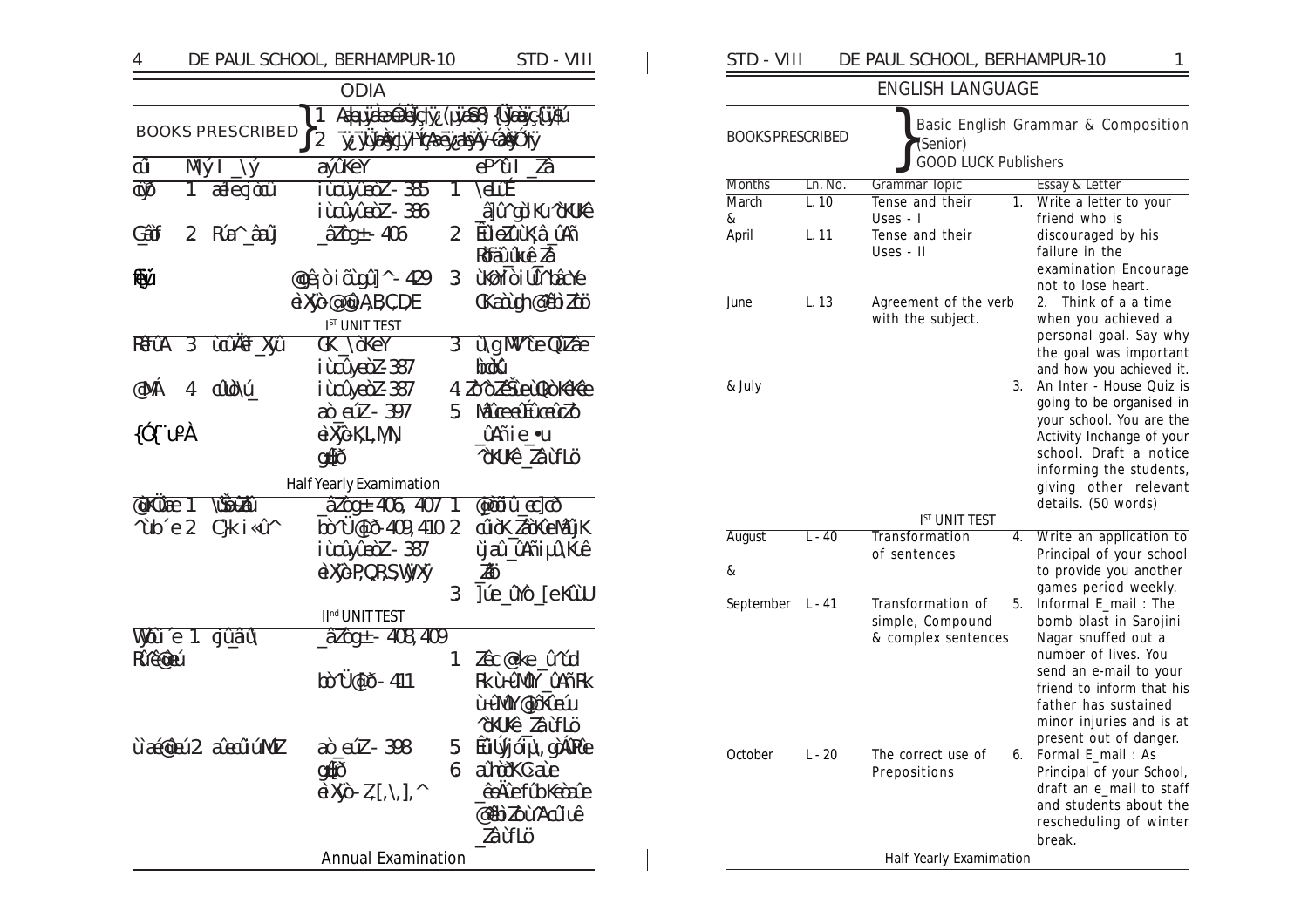## ODIA

**BOOKS PRESCRIBED**
1. Aslqu ýè aéølçjý (µýeSª) {Ûyeaç,{ûjéú
2. ýç,ýÚyeSµý,ýHýçAeÿe,aeýÿ-GeSýÓý

| cûi | Mlý I _\ý | ayûKeY | eP`ûI _Zâ |
|---|---|---|---|
| cûýô | 1 aélecjùcû | iùcûyûeòZ - 385<br>iùcûyûeòZ - 386 | 1 \eLiÉ<br>_âÌû`gdlKu`ôKUKê |
| G_âôf | 2 Rúe^_âaûj | _âZôg± - 406 | 2 ÉûleZùK¸â _ûAñ RbÆûûKuê Zâ |
| fûyû | | @gê¡ò i õ`gû]^ - 429<br>èXÿò-@gêò A,B,C,D,E | 3 ùKò Ì ò iÚû^ bâcYe OKaùgh @ëbìZòö |
| | | **I[ST] UNIT TEST** | |
| RêfûA | 3 ùcûÄêf_Xÿû | GK_\òKeY<br>iùcûyeòZ-387 | 3 ù\g MÌ`ûe QûZâe bûcKû |
| @MÁ | 4 cûlò\ú_ | iùcûyeòZ-387<br>aò_eúZ - 397 | 4 Zô`ò ZêŠùe ù Qò Kê Kêe<br>5 Mâcee ÉûceûcZò |
| {ÓQ`ûºÀ | | èXÿò-K,L,M,N<br>gðjò | _ûAñie_•u<br>^òKUKê _ZâùfLö |
| | | **Half Yearly Examimation** | |
| @ùKÛae 1 | \Šu-ûû | _âZôg± - 406, 407 | 1 @ùcò û_ec]cò |
| ^ùb´e 2 | C]k i«û^ | bò`Ü@gðò -409, 410<br>iùcûyûeòZ - 387<br>èXÿò-P,Q,R,S,W,X,Y | 2 cûùK ZâùKeMâûjK ùjaû_ûAñ iµû\Kuê Zâò<br>3 ]ûe_ûYô _[eKûùU |
| | | **II[nd] UNIT TEST** | |
| Wòùi´e 1. | gû_âû\ | _âZôg± - 408, 409 | |
| RûêeûeÊ | | bò`Ü@gðò - 411 | 1 Zêc @ke_û`ûd Rk ù`éûMûY _ûAñRk ù`éûMûY @ùKûeú ^òKUKê _ZâùfLö |
| ù`aé@eú 2. | aûeceûiúMZ | aò_eúZ - 398<br>gðjò<br>èXÿò- Z,[,\,],^ | 5 ÉûUÿjóù û, gòAÉRe<br>6 aÛùKC ùe _êeÂefûbKe ùaûe @ëbìZò ùAcûiê _ZâùfLö |
| | | **Annual Examination** | |

## ENGLISH LANGUAGE

**BOOKS PRESCRIBED**
Basic English Grammar & Composition (Senior)
GOOD LUCK Publishers

| Months | Ln. No. | Grammar Topic | Essay & Letter |
|---|---|---|---|
| March & April | L. 10<br>L. 11 | Tense and their Uses - I<br>Tense and their Uses - II | 1. Write a letter to your friend who is discouraged by his failure in the examination Encourage not to lose heart. |
| June & July | L. 13 | Agreement of the verb with the subject. | 2. Think of a a time when you achieved a personal goal. Say why the goal was important and how you achieved it.<br>3. An Inter - House Quiz is going to be organised in your school. You are the Activity Inchange of your school. Draft a notice informing the students, giving other relevant details. (50 words) |
| | | **I[ST] UNIT TEST** | |
| August & September | L - 40<br>L - 41 | Transformation of sentences<br>Transformation of simple, Compound & complex sentences | 4. Write an application to Principal of your school to provide you another games period weekly.<br>5. Informal E_mail : The bomb blast in Sarojini Nagar snuffed out a number of lives. You send an e-mail to your friend to inform that his father has sustained minor injuries and is at present out of danger. |
| October | L - 20 | The correct use of Prepositions | 6. Formal E_mail : As Principal of your School, draft an e_mail to staff and students about the rescheduling of winter break. |
| | | **Half Yearly Examimation** | |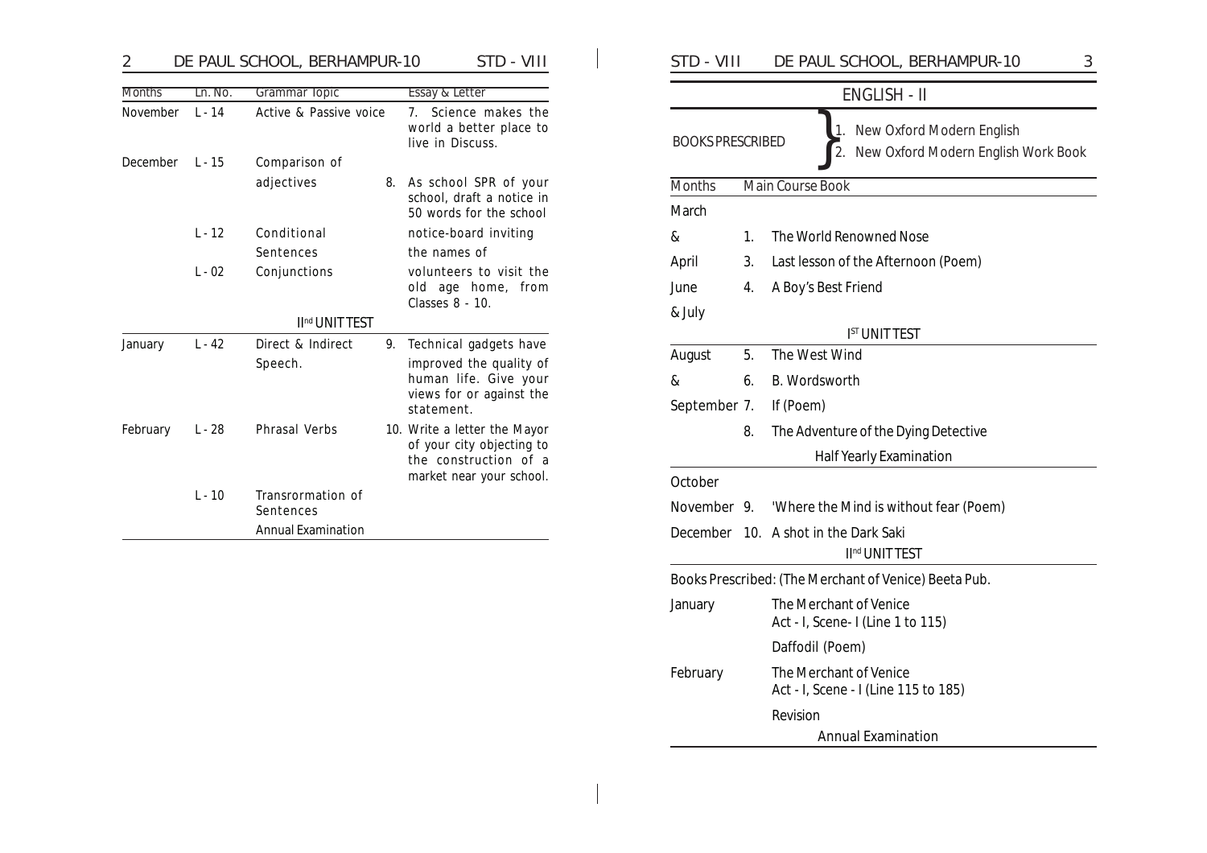| Months | Ln. No. | Grammar Topic | Essay & Letter |
|---|---|---|---|
| November | L - 14 | Active & Passive voice | 7. Science makes the world a better place to live in Discuss. |
| December | L - 15 | Comparison of adjectives | 8. As school SPR of your school, draft a notice in 50 words for the school notice-board inviting the names of volunteers to visit the old age home, from Classes 8 - 10. |
| | L - 12 | Conditional Sentences | |
| | L - 02 | Conjunctions | |
| | | II[nd] UNIT TEST | |
| January | L - 42 | Direct & Indirect Speech. | 9. Technical gadgets have improved the quality of human life. Give your views for or against the statement. |
| February | L - 28 | Phrasal Verbs | 10. Write a letter the Mayor of your city objecting to the construction of a market near your school. |
| | L - 10 | Transrormation of Sentences | |
| | | Annual Examination | |

## ENGLISH - II

**BOOKS PRESCRIBED**
1. New Oxford Modern English
2. New Oxford Modern English Work Book

| Months | | Main Course Book |
|---|---|---|
| March & April | 1. | The World Renowned Nose |
| | 3. | Last lesson of the Afternoon (Poem) |
| June & July | 4. | A Boy's Best Friend |
| | | I[ST] UNIT TEST |
| August & September | 5. | The West Wind |
| | 6. | B. Wordsworth |
| | 7. | If (Poem) |
| | 8. | The Adventure of the Dying Detective |
| | | Half Yearly Examination |
| October November | 9. | 'Where the Mind is without fear (Poem) |
| December | 10. | A shot in the Dark Saki |
| | | II[nd] UNIT TEST |

Books Prescribed: (The Merchant of Venice) Beeta Pub.

| Months | Topic |
|---|---|
| January | The Merchant of Venice Act - I, Scene- I (Line 1 to 115) |
| | Daffodil (Poem) |
| February | The Merchant of Venice Act - I, Scene - I (Line 115 to 185) |
| | Revision |
| | Annual Examination |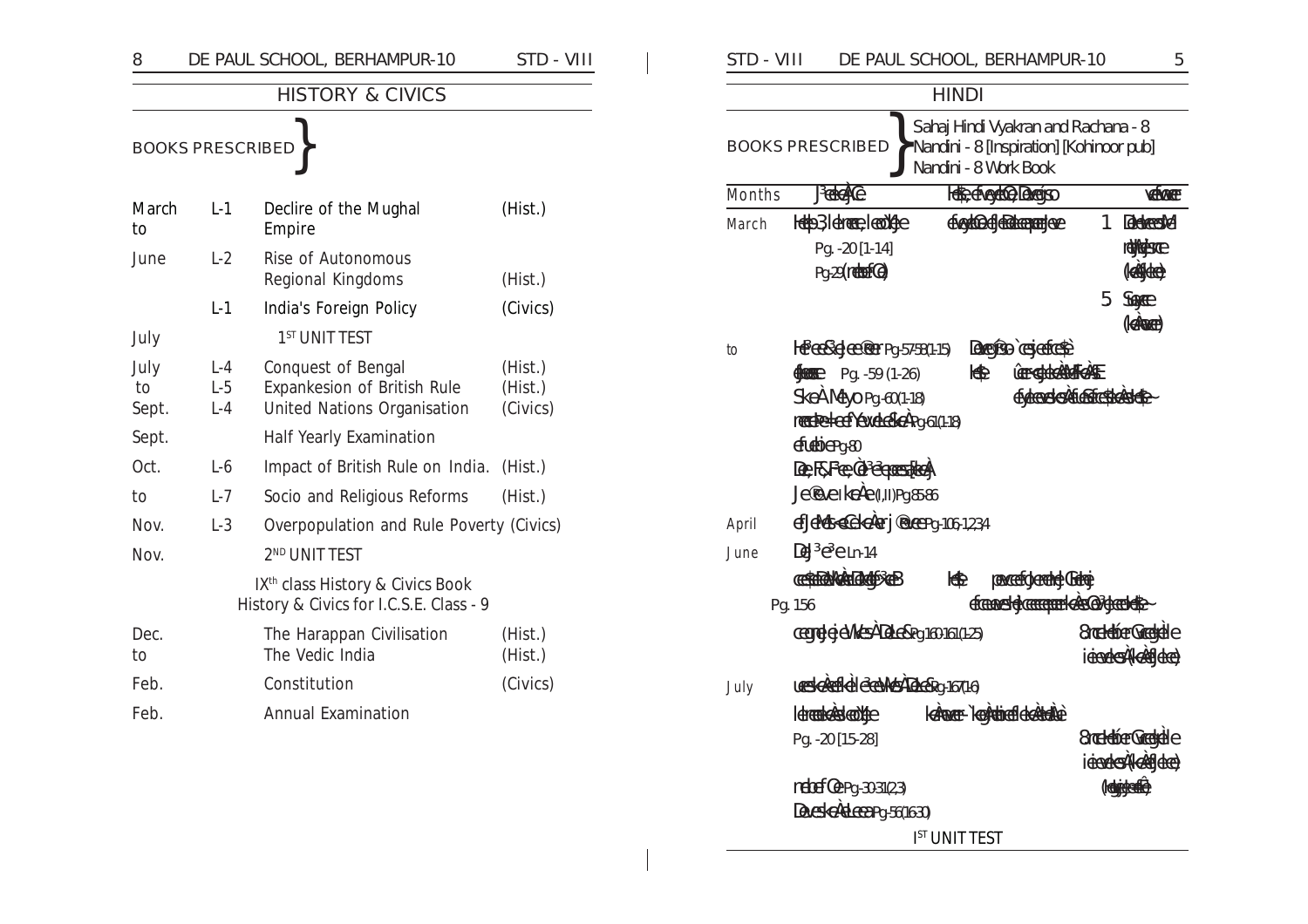## HISTORY & CIVICS

**BOOKS PRESCRIBED**

| Month | Lesson | Topic | Subject |
|---|---|---|---|
| March | L-1 | Declire of the Mughal Empire | (Hist.) |
| to June | L-2 | Rise of Autonomous Regional Kingdoms | (Hist.) |
| | L-1 | India's Foreign Policy | (Civics) |
| July | | 1ST UNIT TEST | |
| July to Sept. | L-4 | Conquest of Bengal | (Hist.) |
| | L-5 | Expankesion of British Rule | (Hist.) |
| | L-4 | United Nations Organisation | (Civics) |
| Sept. | | Half Yearly Examination | |
| Oct. | L-6 | Impact of British Rule on India. | (Hist.) |
| to | L-7 | Socio and Religious Reforms | (Hist.) |
| Nov. | L-3 | Overpopulation and Rule Poverty | (Civics) |
| Nov. | | 2ND UNIT TEST | |
| | | IXth class History & Civics Book History & Civics for I.C.S.E. Class - 9 | |
| Dec. to | | The Harappan Civilisation | (Hist.) |
| | | The Vedic India | (Hist.) |
| Feb. | | Constitution | (Civics) |
| Feb. | | Annual Examination | |

## HINDI

**BOOKS PRESCRIBED**
- Sahaj Hindi Vyakran and Rachana - 8
- Nandini - 8 [Inspiration] [Kohinoor pub]
- Nandini - 8 Work Book

| Months | J³eke\ÀCe | Hee\ '«eÙeesie, Devegäso | veeMe\ |
|---|---|---|---|
| March | Hee\þ 3, leneje, leeSÙe Pg. -20 [1-14] Pg-29 (ìebeCe) | éeyoeLe& Jeekeÿpe | 1 DeeueesJe / ìeÙeLeeme (ke&eÙeke) 5 Sage (keÀeuee) |
| to | HeÞ ee&&Jee ee®eerr Pg-57-58 (1-15) ¢eeMe Pg. -59 (1-26) SkeÀ Meyo Pg-60 (1-18) ìeeuee Heee Yeeuee&keÀ Pg-61 (1-18) efueebie Pg-80 Dee.F.Fe, Oe³e³e peeSeke Je®eve IkeÀe (I,II) Pg 85-86 | Devegäso `ceÙeekeÀ Hee\ ÛeÙe keÀe ÙeÙeMe ... | |
| April | efJeMes<eCekeÀe j ®eíee Pg-106,1,2,3,4 | | |
| June | Dej³e³e Ln-14 ceeÙeeke Ake®ee Pg. 156 | Hee\ peÙeceÙeke ... | |
| | ceeÙeeÙe eÙe Ve Pg-160-161 (1-25) | | 8 ... iee ... |
| July | ue ... Pg-167 (1-6) lee ... Pg. -20 [15-28] ìebeCe Pg-30-31 (2,3) Deue ... Pg-56 (16-30) | keÀe ... | 8 ... iee ... (... ) |
| | | 1ST UNIT TEST | |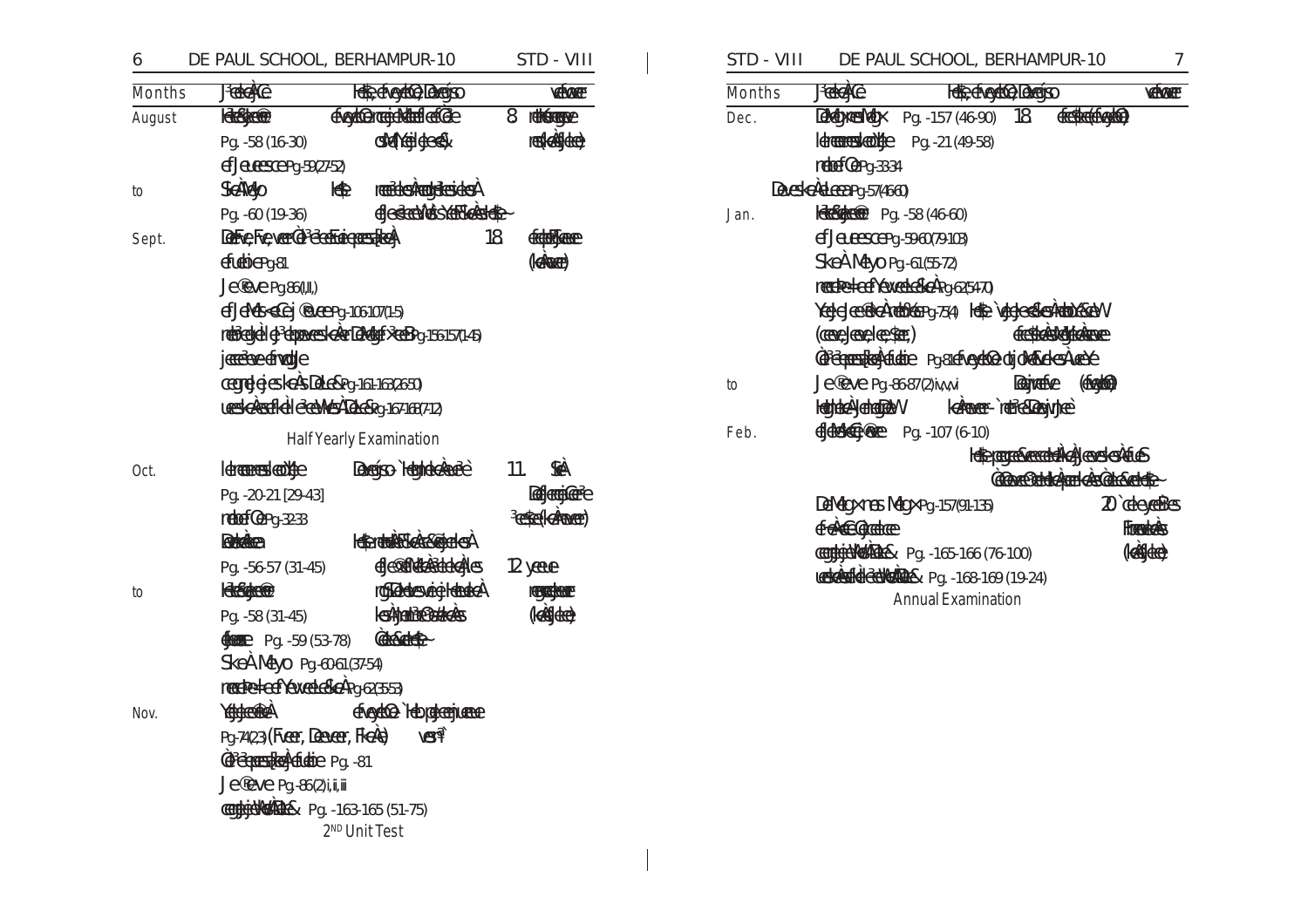| Months | J³ekeÀÇe | Hee, efveyebOe, Deevegso | veÁwer |
|---|---|---|---|
| August | keÅ§ekeÀe® Pg. -58 (16-30) efJeueesce Pg-59(27-52) | efveyebOe | 8 |
| to | SkeÀ Mebyo Pg. -60 (19-36) | Hee | |
| Sept. | efuebie Pg-81 Je®eve Pg-86 (I,II) efJeMes<eCe j®eve Pg-106-107(1-5) Pg-156-157(1-5) Pg-161-163(26-50) Pg-167-168(7-12) | | 18 |
| | Half Yearly Examination | | |
| Oct. | Pg. -20-21 [29-43] Pg-32-33 Pg. -56-57 (31-45) | Deevegso | 11. |
| to | keÅ§ekeÀe® Pg. -58 (31-45) Pg. -59 (53-78) SkeÀ Mebyo Pg-60-61(37-54) Pg-62(35-53) | | 12 |
| Nov. | Pg-74(2,3) (Fveer, Deever, FkeÀe) Pg. -81 Je®eve Pg-86(2) i, ii, iii Pg. -163-165 (51-75) | efveyebOe | |
| | 2ND Unit Test | | |
| Dec. | Pg. -157 (46-90) Pg. -21 (49-58) Pg-33-34 Pg-57(46-60) | | 18. |
| Jan. | keÅ§ekeÀe® Pg. -58 (46-60) efJeueesce Pg-59-60(79-103) SkeÀ Mebyo Pg-61(55-72) Pg-62(54-70) Pg-73(4) Pg-81 | Hee | |
| to | Je®eve Pg-86-87(2) iv,v,vi | | |
| Feb. | Pg. -107 (6-10) Pg-157(91-135) Pg. -165-166 (76-100) Pg. -168-169 (19-24) | Hee | 20 |
| | Annual Examination | | |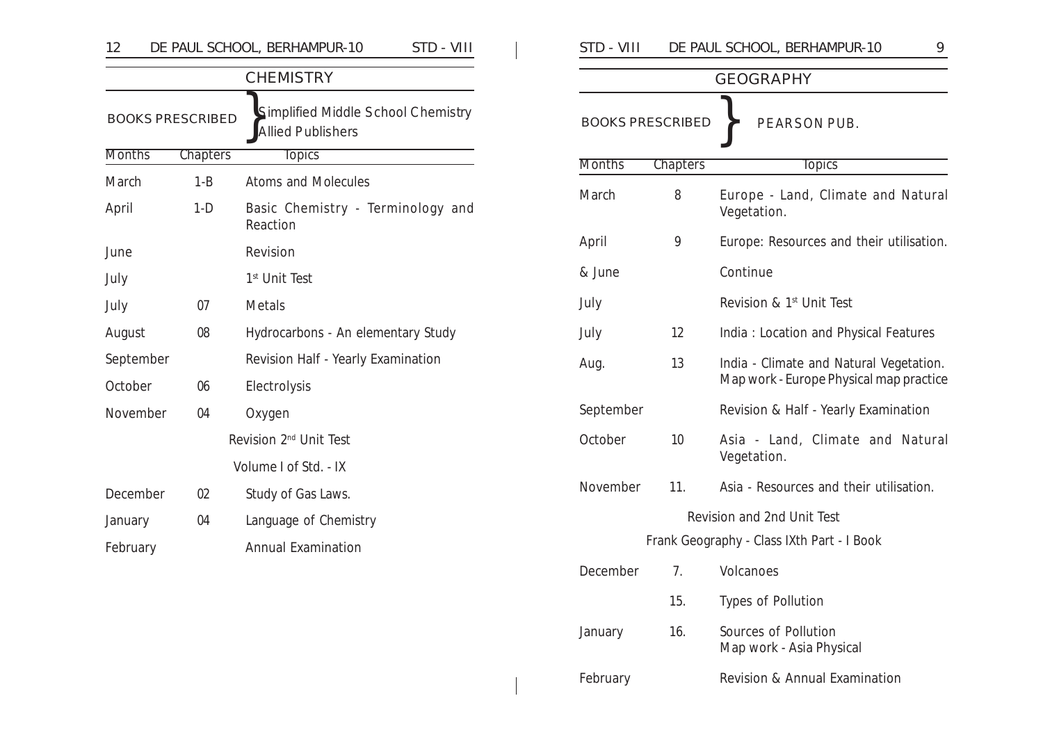## CHEMISTRY

BOOKS PRESCRIBED } Simplified Middle School Chemistry
Allied Publishers

| Months | Chapters | Topics |
|---|---|---|
| March | 1-B | Atoms and Molecules |
| April | 1-D | Basic Chemistry - Terminology and Reaction |
| June | | Revision |
| July | | 1st Unit Test |
| July | 07 | Metals |
| August | 08 | Hydrocarbons - An elementary Study |
| September | | Revision Half - Yearly Examination |
| October | 06 | Electrolysis |
| November | 04 | Oxygen |
| | | Revision 2nd Unit Test |
| | | Volume I of Std. - IX |
| December | 02 | Study of Gas Laws. |
| January | 04 | Language of Chemistry |
| February | | Annual Examination |

## GEOGRAPHY

BOOKS PRESCRIBED } PEARSON PUB.

| Months | Chapters | Topics |
|---|---|---|
| March | 8 | Europe - Land, Climate and Natural Vegetation. |
| April | 9 | Europe: Resources and their utilisation. |
| & June | | Continue |
| July | | Revision & 1st Unit Test |
| July | 12 | India : Location and Physical Features |
| Aug. | 13 | India - Climate and Natural Vegetation. Map work - Europe Physical map practice |
| September | | Revision & Half - Yearly Examination |
| October | 10 | Asia - Land, Climate and Natural Vegetation. |
| November | 11. | Asia - Resources and their utilisation. |
| | | Revision and 2nd Unit Test |
| | | Frank Geography - Class IXth Part - I Book |
| December | 7. | Volcanoes |
| | 15. | Types of Pollution |
| January | 16. | Sources of Pollution<br>Map work - Asia Physical |
| February | | Revision & Annual Examination |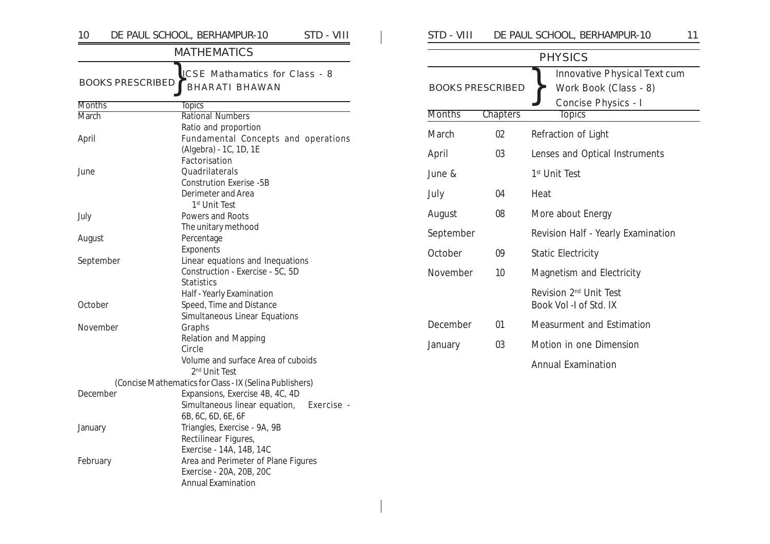## MATHEMATICS

**BOOKS PRESCRIBED** } ICSE Mathamatics for Class - 8 BHARATI BHAWAN

| Months | Topics |
|---|---|
| March | Rational Numbers |
| | Ratio and proportion |
| April | Fundamental Concepts and operations (Algebra) - 1C, 1D, 1E |
| | Factorisation |
| June | Quadrilaterals |
| | Constrution Exerise -5B |
| | Derimeter and Area |
| | 1st Unit Test |
| July | Powers and Roots |
| | The unitary methood |
| August | Percentage |
| | Exponents |
| September | Linear equations and Inequations |
| | Construction - Exercise - 5C, 5D |
| | Statistics |
| | Half - Yearly Examination |
| October | Speed, Time and Distance |
| | Simultaneous Linear Equations |
| November | Graphs |
| | Relation and Mapping |
| | Circle |
| | Volume and surface Area of cuboids |
| | 2nd Unit Test |
| (Concise Mathematics for Class - IX (Selina Publishers) | |
| December | Expansions, Exercise 4B, 4C, 4D |
| | Simultaneous linear equation, Exercise - 6B, 6C, 6D, 6E, 6F |
| January | Triangles, Exercise - 9A, 9B |
| | Rectilinear Figures, Exercise - 14A, 14B, 14C |
| February | Area and Perimeter of Plane Figures Exercise - 20A, 20B, 20C |
| | Annual Examination |

## PHYSICS

**BOOKS PRESCRIBED** } Innovative Physical Text cum Work Book (Class - 8) Concise Physics - I

| Months | Chapters | Topics |
|---|---|---|
| March | 02 | Refraction of Light |
| April | 03 | Lenses and Optical Instruments |
| June & | | 1st Unit Test |
| July | 04 | Heat |
| August | 08 | More about Energy |
| September | | Revision Half - Yearly Examination |
| October | 09 | Static Electricity |
| November | 10 | Magnetism and Electricity |
| | | Revision 2nd Unit Test Book Vol -I of Std. IX |
| December | 01 | Measurment and Estimation |
| January | 03 | Motion in one Dimension |
| | | Annual Examination |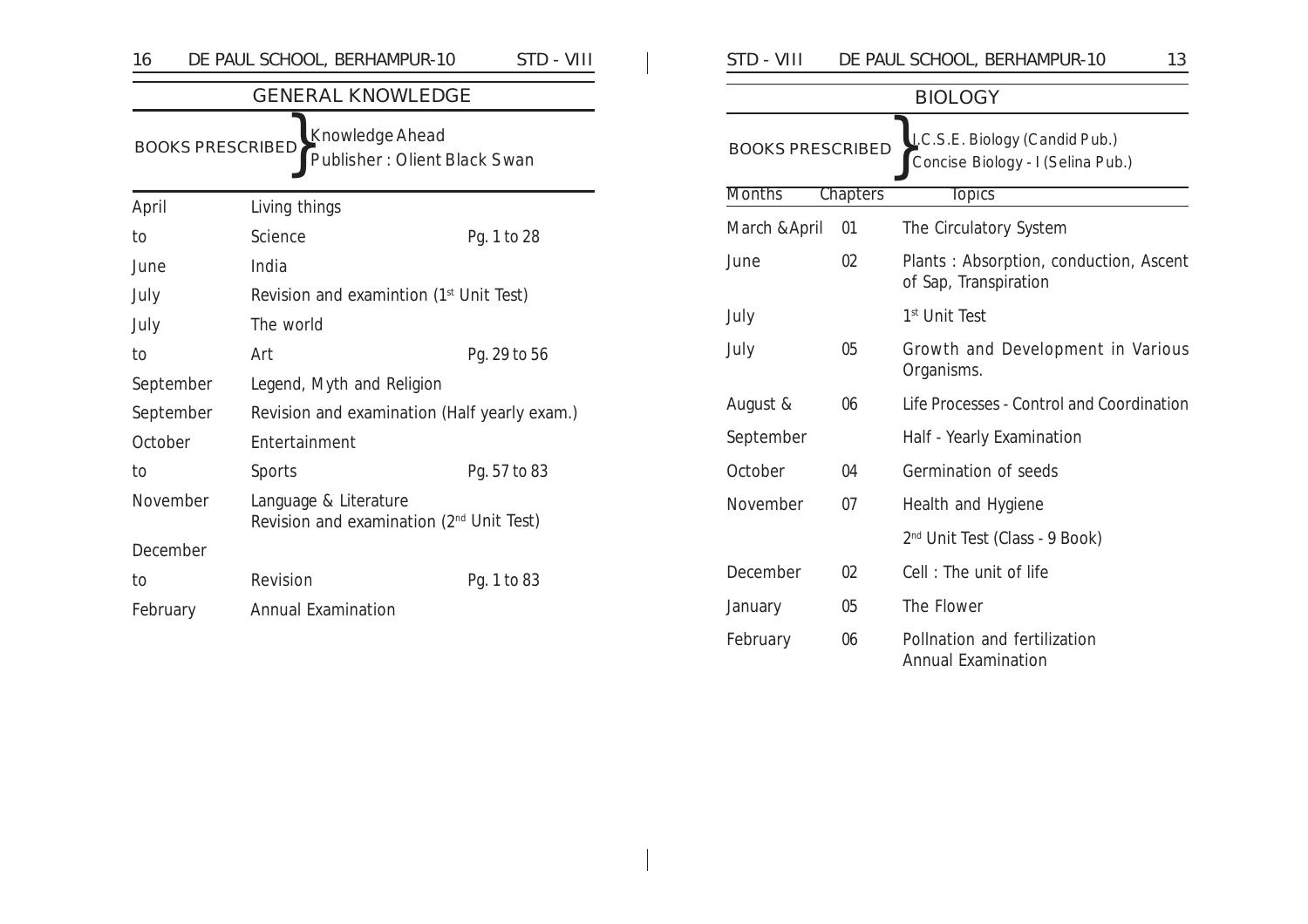## GENERAL KNOWLEDGE

BOOKS PRESCRIBED } Knowledge Ahead
Publisher : Olient Black Swan

| | | |
|---|---|---|
| April | Living things | |
| to | Science | Pg. 1 to 28 |
| June | India | |
| July | Revision and examintion (1st Unit Test) | |
| July | The world | |
| to | Art | Pg. 29 to 56 |
| September | Legend, Myth and Religion | |
| September | Revision and examination (Half yearly exam.) | |
| October | Entertainment | |
| to | Sports | Pg. 57 to 83 |
| November | Language & Literature<br>Revision and examination (2nd Unit Test) | |
| December | | |
| to | Revision | Pg. 1 to 83 |
| February | Annual Examination | |

## BIOLOGY

BOOKS PRESCRIBED } I.C.S.E. Biology (Candid Pub.)
Concise Biology - I (Selina Pub.)

| Months | Chapters | Topics |
|---|---|---|
| March &April | 01 | The Circulatory System |
| June | 02 | Plants : Absorption, conduction, Ascent of Sap, Transpiration |
| July | | 1st Unit Test |
| July | 05 | Growth and Development in Various Organisms. |
| August & | 06 | Life Processes - Control and Coordination |
| September | | Half - Yearly Examination |
| October | 04 | Germination of seeds |
| November | 07 | Health and Hygiene |
| | | 2nd Unit Test (Class - 9 Book) |
| December | 02 | Cell : The unit of life |
| January | 05 | The Flower |
| February | 06 | Pollnation and fertilization<br>Annual Examination |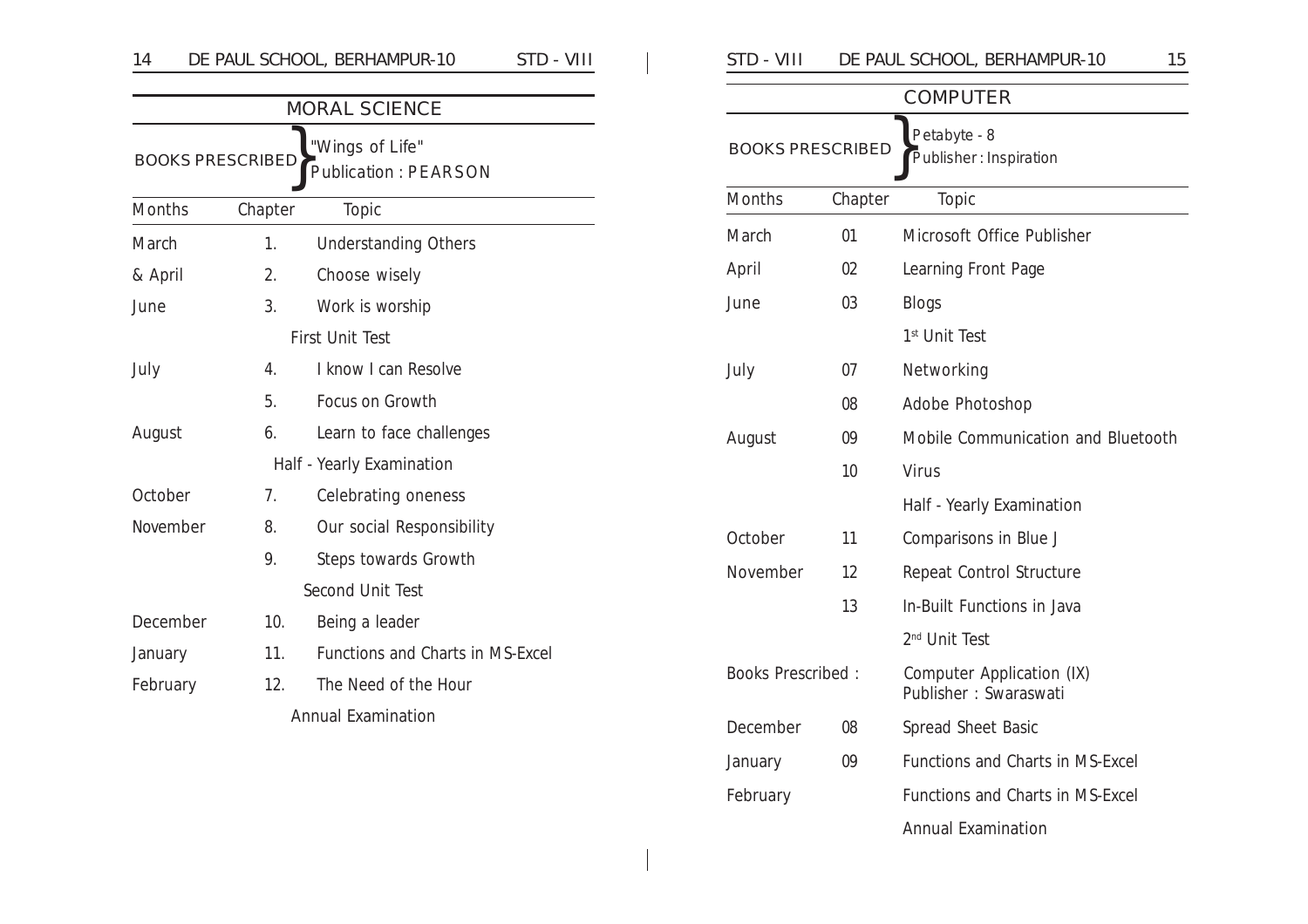## MORAL SCIENCE

BOOKS PRESCRIBED } "Wings of Life"
Publication : PEARSON

| Months | Chapter | Topic |
|---|---|---|
| March | 1. | Understanding Others |
| & April | 2. | Choose wisely |
| June | 3. | Work is worship |
| | | First Unit Test |
| July | 4. | I know I can Resolve |
| | 5. | Focus on Growth |
| August | 6. | Learn to face challenges |
| | | Half - Yearly Examination |
| October | 7. | Celebrating oneness |
| November | 8. | Our social Responsibility |
| | 9. | Steps towards Growth |
| | | Second Unit Test |
| December | 10. | Being a leader |
| January | 11. | Functions and Charts in MS-Excel |
| February | 12. | The Need of the Hour |
| | | Annual Examination |

## COMPUTER

BOOKS PRESCRIBED } Petabyte - 8
Publisher : Inspiration

| Months | Chapter | Topic |
|---|---|---|
| March | 01 | Microsoft Office Publisher |
| April | 02 | Learning Front Page |
| June | 03 | Blogs |
| | | 1st Unit Test |
| July | 07 | Networking |
| | 08 | Adobe Photoshop |
| August | 09 | Mobile Communication and Bluetooth |
| | 10 | Virus |
| | | Half - Yearly Examination |
| October | 11 | Comparisons in Blue J |
| November | 12 | Repeat Control Structure |
| | 13 | In-Built Functions in Java |
| | | 2nd Unit Test |
| Books Prescribed : | | Computer Application (IX) Publisher : Swaraswati |
| December | 08 | Spread Sheet Basic |
| January | 09 | Functions and Charts in MS-Excel |
| February | | Functions and Charts in MS-Excel |
| | | Annual Examination |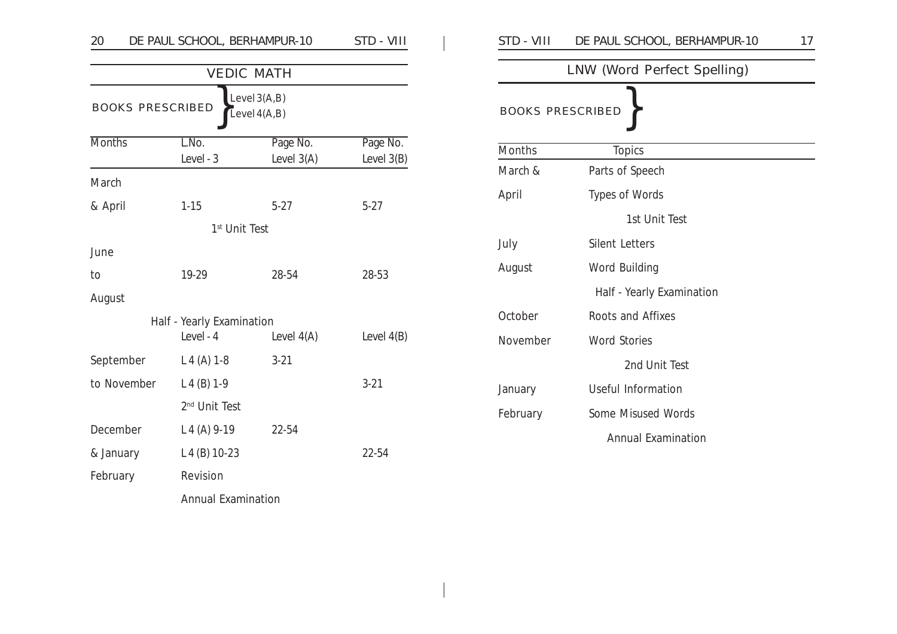## VEDIC MATH

BOOKS PRESCRIBED } Level 3(A,B) Level 4(A,B)

| Months | L.No. Level - 3 | Page No. Level 3(A) | Page No. Level 3(B) |
|---|---|---|---|
| March & April | 1-15 | 5-27 | 5-27 |
| | 1st Unit Test | | |
| June to August | 19-29 | 28-54 | 28-53 |
| | Half - Yearly Examination | | |
| | Level - 4 | Level 4(A) | Level 4(B) |
| September | L 4 (A) 1-8 | 3-21 | |
| to November | L 4 (B) 1-9 | | 3-21 |
| | 2nd Unit Test | | |
| December | L 4 (A) 9-19 | 22-54 | |
| & January | L 4 (B) 10-23 | | 22-54 |
| February | Revision | | |
| | Annual Examination | | |

## LNW (Word Perfect Spelling)

BOOKS PRESCRIBED }

| Months | Topics |
|---|---|
| March & | Parts of Speech |
| April | Types of Words |
| | 1st Unit Test |
| July | Silent Letters |
| August | Word Building |
| | Half - Yearly Examination |
| October | Roots and Affixes |
| November | Word Stories |
| | 2nd Unit Test |
| January | Useful Information |
| February | Some Misused Words |
| | Annual Examination |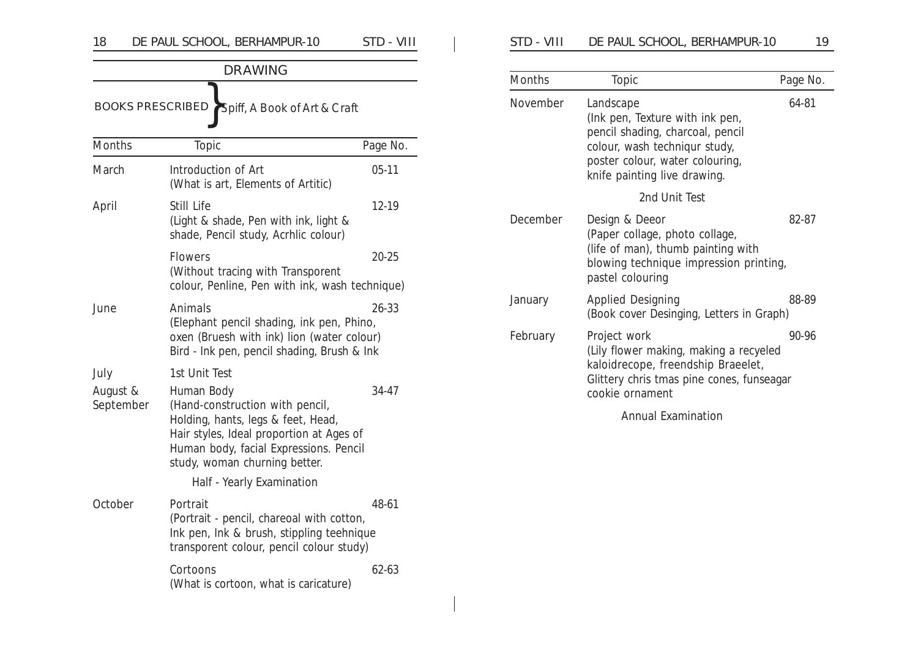## DRAWING

BOOKS PRESCRIBED } Spiff, A Book of Art & Craft

| Months | Topic | Page No. |
|---|---|---|
| March | Introduction of Art (What is art, Elements of Artitic) | 05-11 |
| April | Still Life (Light & shade, Pen with ink, light & shade, Pencil study, Acrhlic colour) | 12-19 |
| | Flowers (Without tracing with Transporent colour, Penline, Pen with ink, wash technique) | 20-25 |
| June | Animals (Elephant pencil shading, ink pen, Phino, oxen (Bruesh with ink) lion (water colour) Bird - Ink pen, pencil shading, Brush & Ink | 26-33 |
| July | 1st Unit Test | |
| August & September | Human Body (Hand-construction with pencil, Holding, hants, legs & feet, Head, Hair styles, Ideal proportion at Ages of Human body, facial Expressions. Pencil study, woman churning better. | 34-47 |
| | Half - Yearly Examination | |
| October | Portrait (Portrait - pencil, chareoal with cotton, Ink pen, Ink & brush, stippling teehnique transporent colour, pencil colour study) | 48-61 |
| | Cortoons (What is cortoon, what is caricature) | 62-63 |
| November | Landscape (Ink pen, Texture with ink pen, pencil shading, charcoal, pencil colour, wash techniqur study, poster colour, water colouring, knife painting live drawing. | 64-81 |
| | 2nd Unit Test | |
| December | Design & Deeor (Paper collage, photo collage, (life of man), thumb painting with blowing technique impression printing, pastel colouring | 82-87 |
| January | Applied Designing (Book cover Desinging, Letters in Graph) | 88-89 |
| February | Project work (Lily flower making, making a recyeled kaloidrecope, freendship Braeelet, Glittery chris tmas pine cones, funseagar cookie ornament | 90-96 |
| | Annual Examination | |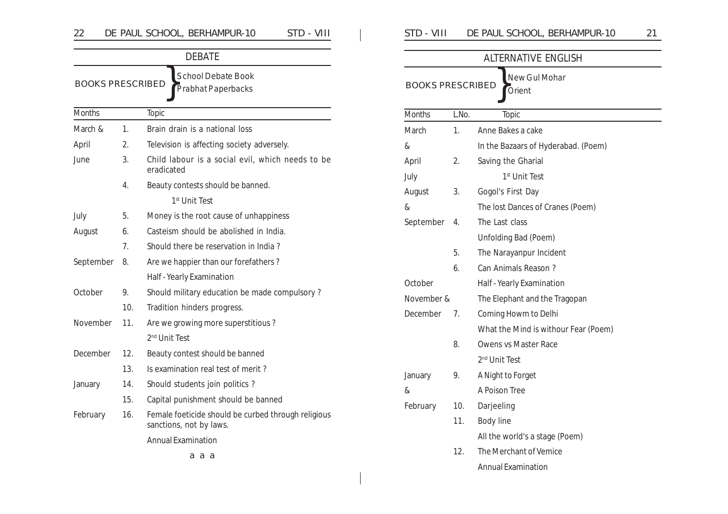## DEBATE

BOOKS PRESCRIBED — School Debate Book, Prabhat Paperbacks

| Months | | Topic |
|---|---|---|
| March & | 1. | Brain drain is a national loss |
| April | 2. | Television is affecting society adversely. |
| June | 3. | Child labour is a social evil, which needs to be eradicated |
| | 4. | Beauty contests should be banned. |
| | | 1st Unit Test |
| July | 5. | Money is the root cause of unhappiness |
| August | 6. | Casteism should be abolished in India. |
| | 7. | Should there be reservation in India ? |
| September | 8. | Are we happier than our forefathers ? |
| | | Half - Yearly Examination |
| October | 9. | Should military education be made compulsory ? |
| | 10. | Tradition hinders progress. |
| November | 11. | Are we growing more superstitious ? |
| | | 2nd Unit Test |
| December | 12. | Beauty contest should be banned |
| | 13. | Is examination real test of merit ? |
| January | 14. | Should students join politics ? |
| | 15. | Capital punishment should be banned |
| February | 16. | Female foeticide should be curbed through religious sanctions, not by laws. |
| | | Annual Examination |

a a a

## ALTERNATIVE ENGLISH

BOOKS PRESCRIBED — New Gul Mohar, Orient

| Months | L.No. | Topic |
|---|---|---|
| March | 1. | Anne Bakes a cake |
| & | | In the Bazaars of Hyderabad. (Poem) |
| April | 2. | Saving the Gharial |
| July | | 1st Unit Test |
| August | 3. | Gogol's First Day |
| & | | The lost Dances of Cranes (Poem) |
| September | 4. | The Last class |
| | | Unfolding Bad (Poem) |
| | 5. | The Narayanpur Incident |
| | 6. | Can Animals Reason ? |
| October | | Half - Yearly Examination |
| November & | | The Elephant and the Tragopan |
| December | 7. | Coming Howm to Delhi |
| | | What the Mind is withour Fear (Poem) |
| | 8. | Owens vs Master Race |
| | | 2nd Unit Test |
| January | 9. | A Night to Forget |
| & | | A Poison Tree |
| February | 10. | Darjeeling |
| | 11. | Body line |
| | | All the world's a stage (Poem) |
| | 12. | The Merchant of Vemice |
| | | Annual Examination |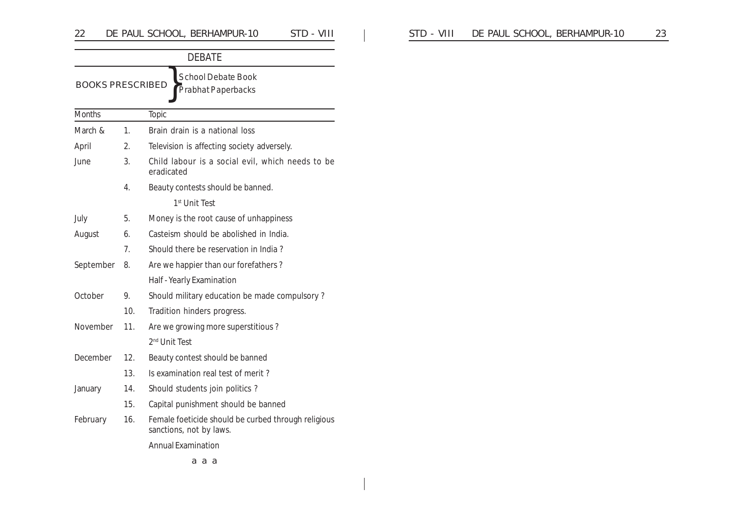## DEBATE

**BOOKS PRESCRIBED**
- School Debate Book
- Prabhat Paperbacks

| Months | | Topic |
|---|---|---|
| March & | 1. | Brain drain is a national loss |
| April | 2. | Television is affecting society adversely. |
| June | 3. | Child labour is a social evil, which needs to be eradicated |
| | 4. | Beauty contests should be banned. |
| | | 1st Unit Test |
| July | 5. | Money is the root cause of unhappiness |
| August | 6. | Casteism should be abolished in India. |
| | 7. | Should there be reservation in India ? |
| September | 8. | Are we happier than our forefathers ? |
| | | Half - Yearly Examination |
| October | 9. | Should military education be made compulsory ? |
| | 10. | Tradition hinders progress. |
| November | 11. | Are we growing more superstitious ? |
| | | 2nd Unit Test |
| December | 12. | Beauty contest should be banned |
| | 13. | Is examination real test of merit ? |
| January | 14. | Should students join politics ? |
| | 15. | Capital punishment should be banned |
| February | 16. | Female foeticide should be curbed through religious sanctions, not by laws. |
| | | Annual Examination |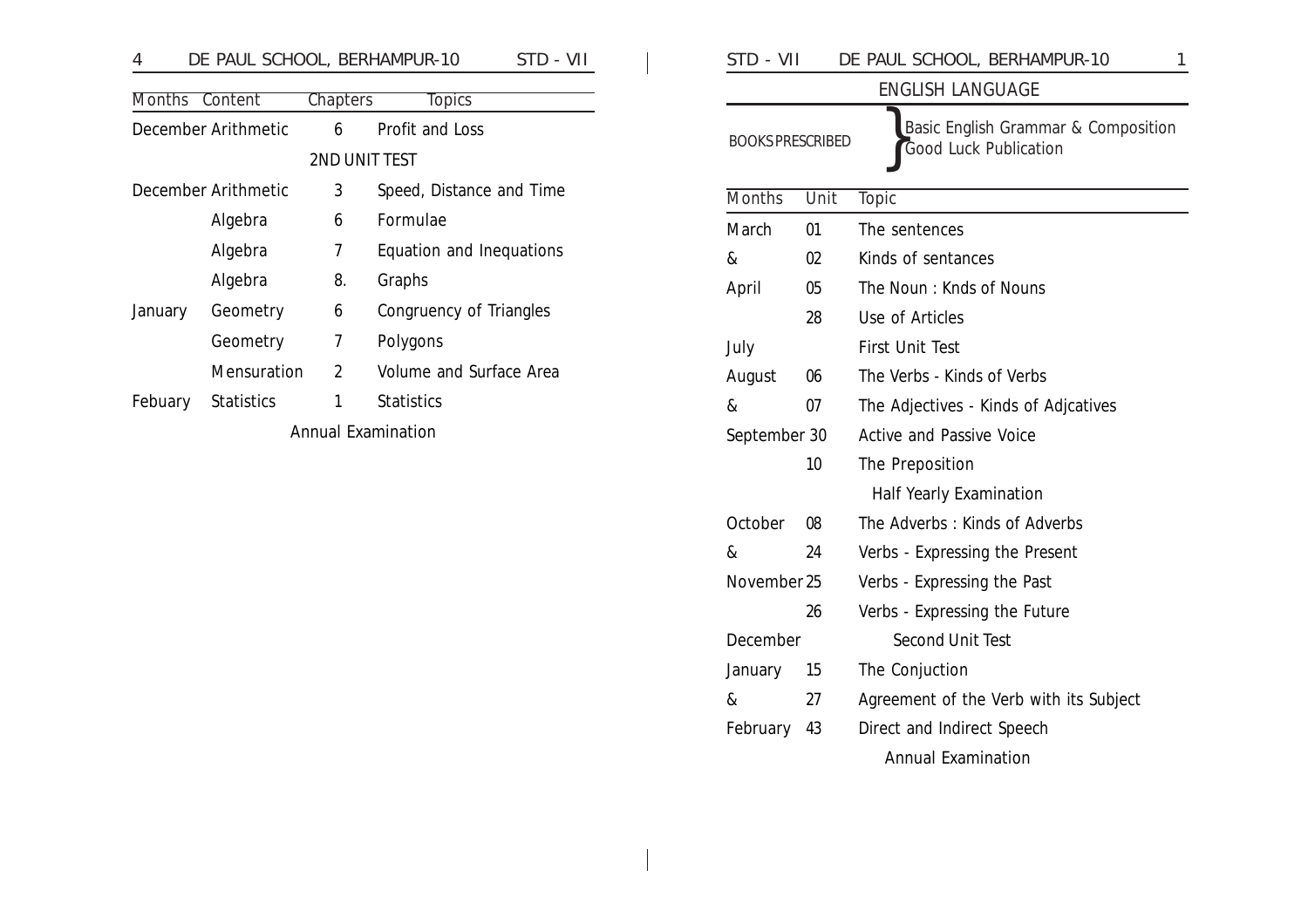| Months | Content | Chapters | Topics |
|---|---|---|---|
| December | Arithmetic | 6 | Profit and Loss |
| | | 2ND UNIT TEST | |
| December | Arithmetic | 3 | Speed, Distance and Time |
| | Algebra | 6 | Formulae |
| | Algebra | 7 | Equation and Inequations |
| | Algebra | 8. | Graphs |
| January | Geometry | 6 | Congruency of Triangles |
| | Geometry | 7 | Polygons |
| | Mensuration | 2 | Volume and Surface Area |
| Febuary | Statistics | 1 | Statistics |
| | | Annual Examination | |

## ENGLISH LANGUAGE

BOOKS PRESCRIBED: Basic English Grammar & Composition, Good Luck Publication

| Months | Unit | Topic |
|---|---|---|
| March | 01 | The sentences |
| & | 02 | Kinds of sentances |
| April | 05 | The Noun : Knds of Nouns |
| | 28 | Use of Articles |
| July | | First Unit Test |
| August | 06 | The Verbs - Kinds of Verbs |
| & | 07 | The Adjectives - Kinds of Adjcatives |
| September | 30 | Active and Passive Voice |
| | 10 | The Preposition |
| | | Half Yearly Examination |
| October | 08 | The Adverbs : Kinds of Adverbs |
| & | 24 | Verbs - Expressing the Present |
| November | 25 | Verbs - Expressing the Past |
| | 26 | Verbs - Expressing the Future |
| December | | Second Unit Test |
| January | 15 | The Conjuction |
| & | 27 | Agreement of the Verb with its Subject |
| February | 43 | Direct and Indirect Speech |
| | | Annual Examination |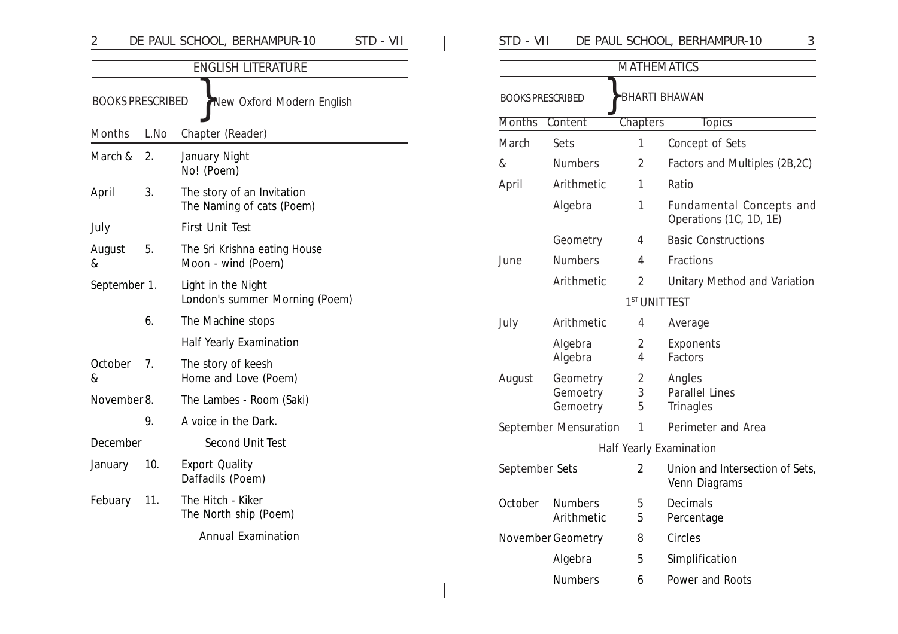## ENGLISH LITERATURE

BOOKS PRESCRIBED } New Oxford Modern English

| Months | L.No | Chapter (Reader) |
|---|---|---|
| March & | 2. | January Night<br>No! (Poem) |
| April | 3. | The story of an Invitation<br>The Naming of cats (Poem) |
| July | | First Unit Test |
| August & | 5. | The Sri Krishna eating House<br>Moon - wind (Poem) |
| September | 1. | Light in the Night<br>London's summer Morning (Poem) |
| | 6. | The Machine stops |
| | | Half Yearly Examination |
| October & | 7. | The story of keesh<br>Home and Love (Poem) |
| November | 8. | The Lambes - Room (Saki) |
| | 9. | A voice in the Dark. |
| December | | Second Unit Test |
| January | 10. | Export Quality<br>Daffadils (Poem) |
| Febuary | 11. | The Hitch - Kiker<br>The North ship (Poem) |
| | | Annual Examination |

## MATHEMATICS

BOOKS PRESCRIBED } BHARTI BHAWAN

| Months | Content | Chapters | Topics |
|---|---|---|---|
| March | Sets | 1 | Concept of Sets |
| & | Numbers | 2 | Factors and Multiples (2B,2C) |
| April | Arithmetic | 1 | Ratio |
| | Algebra | 1 | Fundamental Concepts and Operations (1C, 1D, 1E) |
| | Geometry | 4 | Basic Constructions |
| June | Numbers | 4 | Fractions |
| | Arithmetic | 2 | Unitary Method and Variation |
| | | 1ST UNIT TEST | |
| July | Arithmetic | 4 | Average |
| | Algebra<br>Algebra | 2<br>4 | Exponents<br>Factors |
| August | Geometry<br>Gemoetry<br>Gemoetry | 2<br>3<br>5 | Angles<br>Parallel Lines<br>Trinagles |
| September | Mensuration | 1 | Perimeter and Area |
| | | Half Yearly Examination | |
| September | Sets | 2 | Union and Intersection of Sets, Venn Diagrams |
| October | Numbers<br>Arithmetic | 5<br>5 | Decimals<br>Percentage |
| November | Geometry | 8 | Circles |
| | Algebra | 5 | Simplification |
| | Numbers | 6 | Power and Roots |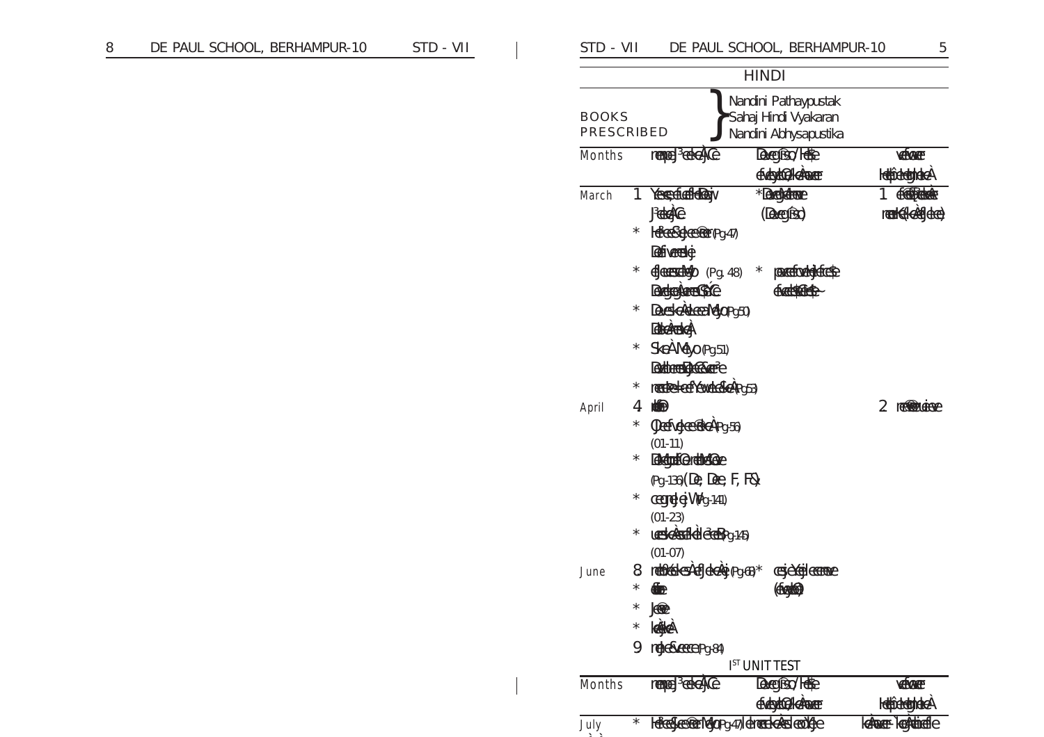## HINDI

**BOOKS PRESCRIBED**

- Nandini Pathaypustak
- Sahaj Hindi Vyakaran
- Nandini Abhysapustika

| Months | rempeJ³eeke̔Àlfe | Deveg̔Ìsd/ʼe̔ | veÀve̔ |
|---|---|---|---|
| | | efvebOeÀ/keÀnevee | ke̔ÌeÀeGreeÀ |
| March | 1 Yeejle̔ keÀe DeeGv J³ekeÀle | *Deeg̔veÀnevee (Deveg̔Ìsd) | 1 eÀeÌeeÀeÀ ʼeeeÀ(keÀe̔ÀeÀe) |
| | * Ì̔eÀeeSekeÀeeÌe(Pg-47) DeÀfveeke̔ | | |
| | * e̔ÌeeeSeÌeÌ (Pg. 48) DeeÌeÀeÌeeSÌeÌe | * ʼeeefeÌeÌeÌe efveÀeÌeÌeÌe~ | |
| | * DeveÀeÌeÀe ÌeÌeÌ (Pg-50) DeÀeÌeÀeÌe | | |
| | * SkeÀ Ì eÌ o(Pg-51) DeeÌeÌe Ì eÌ Ì e | | |
| | * ʼeeÌeÌe eÌ Ì ÌeÌe(Pg-53) | | |
| April | 4 ʼeÌe | | 2 ʼeÌeÌeÌe |
| | * (JeeÌeÌeÌeÀ(Pg-56) (01-11) | | |
| | * DeÌeÌeÌeÌeÌe (Pg-136) (De, Dee, F, FÌ) | | |
| | * ceeÌeÌe Ì(Pg-141) (01-23) | | |
| | * ueÌeÀeÌeÌeÌe(Pg-145) (01-07) | | |
| June | 8 ʼeÌeÌeÌeÌe (Pg-66) | * ceÌeÌeÌeÌe (ÌeÌe) | |
| | * ÌeÌe | | |
| | * JeÌe | | |
| | * keÌeÀ | | |
| | 9 ʼeÌeÌeÌe(Pg-84) | | |

I[ST] UNIT TEST

| Months | rempeJ³eeke̔Àlfe | Deveg̔Ìsd/ʼe̔ | veÀve̔ |
|---|---|---|---|
| | | efvebOeÀ/keÀnevee | ke̔ÌeÀeGreeÀ |
| July | * Ì̔eÀeeSeÌeÌ(Pg-47) ʼeÌeÌeÌe ÌeÌe | | keÀnevee - ÌeÌeÌe |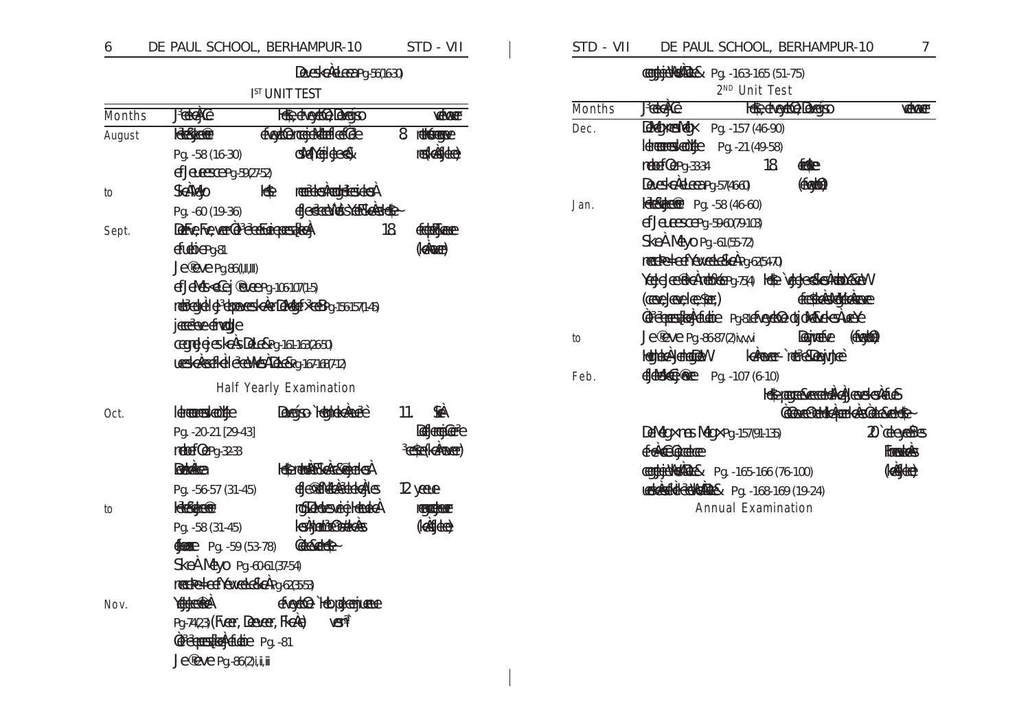Devesk<Àleea Pg-56 (16-30)

## I[ST] UNIT TEST

| Months | J³eke¢Ce | Ieb¸eÛvee¦eÙeeÛeo | | veeÛeee |
|---|---|---|---|---|
| August | Ieb¸eeÛeeÛe Pg. -58 (16-30) | ¢eÙeeÛeee ÛeeÛeÛeee Ûee Ûeeeee Ûee¦eÛeeeÙe | 8 | ÛeeÛeee ÛeeÛeÛeÛe |
| | ef Jeuesce Pg-59 (27-52) | | | |
| to | SkeÀ Meyo Pg. -60 (19-36) | Ieb¸e ÛeeÛeÛeÛeeÛeeÛeeÛeÀ ¦eÛeÛeÛeÛeÛeÛeÛeÛeÛe~ | | |
| Sept. | DeÛeÛe,ÛeÛeÛeÛe³³eÛeÛeÛeÛeÛeÛeÛeÀ | | 18 | ¢eÛeÛeÛeÛeÛee (keÀÛeee) |
| | ¢eÛeÛee Pg-81 | | | |
| | Je®eve Pg 86 (I,II,III) | | | |
| | ef JeMs<eCe j®evee Pg-106-107 (1-5) | | | |
| | ÛeÛeÛeÛeÛeÛe³ÛeÛeÛeÛeÛeÛeÛeÛeÛeÛeÛe³ÛeÛe Pg-156-157 (1-45) | | | |
| | ÛeÛeÛe³ÛeÛeÛeÛe | | | |
| | ÛeÛeÛeÛeÛeÛeÛeÛeÀ DeLe& Pg-161-163 (26-50) | | | |
| | ÛeÛeÛeÛeÛeÛeÛe³ÛeÛeÛeÛeDeLe& Pg-167-168 (7-12) | | | |

### Half Yearly Examination

| Months | | | | |
|---|---|---|---|---|
| Oct. | IeÛeÛeÛeÛeÛeÛeÛe Pg. -20-21 [29-43] | DeÛeÛeÛe `ÛeÛeÛeÛeÛeÛe³Ûe | 11 | SeÀ |
| | ÛeÛeÛeÛe Pg-32-33 | | | DeÛeÛeÛeÛe³Ûe |
| | DeÛeÛeÛe | IeÛeÛeÛeÛeÛeÛeÛeÛeÛeÛeÀ | | ³ÛeÛeÛe (keÀÛeee) |
| | Pg. -56-57 (31-45) | ¦eÛeÛeÛeÛeÛeÛeÛeÛeÛe | 12 | ÛeÛeÛe |
| to | Ieb¸eeÛeeÛe Pg. -58 (31-45) | ÛeÛeÛeÛeÛeÛeÛeÛeÛeÛeÀ keÀÛeÛeÛeÛeÛeÛeÛeÛeÛe ÛeÛeÛeÛeÛeÛe~ | | ÛeÛeÛeÛe (keÀÛeee) |
| | ¢eÛeÛe Pg. -59 (53-78) | | | |
| | SkeÀ Meyo Pg-60-61 (37-54) | | | |
| | ÛeÛeÛeÛeÛeÛeÛeÛeÛeÛeÛeÀ Pg-62 (35-53) | | | |
| Nov. | YeÛeÛeÛeÛeÀ Pg-74 (2,3) (Fuer, Deuer, FkeÀ) | ¢eÙeeÛe `ÛeÛeÛeÛeÛeÛeÛe ve³ | | |
| | Ûe³³ÛeÛeÛeÛeÛeÛe Pg. -81 | | | |
| | Je®eve Pg-86 (2) i, ii, iii | | | |

ÛeÛeÛeÛeÛeÛeÛeDeLe& Pg. -163-165 (51-75)

### 2[ND] Unit Test

| Months | J³eke¢Ce | Ieb¸eÛvee¦eÙeeÛeo | | veeÛeee |
|---|---|---|---|---|
| Dec. | DeÛeÛeÛeÛe× Pg. -157 (46-90) | | | |
| | IeÛeÛeÛeÛeÛeÛeÛe Pg. -21 (49-58) | | | |
| | ÛeÛeÛeÛe Pg-33-34 | | 18 | ¢eÛe |
| | Devesk<Àleea Pg-57 (46-60) | | | (¢eÙeÛe) |
| Jan. | Ieb¸eeÛeeÛe Pg. -58 (46-60) | | | |
| | ef Jeuesce Pg-59-60 (79-103) | | | |
| | SkeÀ Meyo Pg-61 (55-72) | | | |
| | ÛeÛeÛeÛeÛeÛeÛeÛeÛeÛeÛeÀ Pg-62 (54-70) | | | |
| | YeÛeÛeÛeÛeÛeÛeÛeÛe Pg-73 (4) | Ieb¸e `ÛeÛeÛeÛeÛeÛeÛeÛeÛeW | | |
| | (ceve, Jeve, lee, Ûee,) | ¢eÛeÛeÛeÛeÛeÛeÛeÛeÛe | | |
| | Ûe³³ÛeÛeÛeÛeÛeÛe Pg-81 ¢eÙeÛe ÛeÛeÛeÛeÛeÛeÛeÛe | | | |
| to | Je®eve Pg-86-87 (2) iv, v, vi | DeÛeÛeÛe | | (¢eÙeÛe) |
| | IeÛeÛeÛeÛeÛeÛeW | keÀÛeÛe– ÛeÛeÛeÛeÛeÛeÛe | | |
| Feb. | ¦eÛeÛeÛeÛe Pg. -107 (6-10) | | | |
| | | IeÛeÛeÛeÛeÛeÛeÛeÛeÛeÛeÛeÛeÛeÀ ÛeÛeÛeÛeÛeÛeÛeÛeÛeÛeÛeÛeÛe~ | | |
| | DeÛeÛeÛeÛe× Pg-157 (91-135) | | 20 | `ÛeÛeÛeÛe |
| | ¢eÛeÛeÛeÛeÛe | | | ÛeÛeÛeÛe |
| | ÛeÛeÛeÛeÛeÛeÛeDeLe& Pg. -165-166 (76-100) | | | (keÀÛeee) |
| | ÛeÛeÛeÛeÛeÛe³ÛeÛeDeLe& Pg. -168-169 (19-24) | | | |

### Annual Examination